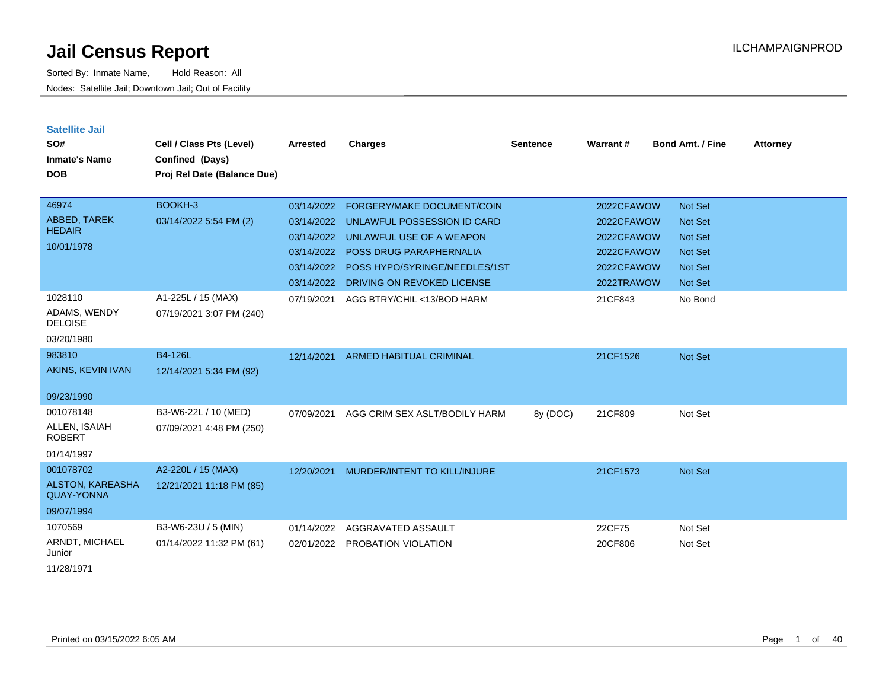# Jail Census Report

ILCHAMPAIGNPROD

Sorted By: Inmate Name, Hold Reason: All

Nodes: Satellite Jail; Downtown Jail; Out of Facility

## Satellite Jail

| SO# / Inmate's Name / DOB | Cell / Class Pts (Level) / Confined (Days) / Proj Rel Date (Balance Due) | Arrested | Charges | Sentence | Warrant # | Bond Amt. / Fine | Attorney |
|---|---|---|---|---|---|---|---|
| 46974<br>ABBED, TAREK HEDAIR<br>10/01/1978 | BOOKH-3<br>03/14/2022 5:54 PM (2) | 03/14/2022 | FORGERY/MAKE DOCUMENT/COIN | | 2022CFAWOW | Not Set | |
| | | 03/14/2022 | UNLAWFUL POSSESSION ID CARD | | 2022CFAWOW | Not Set | |
| | | 03/14/2022 | UNLAWFUL USE OF A WEAPON | | 2022CFAWOW | Not Set | |
| | | 03/14/2022 | POSS DRUG PARAPHERNALIA | | 2022CFAWOW | Not Set | |
| | | 03/14/2022 | POSS HYPO/SYRINGE/NEEDLES/1ST | | 2022CFAWOW | Not Set | |
| | | 03/14/2022 | DRIVING ON REVOKED LICENSE | | 2022TRAWOW | Not Set | |
| 1028110<br>ADAMS, WENDY DELOISE<br>03/20/1980 | A1-225L / 15 (MAX)<br>07/19/2021 3:07 PM (240) | 07/19/2021 | AGG BTRY/CHIL <13/BOD HARM | | 21CF843 | No Bond | |
| 983810<br>AKINS, KEVIN IVAN<br>09/23/1990 | B4-126L<br>12/14/2021 5:34 PM (92) | 12/14/2021 | ARMED HABITUAL CRIMINAL | | 21CF1526 | Not Set | |
| 001078148<br>ALLEN, ISAIAH ROBERT<br>01/14/1997 | B3-W6-22L / 10 (MED)<br>07/09/2021 4:48 PM (250) | 07/09/2021 | AGG CRIM SEX ASLT/BODILY HARM | 8y (DOC) | 21CF809 | Not Set | |
| 001078702<br>ALSTON, KAREASHA QUAY-YONNA<br>09/07/1994 | A2-220L / 15 (MAX)<br>12/21/2021 11:18 PM (85) | 12/20/2021 | MURDER/INTENT TO KILL/INJURE | | 21CF1573 | Not Set | |
| 1070569<br>ARNDT, MICHAEL Junior<br>11/28/1971 | B3-W6-23U / 5 (MIN)<br>01/14/2022 11:32 PM (61) | 01/14/2022 | AGGRAVATED ASSAULT | | 22CF75 | Not Set | |
| | | 02/01/2022 | PROBATION VIOLATION | | 20CF806 | Not Set | |

Printed on 03/15/2022 6:05 AM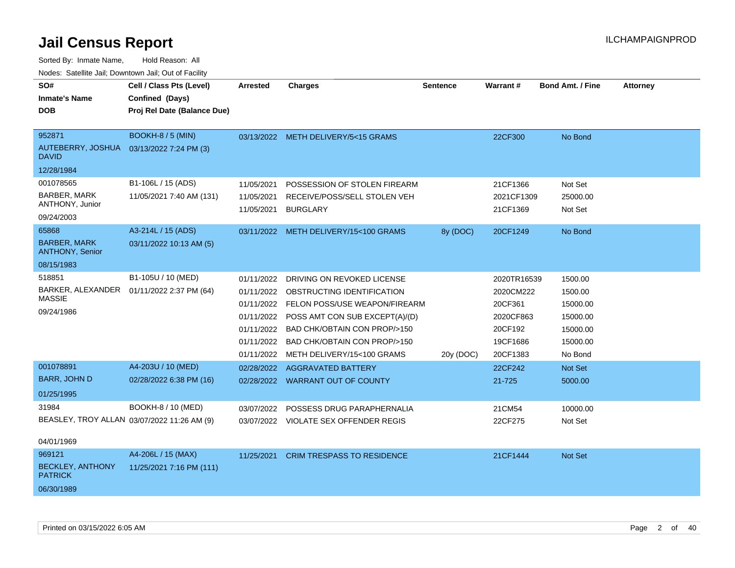# Jail Census Report

ILCHAMPAIGNPROD

Sorted By: Inmate Name, Hold Reason: All

Nodes: Satellite Jail; Downtown Jail; Out of Facility

| SO# / Inmate's Name / DOB | Cell / Class Pts (Level) / Confined (Days) / Proj Rel Date (Balance Due) | Arrested | Charges | Sentence | Warrant # | Bond Amt. / Fine | Attorney |
|---|---|---|---|---|---|---|---|
| 952871<br>AUTEBERRY, JOSHUA DAVID<br>12/28/1984 | BOOKH-8 / 5 (MIN)<br>03/13/2022 7:24 PM (3) | 03/13/2022 | METH DELIVERY/5<15 GRAMS | | 22CF300 | No Bond | |
| 001078565<br>BARBER, MARK ANTHONY, Junior<br>09/24/2003 | B1-106L / 15 (ADS)<br>11/05/2021 7:40 AM (131) | 11/05/2021 | POSSESSION OF STOLEN FIREARM | | 21CF1366 | Not Set | |
| | | 11/05/2021 | RECEIVE/POSS/SELL STOLEN VEH | | 2021CF1309 | 25000.00 | |
| | | 11/05/2021 | BURGLARY | | 21CF1369 | Not Set | |
| 65868<br>BARBER, MARK ANTHONY, Senior<br>08/15/1983 | A3-214L / 15 (ADS)<br>03/11/2022 10:13 AM (5) | 03/11/2022 | METH DELIVERY/15<100 GRAMS | 8y (DOC) | 20CF1249 | No Bond | |
| 518851<br>BARKER, ALEXANDER MASSIE<br>09/24/1986 | B1-105U / 10 (MED)<br>01/11/2022 2:37 PM (64) | 01/11/2022 | DRIVING ON REVOKED LICENSE | | 2020TR16539 | 1500.00 | |
| | | 01/11/2022 | OBSTRUCTING IDENTIFICATION | | 2020CM222 | 1500.00 | |
| | | 01/11/2022 | FELON POSS/USE WEAPON/FIREARM | | 20CF361 | 15000.00 | |
| | | 01/11/2022 | POSS AMT CON SUB EXCEPT(A)/(D) | | 2020CF863 | 15000.00 | |
| | | 01/11/2022 | BAD CHK/OBTAIN CON PROP/>150 | | 20CF192 | 15000.00 | |
| | | 01/11/2022 | BAD CHK/OBTAIN CON PROP/>150 | | 19CF1686 | 15000.00 | |
| | | 01/11/2022 | METH DELIVERY/15<100 GRAMS | 20y (DOC) | 20CF1383 | No Bond | |
| 001078891<br>BARR, JOHN D<br>01/25/1995 | A4-203U / 10 (MED)<br>02/28/2022 6:38 PM (16) | 02/28/2022 | AGGRAVATED BATTERY | | 22CF242 | Not Set | |
| | | 02/28/2022 | WARRANT OUT OF COUNTY | | 21-725 | 5000.00 | |
| 31984<br>BEASLEY, TROY ALLAN<br>04/01/1969 | BOOKH-8 / 10 (MED)<br>03/07/2022 11:26 AM (9) | 03/07/2022 | POSSESS DRUG PARAPHERNALIA | | 21CM54 | 10000.00 | |
| | | 03/07/2022 | VIOLATE SEX OFFENDER REGIS | | 22CF275 | Not Set | |
| 969121<br>BECKLEY, ANTHONY PATRICK<br>06/30/1989 | A4-206L / 15 (MAX)<br>11/25/2021 7:16 PM (111) | 11/25/2021 | CRIM TRESPASS TO RESIDENCE | | 21CF1444 | Not Set | |

Printed on 03/15/2022 6:05 AM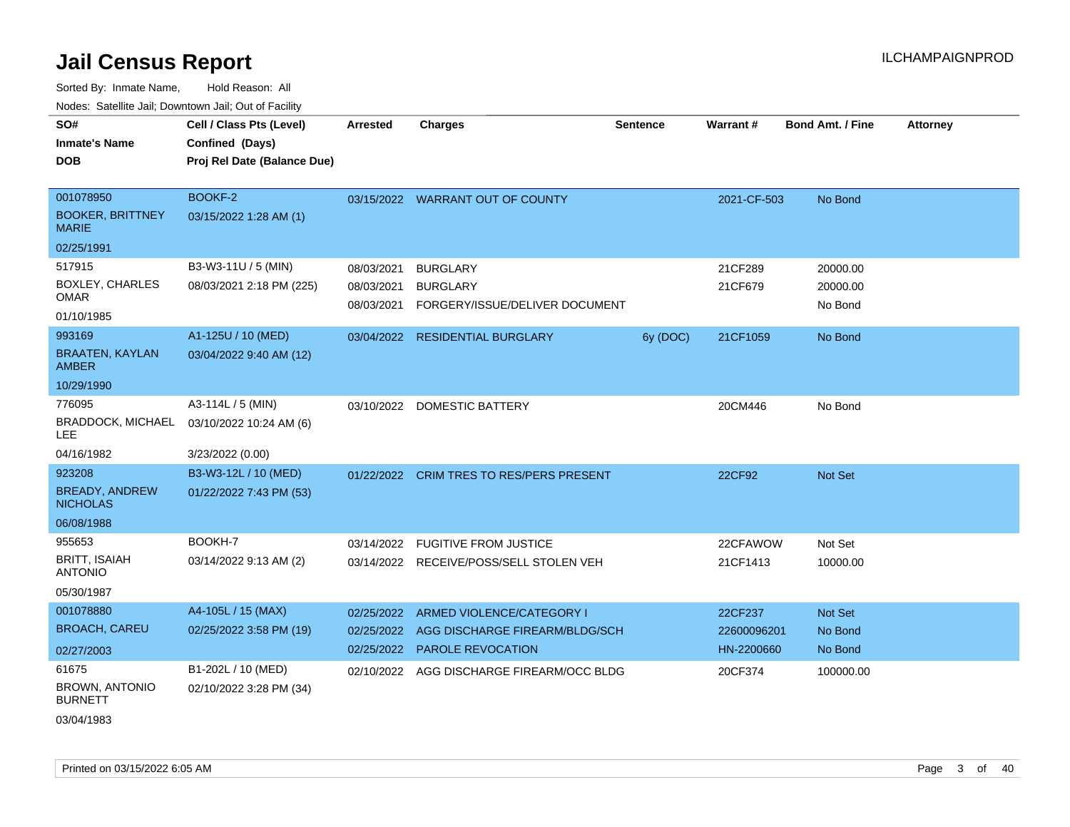# Jail Census Report

ILCHAMPAIGNPROD

Sorted By: Inmate Name, Hold Reason: All

Nodes: Satellite Jail; Downtown Jail; Out of Facility

| SO# / Inmate's Name / DOB | Cell / Class Pts (Level) / Confined (Days) / Proj Rel Date (Balance Due) | Arrested | Charges | Sentence | Warrant # | Bond Amt. / Fine | Attorney |
|---|---|---|---|---|---|---|---|
| 001078950<br>BOOKER, BRITTNEY MARIE<br>02/25/1991 | BOOKF-2<br>03/15/2022 1:28 AM (1) | 03/15/2022 | WARRANT OUT OF COUNTY | | 2021-CF-503 | No Bond | |
| 517915<br>BOXLEY, CHARLES OMAR<br>01/10/1985 | B3-W3-11U / 5 (MIN)<br>08/03/2021 2:18 PM (225) | 08/03/2021 | BURGLARY | | 21CF289 | 20000.00 | |
| | | 08/03/2021 | BURGLARY | | 21CF679 | 20000.00 | |
| | | 08/03/2021 | FORGERY/ISSUE/DELIVER DOCUMENT | | | No Bond | |
| 993169<br>BRAATEN, KAYLAN AMBER<br>10/29/1990 | A1-125U / 10 (MED)<br>03/04/2022 9:40 AM (12) | 03/04/2022 | RESIDENTIAL BURGLARY | 6y (DOC) | 21CF1059 | No Bond | |
| 776095<br>BRADDOCK, MICHAEL LEE<br>04/16/1982 | A3-114L / 5 (MIN)<br>03/10/2022 10:24 AM (6)<br>3/23/2022 (0.00) | 03/10/2022 | DOMESTIC BATTERY | | 20CM446 | No Bond | |
| 923208<br>BREADY, ANDREW NICHOLAS<br>06/08/1988 | B3-W3-12L / 10 (MED)<br>01/22/2022 7:43 PM (53) | 01/22/2022 | CRIM TRES TO RES/PERS PRESENT | | 22CF92 | Not Set | |
| 955653<br>BRITT, ISAIAH ANTONIO<br>05/30/1987 | BOOKH-7<br>03/14/2022 9:13 AM (2) | 03/14/2022 | FUGITIVE FROM JUSTICE | | 22CFAWOW | Not Set | |
| | | 03/14/2022 | RECEIVE/POSS/SELL STOLEN VEH | | 21CF1413 | 10000.00 | |
| 001078880<br>BROACH, CAREU<br>02/27/2003 | A4-105L / 15 (MAX)<br>02/25/2022 3:58 PM (19) | 02/25/2022 | ARMED VIOLENCE/CATEGORY I | | 22CF237 | Not Set | |
| | | 02/25/2022 | AGG DISCHARGE FIREARM/BLDG/SCH | | 22600096201 | No Bond | |
| | | 02/25/2022 | PAROLE REVOCATION | | HN-2200660 | No Bond | |
| 61675<br>BROWN, ANTONIO BURNETT<br>03/04/1983 | B1-202L / 10 (MED)<br>02/10/2022 3:28 PM (34) | 02/10/2022 | AGG DISCHARGE FIREARM/OCC BLDG | | 20CF374 | 100000.00 | |

Printed on 03/15/2022 6:05 AM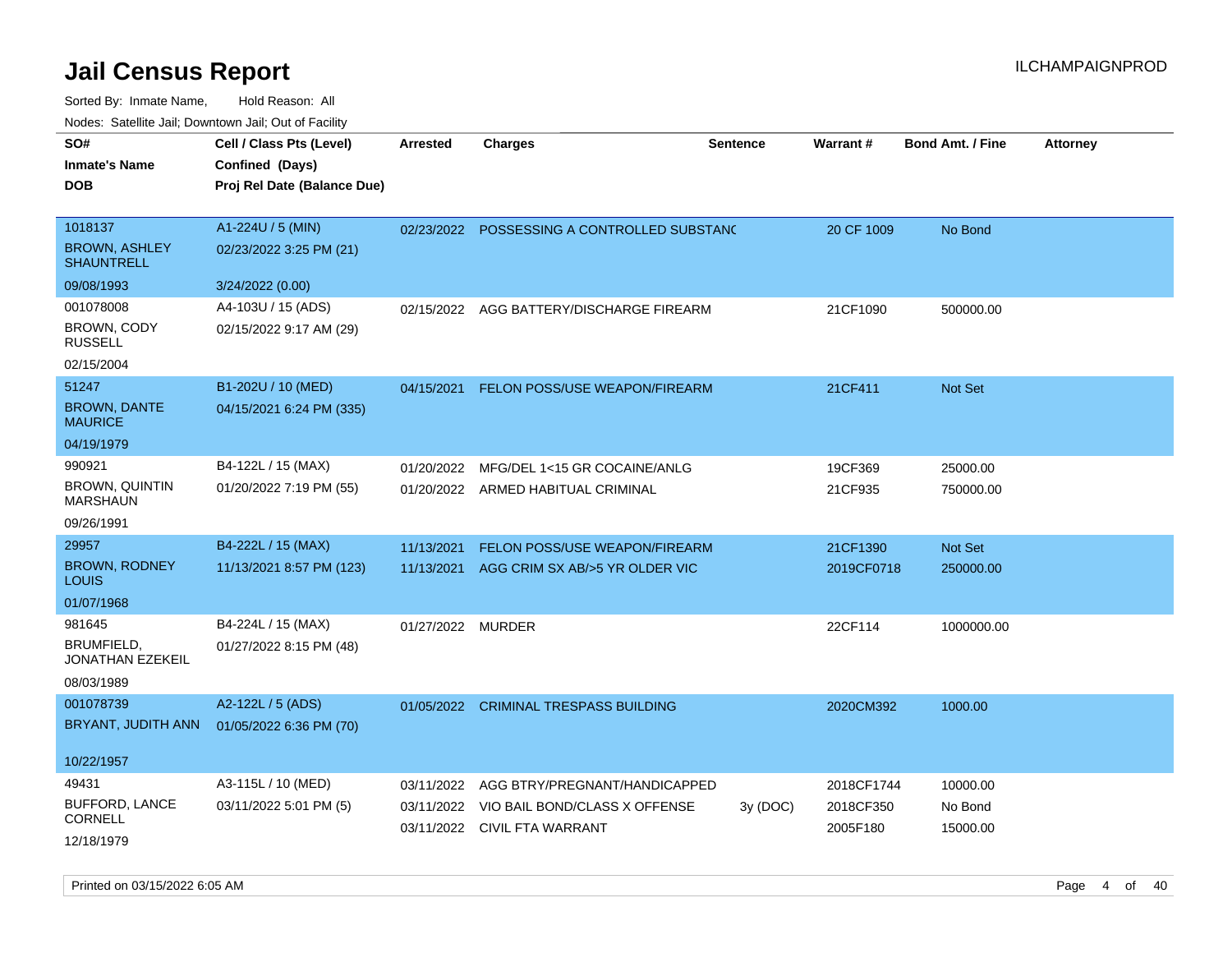# Jail Census Report

ILCHAMPAIGNPROD

Sorted By: Inmate Name, Hold Reason: All

Nodes: Satellite Jail; Downtown Jail; Out of Facility

| SO# / Inmate's Name / DOB | Cell / Class Pts (Level) / Confined (Days) / Proj Rel Date (Balance Due) | Arrested | Charges | Sentence | Warrant # | Bond Amt. / Fine | Attorney |
|---|---|---|---|---|---|---|---|
| 1018137<br>BROWN, ASHLEY SHAUNTRELL<br>09/08/1993 | A1-224U / 5 (MIN)<br>02/23/2022 3:25 PM (21)<br>3/24/2022 (0.00) | 02/23/2022 | POSSESSING A CONTROLLED SUBSTANC | | 20 CF 1009 | No Bond | |
| 001078008<br>BROWN, CODY RUSSELL<br>02/15/2004 | A4-103U / 15 (ADS)<br>02/15/2022 9:17 AM (29) | 02/15/2022 | AGG BATTERY/DISCHARGE FIREARM | | 21CF1090 | 500000.00 | |
| 51247<br>BROWN, DANTE MAURICE<br>04/19/1979 | B1-202U / 10 (MED)<br>04/15/2021 6:24 PM (335) | 04/15/2021 | FELON POSS/USE WEAPON/FIREARM | | 21CF411 | Not Set | |
| 990921<br>BROWN, QUINTIN MARSHAUN<br>09/26/1991 | B4-122L / 15 (MAX)<br>01/20/2022 7:19 PM (55) | 01/20/2022<br>01/20/2022 | MFG/DEL 1<15 GR COCAINE/ANLG<br>ARMED HABITUAL CRIMINAL | | 19CF369<br>21CF935 | 25000.00<br>750000.00 | |
| 29957<br>BROWN, RODNEY LOUIS<br>01/07/1968 | B4-222L / 15 (MAX)<br>11/13/2021 8:57 PM (123) | 11/13/2021<br>11/13/2021 | FELON POSS/USE WEAPON/FIREARM<br>AGG CRIM SX AB/>5 YR OLDER VIC | | 21CF1390<br>2019CF0718 | Not Set<br>250000.00 | |
| 981645<br>BRUMFIELD, JONATHAN EZEKEIL<br>08/03/1989 | B4-224L / 15 (MAX)<br>01/27/2022 8:15 PM (48) | 01/27/2022 | MURDER | | 22CF114 | 1000000.00 | |
| 001078739<br>BRYANT, JUDITH ANN<br>10/22/1957 | A2-122L / 5 (ADS)<br>01/05/2022 6:36 PM (70) | 01/05/2022 | CRIMINAL TRESPASS BUILDING | | 2020CM392 | 1000.00 | |
| 49431<br>BUFFORD, LANCE CORNELL<br>12/18/1979 | A3-115L / 10 (MED)<br>03/11/2022 5:01 PM (5) | 03/11/2022<br>03/11/2022<br>03/11/2022 | AGG BTRY/PREGNANT/HANDICAPPED<br>VIO BAIL BOND/CLASS X OFFENSE<br>CIVIL FTA WARRANT | <br>3y (DOC)<br> | 2018CF1744<br>2018CF350<br>2005F180 | 10000.00<br>No Bond<br>15000.00 | |

Printed on 03/15/2022 6:05 AM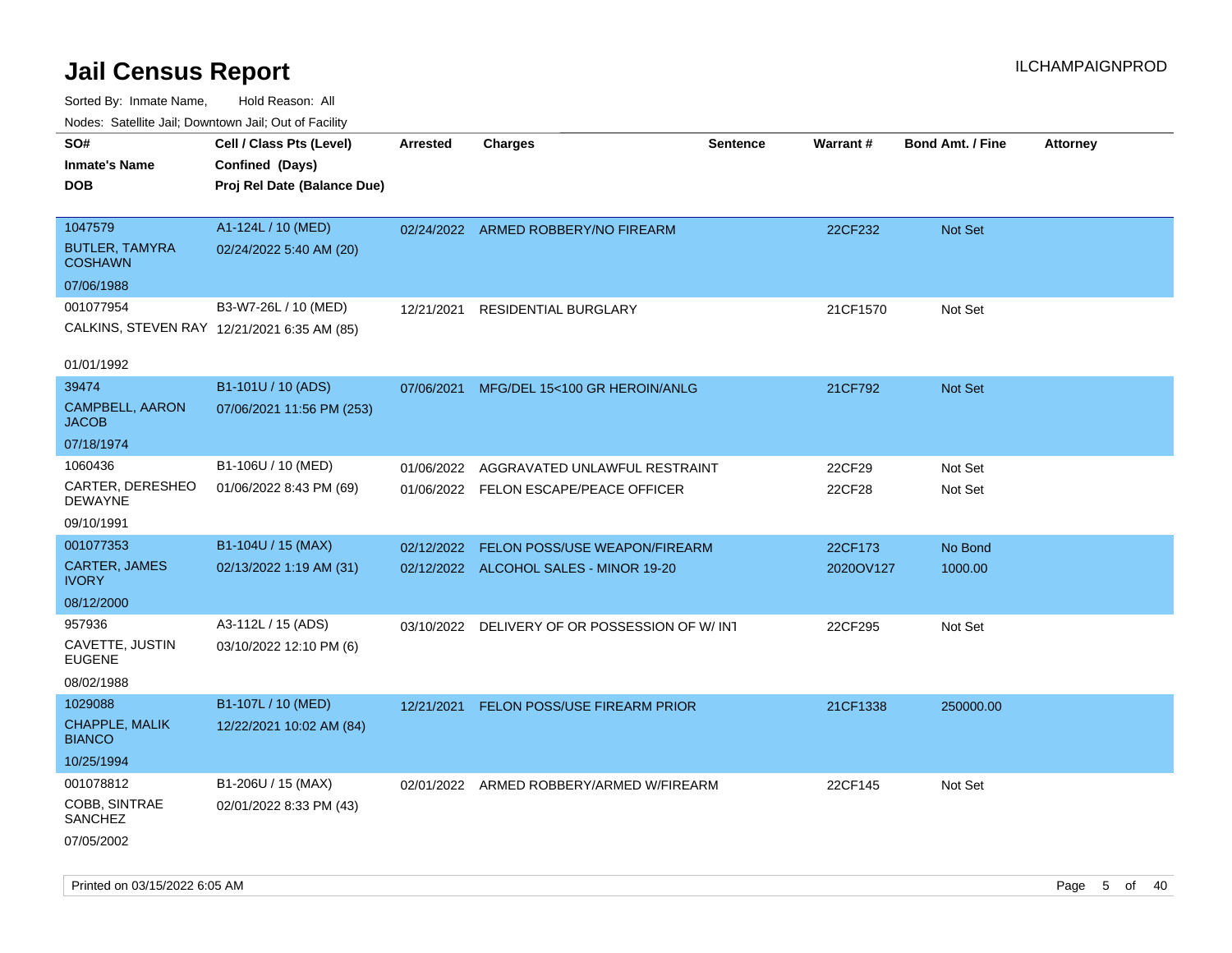# Jail Census Report

ILCHAMPAIGNPROD

Sorted By: Inmate Name, Hold Reason: All

Nodes: Satellite Jail; Downtown Jail; Out of Facility

| SO# / Inmate's Name / DOB | Cell / Class Pts (Level) / Confined (Days) / Proj Rel Date (Balance Due) | Arrested | Charges | Sentence | Warrant # | Bond Amt. / Fine | Attorney |
|---|---|---|---|---|---|---|---|
| 1047579<br>BUTLER, TAMYRA COSHAWN<br>07/06/1988 | A1-124L / 10 (MED)<br>02/24/2022 5:40 AM (20) | 02/24/2022 | ARMED ROBBERY/NO FIREARM | | 22CF232 | Not Set | |
| 001077954<br>CALKINS, STEVEN RAY<br>01/01/1992 | B3-W7-26L / 10 (MED)<br>12/21/2021 6:35 AM (85) | 12/21/2021 | RESIDENTIAL BURGLARY | | 21CF1570 | Not Set | |
| 39474<br>CAMPBELL, AARON JACOB<br>07/18/1974 | B1-101U / 10 (ADS)<br>07/06/2021 11:56 PM (253) | 07/06/2021 | MFG/DEL 15<100 GR HEROIN/ANLG | | 21CF792 | Not Set | |
| 1060436<br>CARTER, DERESHEO DEWAYNE<br>09/10/1991 | B1-106U / 10 (MED)<br>01/06/2022 8:43 PM (69) | 01/06/2022<br>01/06/2022 | AGGRAVATED UNLAWFUL RESTRAINT<br>FELON ESCAPE/PEACE OFFICER | | 22CF29<br>22CF28 | Not Set<br>Not Set | |
| 001077353<br>CARTER, JAMES IVORY<br>08/12/2000 | B1-104U / 15 (MAX)<br>02/13/2022 1:19 AM (31) | 02/12/2022<br>02/12/2022 | FELON POSS/USE WEAPON/FIREARM<br>ALCOHOL SALES - MINOR 19-20 | | 22CF173<br>2020OV127 | No Bond<br>1000.00 | |
| 957936<br>CAVETTE, JUSTIN EUGENE<br>08/02/1988 | A3-112L / 15 (ADS)<br>03/10/2022 12:10 PM (6) | 03/10/2022 | DELIVERY OF OR POSSESSION OF W/ INT | | 22CF295 | Not Set | |
| 1029088<br>CHAPPLE, MALIK BIANCO<br>10/25/1994 | B1-107L / 10 (MED)<br>12/22/2021 10:02 AM (84) | 12/21/2021 | FELON POSS/USE FIREARM PRIOR | | 21CF1338 | 250000.00 | |
| 001078812<br>COBB, SINTRAE SANCHEZ<br>07/05/2002 | B1-206U / 15 (MAX)<br>02/01/2022 8:33 PM (43) | 02/01/2022 | ARMED ROBBERY/ARMED W/FIREARM | | 22CF145 | Not Set | |

Printed on 03/15/2022 6:05 AM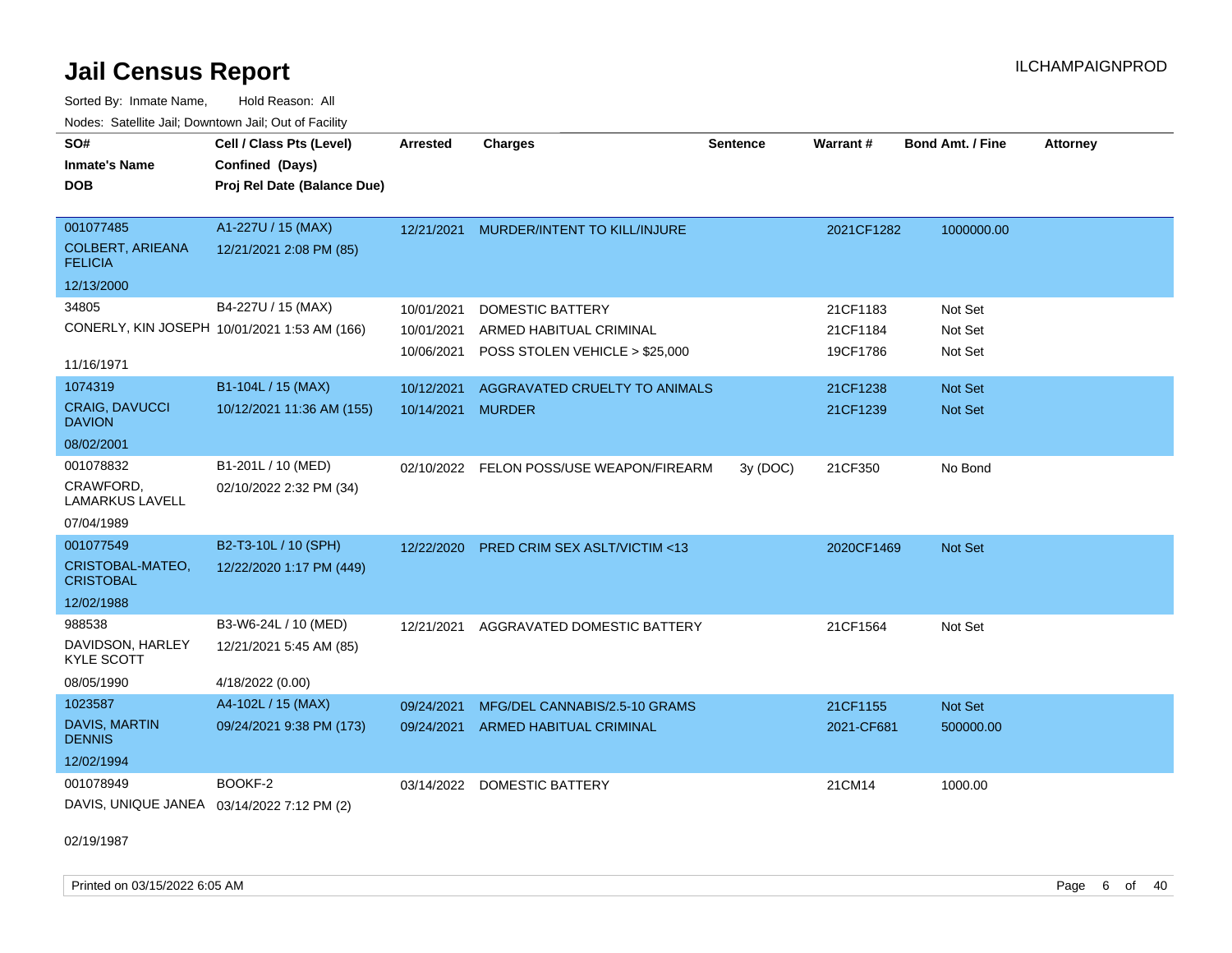# Jail Census Report

ILCHAMPAIGNPROD

Sorted By: Inmate Name, Hold Reason: All

Nodes: Satellite Jail; Downtown Jail; Out of Facility

| SO# / Inmate's Name / DOB | Cell / Class Pts (Level) / Confined (Days) / Proj Rel Date (Balance Due) | Arrested | Charges | Sentence | Warrant # | Bond Amt. / Fine | Attorney |
|---|---|---|---|---|---|---|---|
| 001077485<br>COLBERT, ARIEANA FELICIA<br>12/13/2000 | A1-227U / 15 (MAX)<br>12/21/2021 2:08 PM (85) | 12/21/2021 | MURDER/INTENT TO KILL/INJURE | | 2021CF1282 | 1000000.00 | |
| 34805<br>CONERLY, KIN JOSEPH<br>11/16/1971 | B4-227U / 15 (MAX)<br>10/01/2021 1:53 AM (166) | 10/01/2021 | DOMESTIC BATTERY | | 21CF1183 | Not Set | |
| | | 10/01/2021 | ARMED HABITUAL CRIMINAL | | 21CF1184 | Not Set | |
| | | 10/06/2021 | POSS STOLEN VEHICLE > $25,000 | | 19CF1786 | Not Set | |
| 1074319<br>CRAIG, DAVUCCI DAVION<br>08/02/2001 | B1-104L / 15 (MAX)<br>10/12/2021 11:36 AM (155) | 10/12/2021 | AGGRAVATED CRUELTY TO ANIMALS | | 21CF1238 | Not Set | |
| | | 10/14/2021 | MURDER | | 21CF1239 | Not Set | |
| 001078832<br>CRAWFORD, LAMARKUS LAVELL<br>07/04/1989 | B1-201L / 10 (MED)<br>02/10/2022 2:32 PM (34) | 02/10/2022 | FELON POSS/USE WEAPON/FIREARM | 3y (DOC) | 21CF350 | No Bond | |
| 001077549<br>CRISTOBAL-MATEO, CRISTOBAL<br>12/02/1988 | B2-T3-10L / 10 (SPH)<br>12/22/2020 1:17 PM (449) | 12/22/2020 | PRED CRIM SEX ASLT/VICTIM <13 | | 2020CF1469 | Not Set | |
| 988538<br>DAVIDSON, HARLEY KYLE SCOTT<br>08/05/1990 | B3-W6-24L / 10 (MED)<br>12/21/2021 5:45 AM (85)<br>4/18/2022 (0.00) | 12/21/2021 | AGGRAVATED DOMESTIC BATTERY | | 21CF1564 | Not Set | |
| 1023587<br>DAVIS, MARTIN DENNIS<br>12/02/1994 | A4-102L / 15 (MAX)<br>09/24/2021 9:38 PM (173) | 09/24/2021 | MFG/DEL CANNABIS/2.5-10 GRAMS | | 21CF1155 | Not Set | |
| | | 09/24/2021 | ARMED HABITUAL CRIMINAL | | 2021-CF681 | 500000.00 | |
| 001078949<br>DAVIS, UNIQUE JANEA<br>02/19/1987 | BOOKF-2<br>03/14/2022 7:12 PM (2) | 03/14/2022 | DOMESTIC BATTERY | | 21CM14 | 1000.00 | |

Printed on 03/15/2022 6:05 AM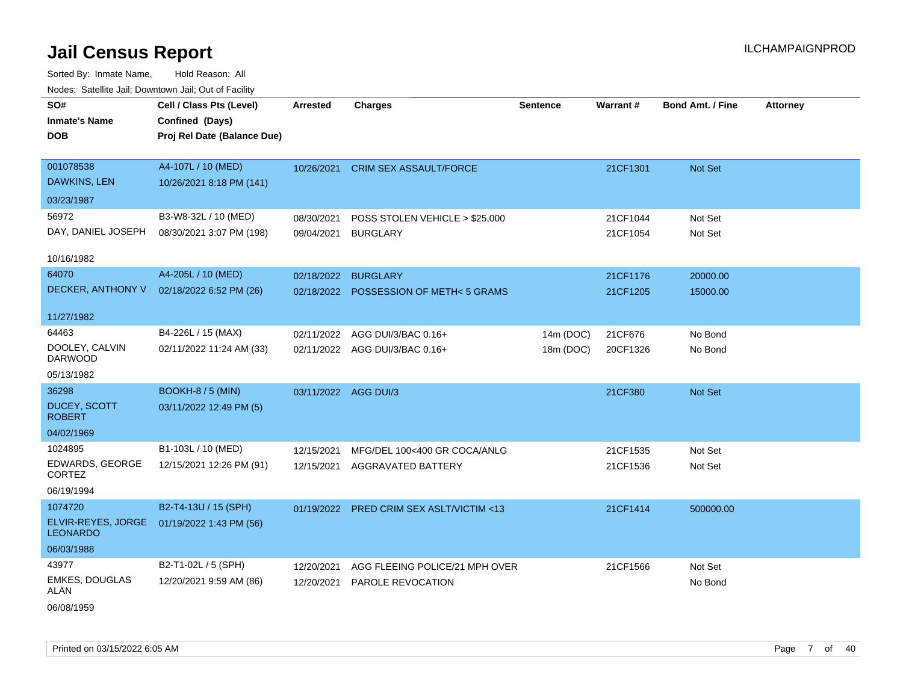# Jail Census Report

ILCHAMPAIGNPROD

Sorted By: Inmate Name, Hold Reason: All

Nodes: Satellite Jail; Downtown Jail; Out of Facility

| SO# / Inmate's Name / DOB | Cell / Class Pts (Level) / Confined (Days) / Proj Rel Date (Balance Due) | Arrested | Charges | Sentence | Warrant # | Bond Amt. / Fine | Attorney |
|---|---|---|---|---|---|---|---|
| 001078538<br>DAWKINS, LEN<br>03/23/1987 | A4-107L / 10 (MED)<br>10/26/2021 8:18 PM (141) | 10/26/2021 | CRIM SEX ASSAULT/FORCE | | 21CF1301 | Not Set | |
| 56972<br>DAY, DANIEL JOSEPH<br>10/16/1982 | B3-W8-32L / 10 (MED)<br>08/30/2021 3:07 PM (198) | 08/30/2021 | POSS STOLEN VEHICLE > $25,000 | | 21CF1044 | Not Set | |
| | | 09/04/2021 | BURGLARY | | 21CF1054 | Not Set | |
| 64070<br>DECKER, ANTHONY V<br>11/27/1982 | A4-205L / 10 (MED)<br>02/18/2022 6:52 PM (26) | 02/18/2022 | BURGLARY | | 21CF1176 | 20000.00 | |
| | | 02/18/2022 | POSSESSION OF METH< 5 GRAMS | | 21CF1205 | 15000.00 | |
| 64463<br>DOOLEY, CALVIN DARWOOD<br>05/13/1982 | B4-226L / 15 (MAX)<br>02/11/2022 11:24 AM (33) | 02/11/2022 | AGG DUI/3/BAC 0.16+ | 14m (DOC) | 21CF676 | No Bond | |
| | | 02/11/2022 | AGG DUI/3/BAC 0.16+ | 18m (DOC) | 20CF1326 | No Bond | |
| 36298<br>DUCEY, SCOTT ROBERT<br>04/02/1969 | BOOKH-8 / 5 (MIN)<br>03/11/2022 12:49 PM (5) | 03/11/2022 | AGG DUI/3 | | 21CF380 | Not Set | |
| 1024895<br>EDWARDS, GEORGE CORTEZ<br>06/19/1994 | B1-103L / 10 (MED)<br>12/15/2021 12:26 PM (91) | 12/15/2021 | MFG/DEL 100<400 GR COCA/ANLG | | 21CF1535 | Not Set | |
| | | 12/15/2021 | AGGRAVATED BATTERY | | 21CF1536 | Not Set | |
| 1074720<br>ELVIR-REYES, JORGE LEONARDO<br>06/03/1988 | B2-T4-13U / 15 (SPH)<br>01/19/2022 1:43 PM (56) | 01/19/2022 | PRED CRIM SEX ASLT/VICTIM <13 | | 21CF1414 | 500000.00 | |
| 43977<br>EMKES, DOUGLAS ALAN<br>06/08/1959 | B2-T1-02L / 5 (SPH)<br>12/20/2021 9:59 AM (86) | 12/20/2021 | AGG FLEEING POLICE/21 MPH OVER | | 21CF1566 | Not Set | |
| | | 12/20/2021 | PAROLE REVOCATION | | | No Bond | |

Printed on 03/15/2022 6:05 AM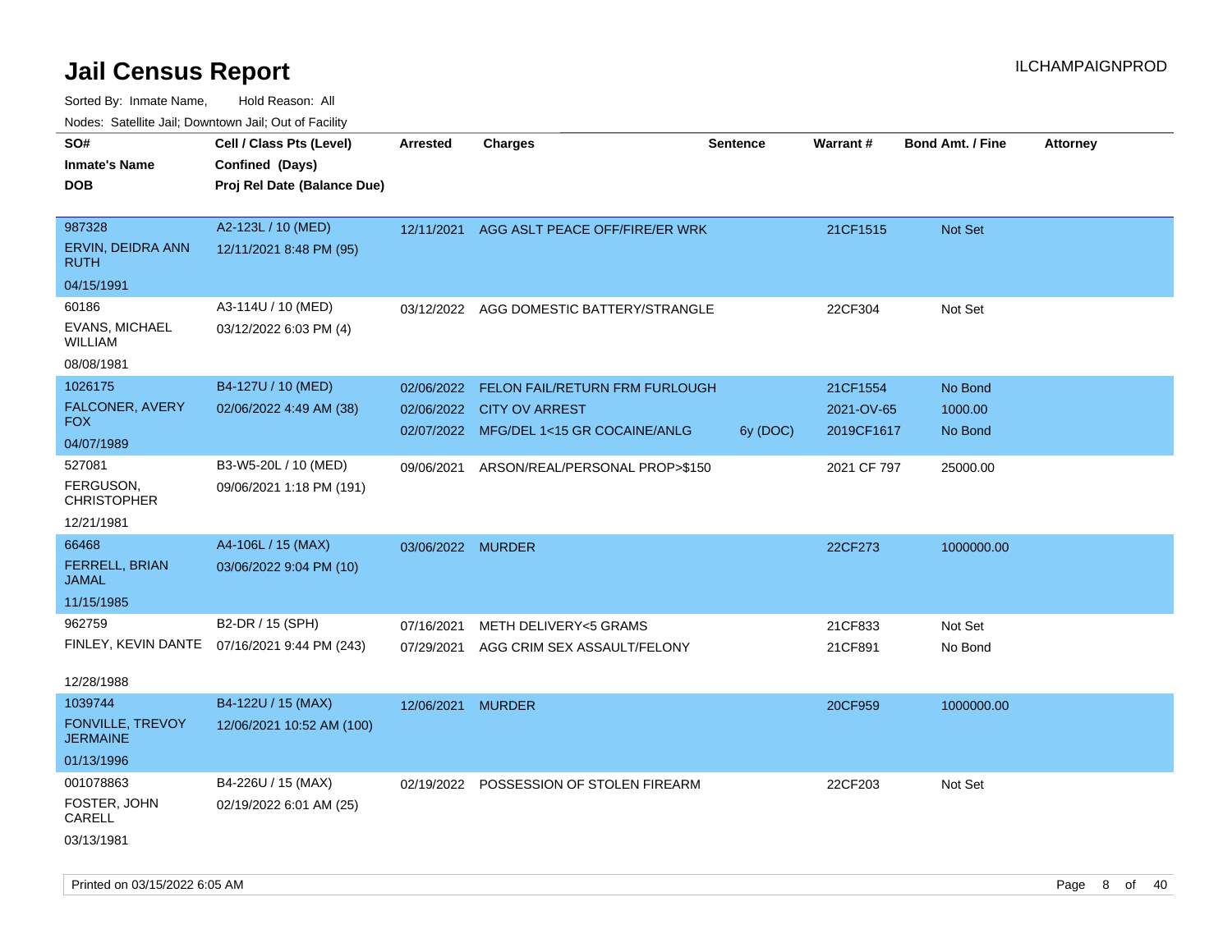# Jail Census Report

Sorted By: Inmate Name, Hold Reason: All

Nodes: Satellite Jail; Downtown Jail; Out of Facility

| SO# / Inmate's Name / DOB | Cell / Class Pts (Level) / Confined (Days) / Proj Rel Date (Balance Due) | Arrested | Charges | Sentence | Warrant # | Bond Amt. / Fine | Attorney |
|---|---|---|---|---|---|---|---|
| 987328<br>ERVIN, DEIDRA ANN RUTH<br>04/15/1991 | A2-123L / 10 (MED)<br>12/11/2021 8:48 PM (95) | 12/11/2021 | AGG ASLT PEACE OFF/FIRE/ER WRK | | 21CF1515 | Not Set | |
| 60186<br>EVANS, MICHAEL WILLIAM<br>08/08/1981 | A3-114U / 10 (MED)<br>03/12/2022 6:03 PM (4) | 03/12/2022 | AGG DOMESTIC BATTERY/STRANGLE | | 22CF304 | Not Set | |
| 1026175<br>FALCONER, AVERY FOX<br>04/07/1989 | B4-127U / 10 (MED)<br>02/06/2022 4:49 AM (38) | 02/06/2022 | FELON FAIL/RETURN FRM FURLOUGH | | 21CF1554 | No Bond | |
| | | 02/06/2022 | CITY OV ARREST | | 2021-OV-65 | 1000.00 | |
| | | 02/07/2022 | MFG/DEL 1<15 GR COCAINE/ANLG | 6y (DOC) | 2019CF1617 | No Bond | |
| 527081<br>FERGUSON, CHRISTOPHER<br>12/21/1981 | B3-W5-20L / 10 (MED)<br>09/06/2021 1:18 PM (191) | 09/06/2021 | ARSON/REAL/PERSONAL PROP>$150 | | 2021 CF 797 | 25000.00 | |
| 66468<br>FERRELL, BRIAN JAMAL<br>11/15/1985 | A4-106L / 15 (MAX)<br>03/06/2022 9:04 PM (10) | 03/06/2022 | MURDER | | 22CF273 | 1000000.00 | |
| 962759<br>FINLEY, KEVIN DANTE<br>12/28/1988 | B2-DR / 15 (SPH)<br>07/16/2021 9:44 PM (243) | 07/16/2021 | METH DELIVERY<5 GRAMS | | 21CF833 | Not Set | |
| | | 07/29/2021 | AGG CRIM SEX ASSAULT/FELONY | | 21CF891 | No Bond | |
| 1039744<br>FONVILLE, TREVOY JERMAINE<br>01/13/1996 | B4-122U / 15 (MAX)<br>12/06/2021 10:52 AM (100) | 12/06/2021 | MURDER | | 20CF959 | 1000000.00 | |
| 001078863<br>FOSTER, JOHN CARELL<br>03/13/1981 | B4-226U / 15 (MAX)<br>02/19/2022 6:01 AM (25) | 02/19/2022 | POSSESSION OF STOLEN FIREARM | | 22CF203 | Not Set | |

Printed on 03/15/2022 6:05 AM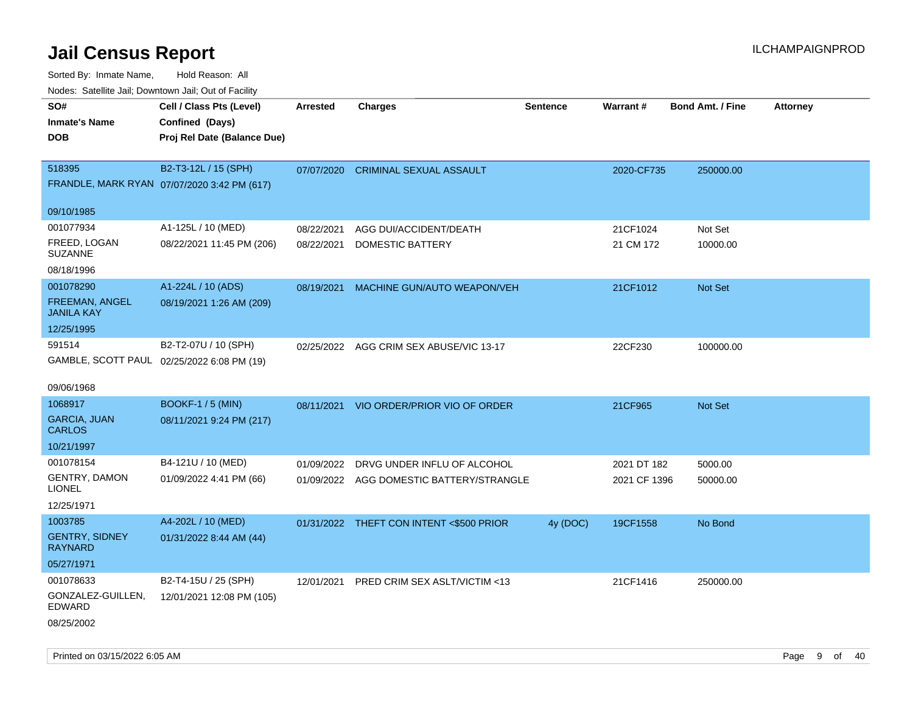# Jail Census Report

ILCHAMPAIGNPROD

Sorted By: Inmate Name, Hold Reason: All

Nodes: Satellite Jail; Downtown Jail; Out of Facility

| SO# / Inmate's Name / DOB | Cell / Class Pts (Level) / Confined (Days) / Proj Rel Date (Balance Due) | Arrested | Charges | Sentence | Warrant # | Bond Amt. / Fine | Attorney |
|---|---|---|---|---|---|---|---|
| 518395<br>FRANDLE, MARK RYAN<br>09/10/1985 | B2-T3-12L / 15 (SPH)<br>07/07/2020 3:42 PM (617) | 07/07/2020 | CRIMINAL SEXUAL ASSAULT | | 2020-CF735 | 250000.00 | |
| 001077934<br>FREED, LOGAN SUZANNE<br>08/18/1996 | A1-125L / 10 (MED)<br>08/22/2021 11:45 PM (206) | 08/22/2021<br>08/22/2021 | AGG DUI/ACCIDENT/DEATH<br>DOMESTIC BATTERY | | 21CF1024<br>21 CM 172 | Not Set<br>10000.00 | |
| 001078290<br>FREEMAN, ANGEL JANILA KAY<br>12/25/1995 | A1-224L / 10 (ADS)<br>08/19/2021 1:26 AM (209) | 08/19/2021 | MACHINE GUN/AUTO WEAPON/VEH | | 21CF1012 | Not Set | |
| 591514<br>GAMBLE, SCOTT PAUL<br>09/06/1968 | B2-T2-07U / 10 (SPH)<br>02/25/2022 6:08 PM (19) | 02/25/2022 | AGG CRIM SEX ABUSE/VIC 13-17 | | 22CF230 | 100000.00 | |
| 1068917<br>GARCIA, JUAN CARLOS<br>10/21/1997 | BOOKF-1 / 5 (MIN)<br>08/11/2021 9:24 PM (217) | 08/11/2021 | VIO ORDER/PRIOR VIO OF ORDER | | 21CF965 | Not Set | |
| 001078154<br>GENTRY, DAMON LIONEL<br>12/25/1971 | B4-121U / 10 (MED)<br>01/09/2022 4:41 PM (66) | 01/09/2022<br>01/09/2022 | DRVG UNDER INFLU OF ALCOHOL<br>AGG DOMESTIC BATTERY/STRANGLE | | 2021 DT 182<br>2021 CF 1396 | 5000.00<br>50000.00 | |
| 1003785<br>GENTRY, SIDNEY RAYNARD<br>05/27/1971 | A4-202L / 10 (MED)<br>01/31/2022 8:44 AM (44) | 01/31/2022 | THEFT CON INTENT <$500 PRIOR | 4y (DOC) | 19CF1558 | No Bond | |
| 001078633<br>GONZALEZ-GUILLEN, EDWARD<br>08/25/2002 | B2-T4-15U / 25 (SPH)<br>12/01/2021 12:08 PM (105) | 12/01/2021 | PRED CRIM SEX ASLT/VICTIM <13 | | 21CF1416 | 250000.00 | |

Printed on 03/15/2022 6:05 AM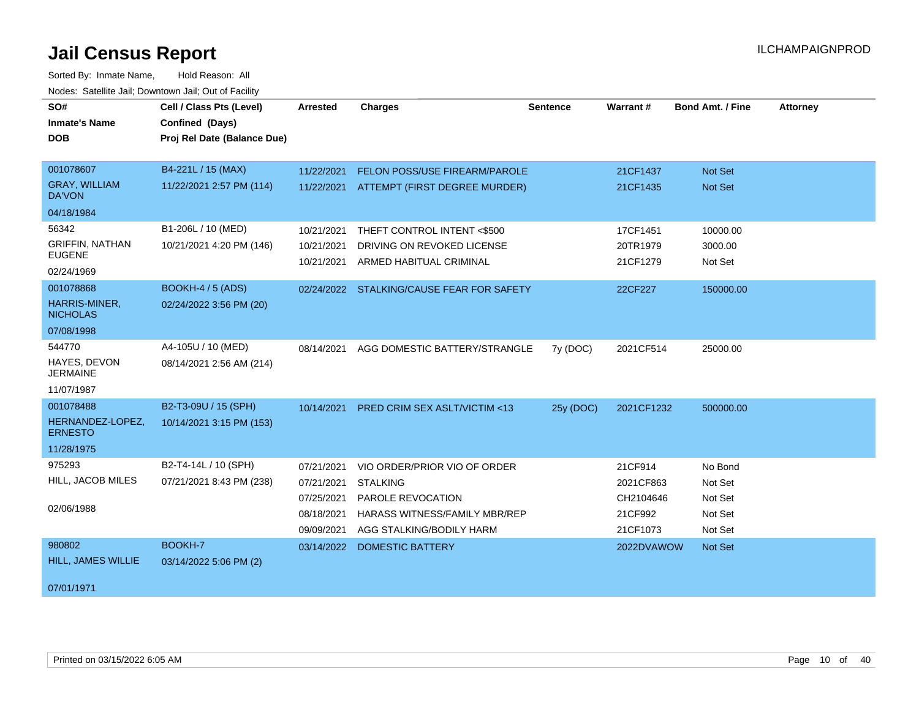# Jail Census Report

ILCHAMPAIGNPROD

Sorted By: Inmate Name, Hold Reason: All

Nodes: Satellite Jail; Downtown Jail; Out of Facility

| SO# / Inmate's Name / DOB | Cell / Class Pts (Level) / Confined (Days) / Proj Rel Date (Balance Due) | Arrested | Charges | Sentence | Warrant # | Bond Amt. / Fine | Attorney |
|---|---|---|---|---|---|---|---|
| 001078607<br>GRAY, WILLIAM DA'VON<br>04/18/1984 | B4-221L / 15 (MAX)<br>11/22/2021 2:57 PM (114) | 11/22/2021<br>11/22/2021 | FELON POSS/USE FIREARM/PAROLE<br>ATTEMPT (FIRST DEGREE MURDER) | | 21CF1437<br>21CF1435 | Not Set<br>Not Set | |
| 56342<br>GRIFFIN, NATHAN EUGENE<br>02/24/1969 | B1-206L / 10 (MED)<br>10/21/2021 4:20 PM (146) | 10/21/2021<br>10/21/2021<br>10/21/2021 | THEFT CONTROL INTENT <$500<br>DRIVING ON REVOKED LICENSE<br>ARMED HABITUAL CRIMINAL | | 17CF1451<br>20TR1979<br>21CF1279 | 10000.00<br>3000.00<br>Not Set | |
| 001078868<br>HARRIS-MINER, NICHOLAS<br>07/08/1998 | BOOKH-4 / 5 (ADS)<br>02/24/2022 3:56 PM (20) | 02/24/2022 | STALKING/CAUSE FEAR FOR SAFETY | | 22CF227 | 150000.00 | |
| 544770<br>HAYES, DEVON JERMAINE<br>11/07/1987 | A4-105U / 10 (MED)<br>08/14/2021 2:56 AM (214) | 08/14/2021 | AGG DOMESTIC BATTERY/STRANGLE | 7y (DOC) | 2021CF514 | 25000.00 | |
| 001078488<br>HERNANDEZ-LOPEZ, ERNESTO<br>11/28/1975 | B2-T3-09U / 15 (SPH)<br>10/14/2021 3:15 PM (153) | 10/14/2021 | PRED CRIM SEX ASLT/VICTIM <13 | 25y (DOC) | 2021CF1232 | 500000.00 | |
| 975293<br>HILL, JACOB MILES<br>02/06/1988 | B2-T4-14L / 10 (SPH)<br>07/21/2021 8:43 PM (238) | 07/21/2021<br>07/21/2021<br>07/25/2021<br>08/18/2021<br>09/09/2021 | VIO ORDER/PRIOR VIO OF ORDER<br>STALKING<br>PAROLE REVOCATION<br>HARASS WITNESS/FAMILY MBR/REP<br>AGG STALKING/BODILY HARM | | 21CF914<br>2021CF863<br>CH2104646<br>21CF992<br>21CF1073 | No Bond<br>Not Set<br>Not Set<br>Not Set<br>Not Set | |
| 980802<br>HILL, JAMES WILLIE<br>07/01/1971 | BOOKH-7<br>03/14/2022 5:06 PM (2) | 03/14/2022 | DOMESTIC BATTERY | | 2022DVAWOW | Not Set | |

Printed on 03/15/2022 6:05 AM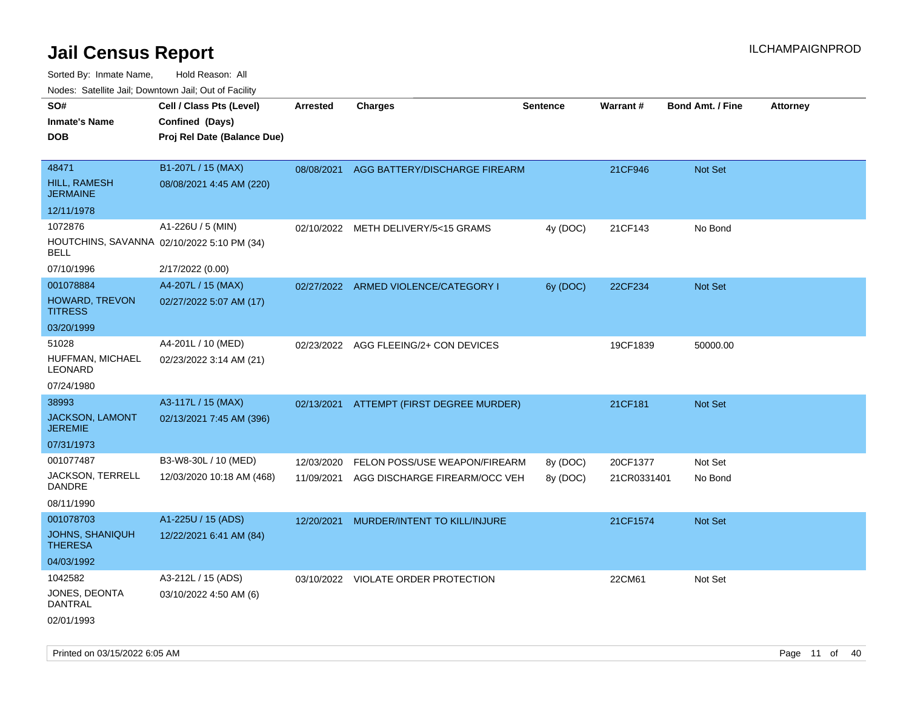# Jail Census Report

ILCHAMPAIGNPROD

Sorted By: Inmate Name, Hold Reason: All

Nodes: Satellite Jail; Downtown Jail; Out of Facility

| SO# / Inmate's Name / DOB | Cell / Class Pts (Level) / Confined (Days) / Proj Rel Date (Balance Due) | Arrested | Charges | Sentence | Warrant # | Bond Amt. / Fine | Attorney |
|---|---|---|---|---|---|---|---|
| 48471<br>HILL, RAMESH JERMAINE<br>12/11/1978 | B1-207L / 15 (MAX)<br>08/08/2021 4:45 AM (220) | 08/08/2021 | AGG BATTERY/DISCHARGE FIREARM | | 21CF946 | Not Set | |
| 1072876<br>HOUTCHINS, SAVANNA BELL<br>07/10/1996 | A1-226U / 5 (MIN)<br>02/10/2022 5:10 PM (34)<br>2/17/2022 (0.00) | 02/10/2022 | METH DELIVERY/5<15 GRAMS | 4y (DOC) | 21CF143 | No Bond | |
| 001078884<br>HOWARD, TREVON TITRESS<br>03/20/1999 | A4-207L / 15 (MAX)<br>02/27/2022 5:07 AM (17) | 02/27/2022 | ARMED VIOLENCE/CATEGORY I | 6y (DOC) | 22CF234 | Not Set | |
| 51028<br>HUFFMAN, MICHAEL LEONARD<br>07/24/1980 | A4-201L / 10 (MED)<br>02/23/2022 3:14 AM (21) | 02/23/2022 | AGG FLEEING/2+ CON DEVICES | | 19CF1839 | 50000.00 | |
| 38993<br>JACKSON, LAMONT JEREMIE<br>07/31/1973 | A3-117L / 15 (MAX)<br>02/13/2021 7:45 AM (396) | 02/13/2021 | ATTEMPT (FIRST DEGREE MURDER) | | 21CF181 | Not Set | |
| 001077487<br>JACKSON, TERRELL DANDRE<br>08/11/1990 | B3-W8-30L / 10 (MED)<br>12/03/2020 10:18 AM (468) | 12/03/2020 | FELON POSS/USE WEAPON/FIREARM | 8y (DOC) | 20CF1377 | Not Set | |
| | | 11/09/2021 | AGG DISCHARGE FIREARM/OCC VEH | 8y (DOC) | 21CR0331401 | No Bond | |
| 001078703<br>JOHNS, SHANIQUH THERESA<br>04/03/1992 | A1-225U / 15 (ADS)<br>12/22/2021 6:41 AM (84) | 12/20/2021 | MURDER/INTENT TO KILL/INJURE | | 21CF1574 | Not Set | |
| 1042582<br>JONES, DEONTA DANTRAL<br>02/01/1993 | A3-212L / 15 (ADS)<br>03/10/2022 4:50 AM (6) | 03/10/2022 | VIOLATE ORDER PROTECTION | | 22CM61 | Not Set | |

Printed on 03/15/2022 6:05 AM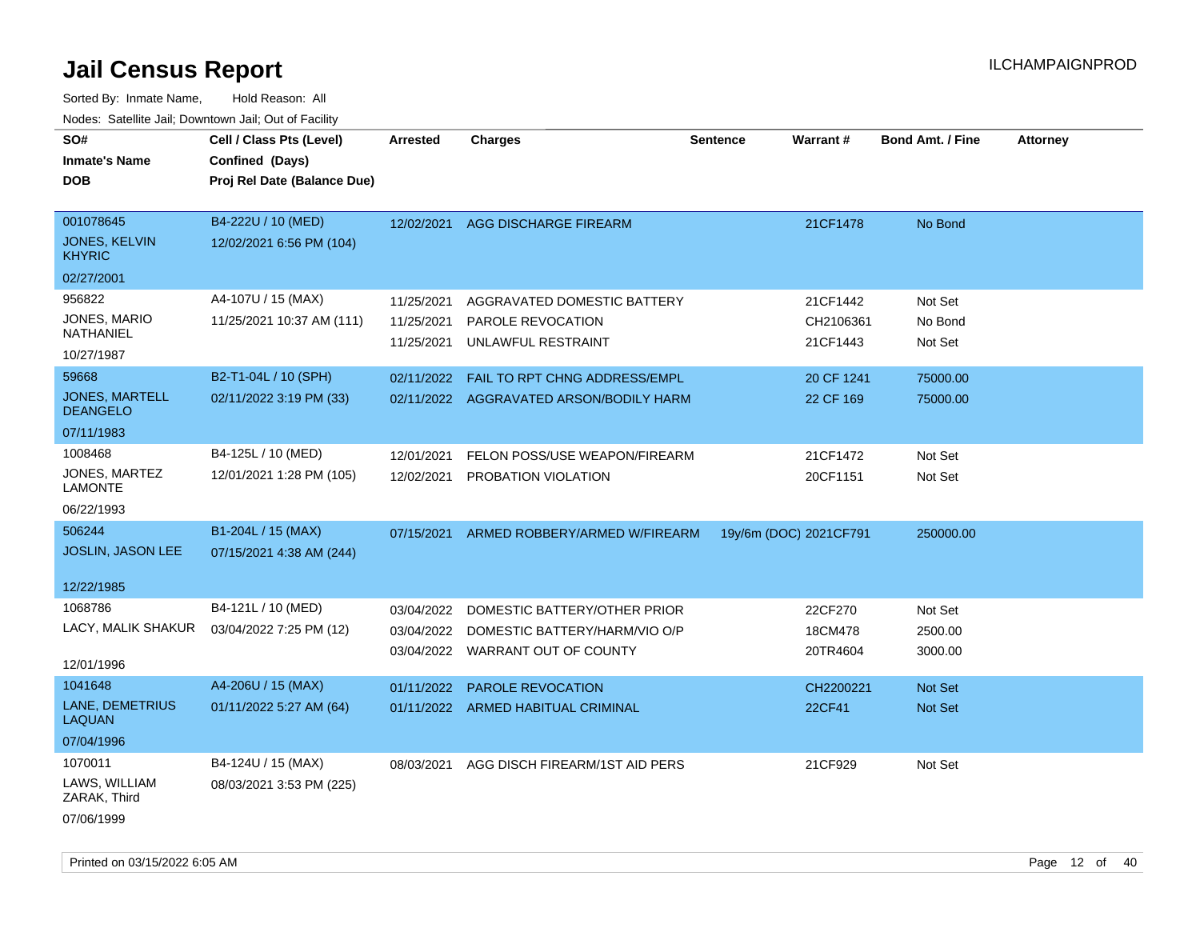# Jail Census Report

Sorted By: Inmate Name, Hold Reason: All

Nodes: Satellite Jail; Downtown Jail; Out of Facility

| SO# / Inmate's Name / DOB | Cell / Class Pts (Level) / Confined (Days) / Proj Rel Date (Balance Due) | Arrested | Charges | Sentence | Warrant # | Bond Amt. / Fine | Attorney |
|---|---|---|---|---|---|---|---|
| 001078645<br>JONES, KELVIN KHYRIC<br>02/27/2001 | B4-222U / 10 (MED)<br>12/02/2021 6:56 PM (104) | 12/02/2021 | AGG DISCHARGE FIREARM | | 21CF1478 | No Bond | |
| 956822<br>JONES, MARIO NATHANIEL<br>10/27/1987 | A4-107U / 15 (MAX)<br>11/25/2021 10:37 AM (111) | 11/25/2021 | AGGRAVATED DOMESTIC BATTERY | | 21CF1442 | Not Set | |
| | | 11/25/2021 | PAROLE REVOCATION | | CH2106361 | No Bond | |
| | | 11/25/2021 | UNLAWFUL RESTRAINT | | 21CF1443 | Not Set | |
| 59668<br>JONES, MARTELL DEANGELO<br>07/11/1983 | B2-T1-04L / 10 (SPH)<br>02/11/2022 3:19 PM (33) | 02/11/2022 | FAIL TO RPT CHNG ADDRESS/EMPL | | 20 CF 1241 | 75000.00 | |
| | | 02/11/2022 | AGGRAVATED ARSON/BODILY HARM | | 22 CF 169 | 75000.00 | |
| 1008468<br>JONES, MARTEZ LAMONTE<br>06/22/1993 | B4-125L / 10 (MED)<br>12/01/2021 1:28 PM (105) | 12/01/2021 | FELON POSS/USE WEAPON/FIREARM | | 21CF1472 | Not Set | |
| | | 12/02/2021 | PROBATION VIOLATION | | 20CF1151 | Not Set | |
| 506244<br>JOSLIN, JASON LEE<br>12/22/1985 | B1-204L / 15 (MAX)<br>07/15/2021 4:38 AM (244) | 07/15/2021 | ARMED ROBBERY/ARMED W/FIREARM | 19y/6m (DOC) | 2021CF791 | 250000.00 | |
| 1068786<br>LACY, MALIK SHAKUR<br>12/01/1996 | B4-121L / 10 (MED)<br>03/04/2022 7:25 PM (12) | 03/04/2022 | DOMESTIC BATTERY/OTHER PRIOR | | 22CF270 | Not Set | |
| | | 03/04/2022 | DOMESTIC BATTERY/HARM/VIO O/P | | 18CM478 | 2500.00 | |
| | | 03/04/2022 | WARRANT OUT OF COUNTY | | 20TR4604 | 3000.00 | |
| 1041648<br>LANE, DEMETRIUS LAQUAN<br>07/04/1996 | A4-206U / 15 (MAX)<br>01/11/2022 5:27 AM (64) | 01/11/2022 | PAROLE REVOCATION | | CH2200221 | Not Set | |
| | | 01/11/2022 | ARMED HABITUAL CRIMINAL | | 22CF41 | Not Set | |
| 1070011<br>LAWS, WILLIAM ZARAK, Third<br>07/06/1999 | B4-124U / 15 (MAX)<br>08/03/2021 3:53 PM (225) | 08/03/2021 | AGG DISCH FIREARM/1ST AID PERS | | 21CF929 | Not Set | |

Printed on 03/15/2022 6:05 AM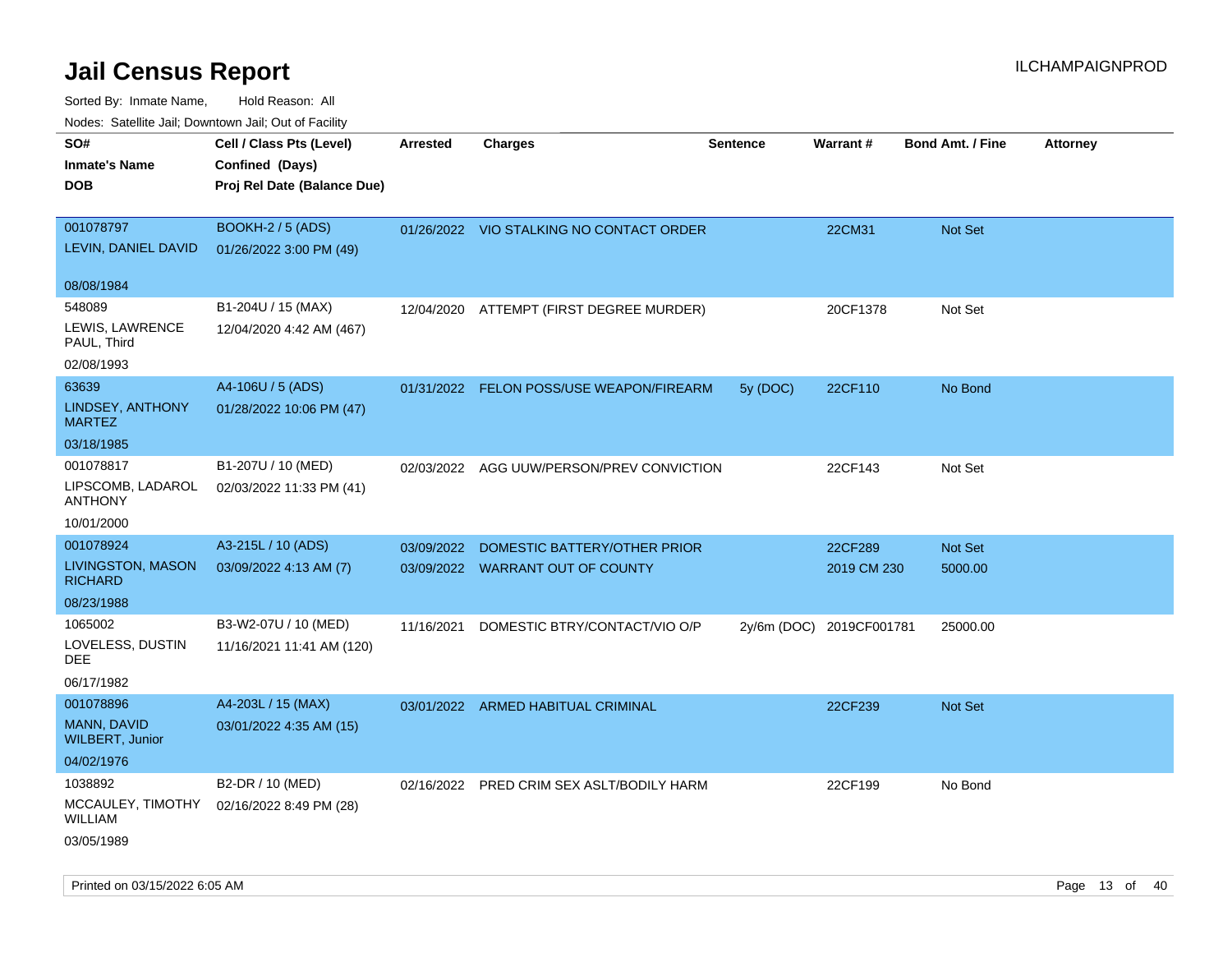# Jail Census Report

ILCHAMPAIGNPROD

Sorted By: Inmate Name, Hold Reason: All

Nodes: Satellite Jail; Downtown Jail; Out of Facility

| SO# / Inmate's Name / DOB | Cell / Class Pts (Level) / Confined (Days) / Proj Rel Date (Balance Due) | Arrested | Charges | Sentence | Warrant # | Bond Amt. / Fine | Attorney |
|---|---|---|---|---|---|---|---|
| 001078797<br>LEVIN, DANIEL DAVID<br>08/08/1984 | BOOKH-2 / 5 (ADS)<br>01/26/2022 3:00 PM (49) | 01/26/2022 | VIO STALKING NO CONTACT ORDER | | 22CM31 | Not Set | |
| 548089<br>LEWIS, LAWRENCE PAUL, Third<br>02/08/1993 | B1-204U / 15 (MAX)<br>12/04/2020 4:42 AM (467) | 12/04/2020 | ATTEMPT (FIRST DEGREE MURDER) | | 20CF1378 | Not Set | |
| 63639<br>LINDSEY, ANTHONY MARTEZ<br>03/18/1985 | A4-106U / 5 (ADS)<br>01/28/2022 10:06 PM (47) | 01/31/2022 | FELON POSS/USE WEAPON/FIREARM | 5y (DOC) | 22CF110 | No Bond | |
| 001078817<br>LIPSCOMB, LADAROL ANTHONY<br>10/01/2000 | B1-207U / 10 (MED)<br>02/03/2022 11:33 PM (41) | 02/03/2022 | AGG UUW/PERSON/PREV CONVICTION | | 22CF143 | Not Set | |
| 001078924<br>LIVINGSTON, MASON RICHARD<br>08/23/1988 | A3-215L / 10 (ADS)<br>03/09/2022 4:13 AM (7) | 03/09/2022<br>03/09/2022 | DOMESTIC BATTERY/OTHER PRIOR<br>WARRANT OUT OF COUNTY | | 22CF289<br>2019 CM 230 | Not Set<br>5000.00 | |
| 1065002<br>LOVELESS, DUSTIN DEE<br>06/17/1982 | B3-W2-07U / 10 (MED)<br>11/16/2021 11:41 AM (120) | 11/16/2021 | DOMESTIC BTRY/CONTACT/VIO O/P | 2y/6m (DOC) | 2019CF001781 | 25000.00 | |
| 001078896<br>MANN, DAVID WILBERT, Junior<br>04/02/1976 | A4-203L / 15 (MAX)<br>03/01/2022 4:35 AM (15) | 03/01/2022 | ARMED HABITUAL CRIMINAL | | 22CF239 | Not Set | |
| 1038892<br>MCCAULEY, TIMOTHY WILLIAM<br>03/05/1989 | B2-DR / 10 (MED)<br>02/16/2022 8:49 PM (28) | 02/16/2022 | PRED CRIM SEX ASLT/BODILY HARM | | 22CF199 | No Bond | |

Printed on 03/15/2022 6:05 AM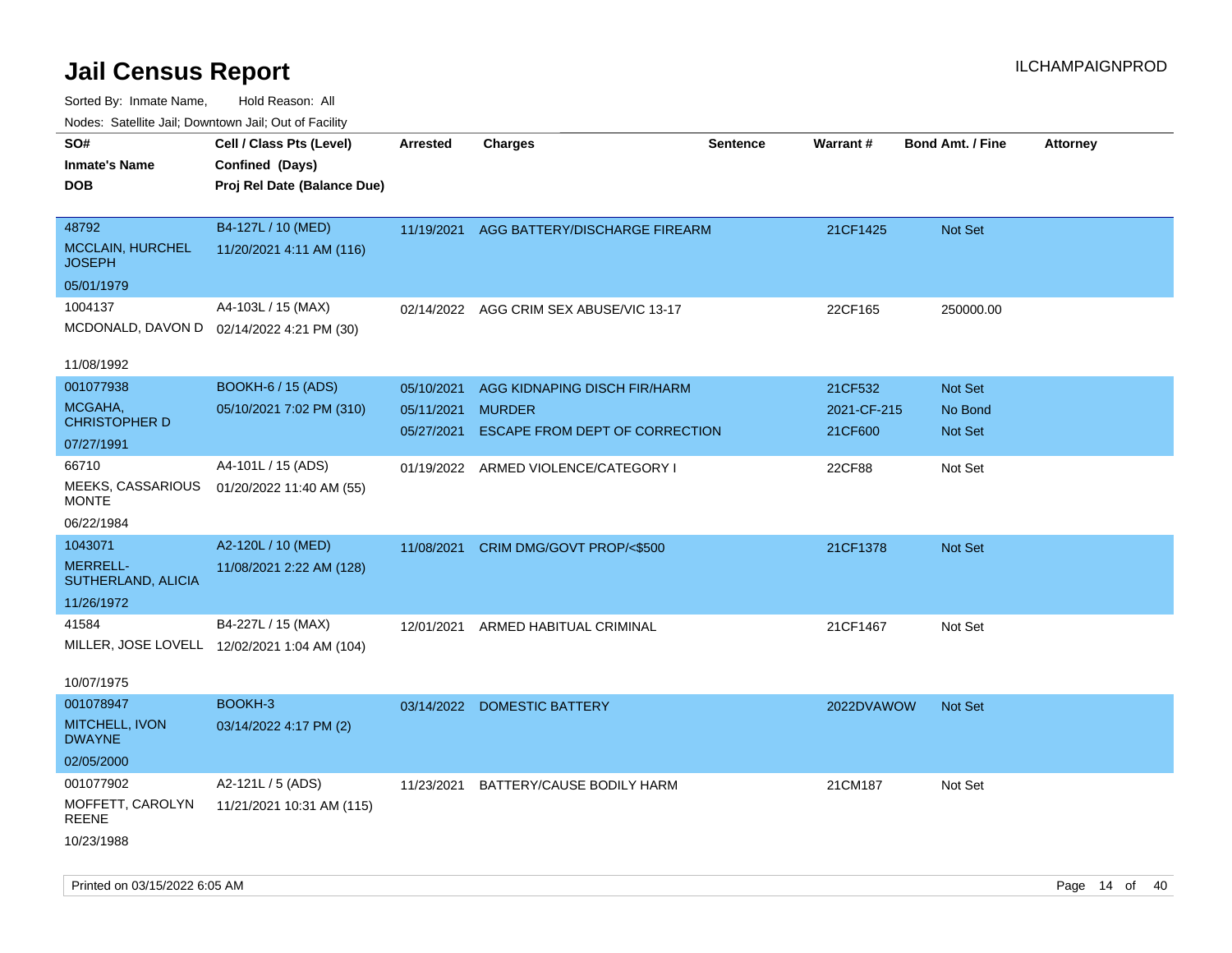# Jail Census Report

ILCHAMPAIGNPROD

Sorted By: Inmate Name, Hold Reason: All

Nodes: Satellite Jail; Downtown Jail; Out of Facility

| SO# / Inmate's Name / DOB | Cell / Class Pts (Level) / Confined (Days) / Proj Rel Date (Balance Due) | Arrested | Charges | Sentence | Warrant # | Bond Amt. / Fine | Attorney |
|---|---|---|---|---|---|---|---|
| 48792<br>MCCLAIN, HURCHEL JOSEPH<br>05/01/1979 | B4-127L / 10 (MED)<br>11/20/2021 4:11 AM (116) | 11/19/2021 | AGG BATTERY/DISCHARGE FIREARM | | 21CF1425 | Not Set | |
| 1004137<br>MCDONALD, DAVON D<br>11/08/1992 | A4-103L / 15 (MAX)<br>02/14/2022 4:21 PM (30) | 02/14/2022 | AGG CRIM SEX ABUSE/VIC 13-17 | | 22CF165 | 250000.00 | |
| 001077938<br>MCGAHA, CHRISTOPHER D<br>07/27/1991 | BOOKH-6 / 15 (ADS)<br>05/10/2021 7:02 PM (310) | 05/10/2021 | AGG KIDNAPING DISCH FIR/HARM | | 21CF532 | Not Set | |
| | | 05/11/2021 | MURDER | | 2021-CF-215 | No Bond | |
| | | 05/27/2021 | ESCAPE FROM DEPT OF CORRECTION | | 21CF600 | Not Set | |
| 66710<br>MEEKS, CASSARIOUS MONTE<br>06/22/1984 | A4-101L / 15 (ADS)<br>01/20/2022 11:40 AM (55) | 01/19/2022 | ARMED VIOLENCE/CATEGORY I | | 22CF88 | Not Set | |
| 1043071<br>MERRELL-SUTHERLAND, ALICIA<br>11/26/1972 | A2-120L / 10 (MED)<br>11/08/2021 2:22 AM (128) | 11/08/2021 | CRIM DMG/GOVT PROP/<$500 | | 21CF1378 | Not Set | |
| 41584<br>MILLER, JOSE LOVELL<br>10/07/1975 | B4-227L / 15 (MAX)<br>12/02/2021 1:04 AM (104) | 12/01/2021 | ARMED HABITUAL CRIMINAL | | 21CF1467 | Not Set | |
| 001078947<br>MITCHELL, IVON DWAYNE<br>02/05/2000 | BOOKH-3<br>03/14/2022 4:17 PM (2) | 03/14/2022 | DOMESTIC BATTERY | | 2022DVAWOW | Not Set | |
| 001077902<br>MOFFETT, CAROLYN REENE<br>10/23/1988 | A2-121L / 5 (ADS)<br>11/21/2021 10:31 AM (115) | 11/23/2021 | BATTERY/CAUSE BODILY HARM | | 21CM187 | Not Set | |

Printed on 03/15/2022 6:05 AM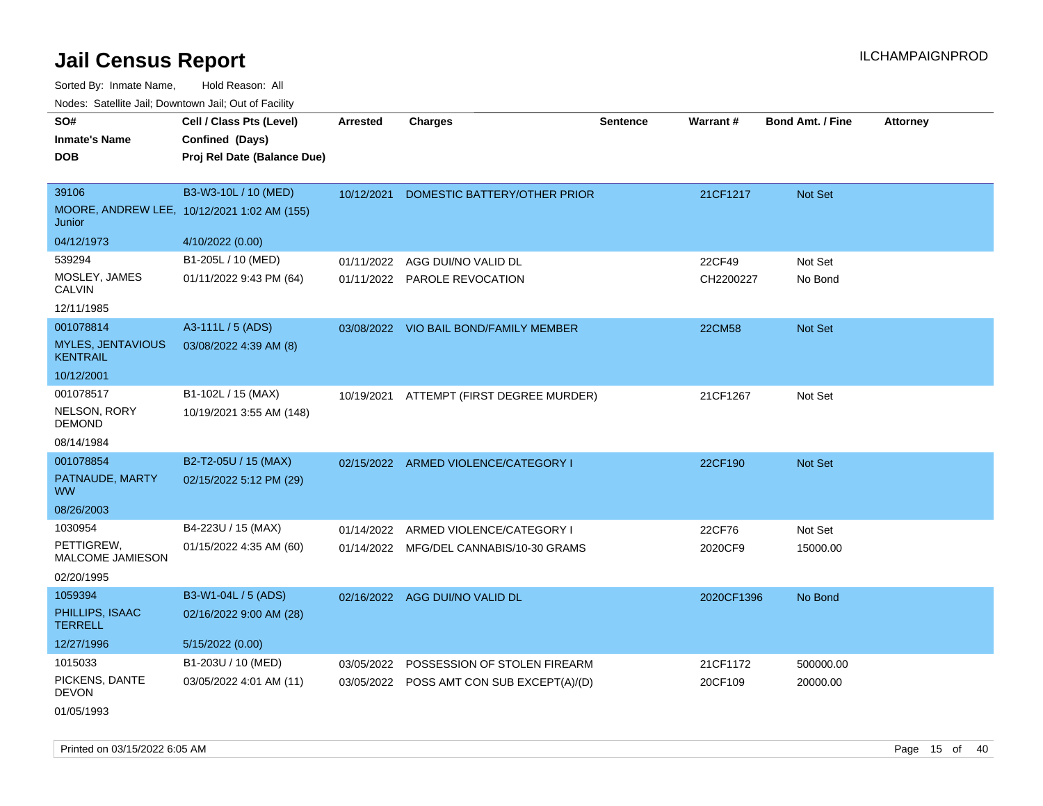# Jail Census Report

ILCHAMPAIGNPROD

Sorted By: Inmate Name, Hold Reason: All

Nodes: Satellite Jail; Downtown Jail; Out of Facility

| SO# / Inmate's Name / DOB | Cell / Class Pts (Level) / Confined (Days) / Proj Rel Date (Balance Due) | Arrested | Charges | Sentence | Warrant # | Bond Amt. / Fine | Attorney |
|---|---|---|---|---|---|---|---|
| 39106 | B3-W3-10L / 10 (MED) | 10/12/2021 | DOMESTIC BATTERY/OTHER PRIOR | | 21CF1217 | Not Set | |
| MOORE, ANDREW LEE, Junior | 10/12/2021 1:02 AM (155) | | | | | | |
| 04/12/1973 | 4/10/2022 (0.00) | | | | | | |
| 539294 | B1-205L / 10 (MED) | 01/11/2022 | AGG DUI/NO VALID DL | | 22CF49 | Not Set | |
| MOSLEY, JAMES CALVIN | 01/11/2022 9:43 PM (64) | 01/11/2022 | PAROLE REVOCATION | | CH2200227 | No Bond | |
| 12/11/1985 | | | | | | | |
| 001078814 | A3-111L / 5 (ADS) | 03/08/2022 | VIO BAIL BOND/FAMILY MEMBER | | 22CM58 | Not Set | |
| MYLES, JENTAVIOUS KENTRAIL | 03/08/2022 4:39 AM (8) | | | | | | |
| 10/12/2001 | | | | | | | |
| 001078517 | B1-102L / 15 (MAX) | 10/19/2021 | ATTEMPT (FIRST DEGREE MURDER) | | 21CF1267 | Not Set | |
| NELSON, RORY DEMOND | 10/19/2021 3:55 AM (148) | | | | | | |
| 08/14/1984 | | | | | | | |
| 001078854 | B2-T2-05U / 15 (MAX) | 02/15/2022 | ARMED VIOLENCE/CATEGORY I | | 22CF190 | Not Set | |
| PATNAUDE, MARTY WW | 02/15/2022 5:12 PM (29) | | | | | | |
| 08/26/2003 | | | | | | | |
| 1030954 | B4-223U / 15 (MAX) | 01/14/2022 | ARMED VIOLENCE/CATEGORY I | | 22CF76 | Not Set | |
| PETTIGREW, MALCOME JAMIESON | 01/15/2022 4:35 AM (60) | 01/14/2022 | MFG/DEL CANNABIS/10-30 GRAMS | | 2020CF9 | 15000.00 | |
| 02/20/1995 | | | | | | | |
| 1059394 | B3-W1-04L / 5 (ADS) | 02/16/2022 | AGG DUI/NO VALID DL | | 2020CF1396 | No Bond | |
| PHILLIPS, ISAAC TERRELL | 02/16/2022 9:00 AM (28) | | | | | | |
| 12/27/1996 | 5/15/2022 (0.00) | | | | | | |
| 1015033 | B1-203U / 10 (MED) | 03/05/2022 | POSSESSION OF STOLEN FIREARM | | 21CF1172 | 500000.00 | |
| PICKENS, DANTE DEVON | 03/05/2022 4:01 AM (11) | 03/05/2022 | POSS AMT CON SUB EXCEPT(A)/(D) | | 20CF109 | 20000.00 | |
| 01/05/1993 | | | | | | | |

Printed on 03/15/2022 6:05 AM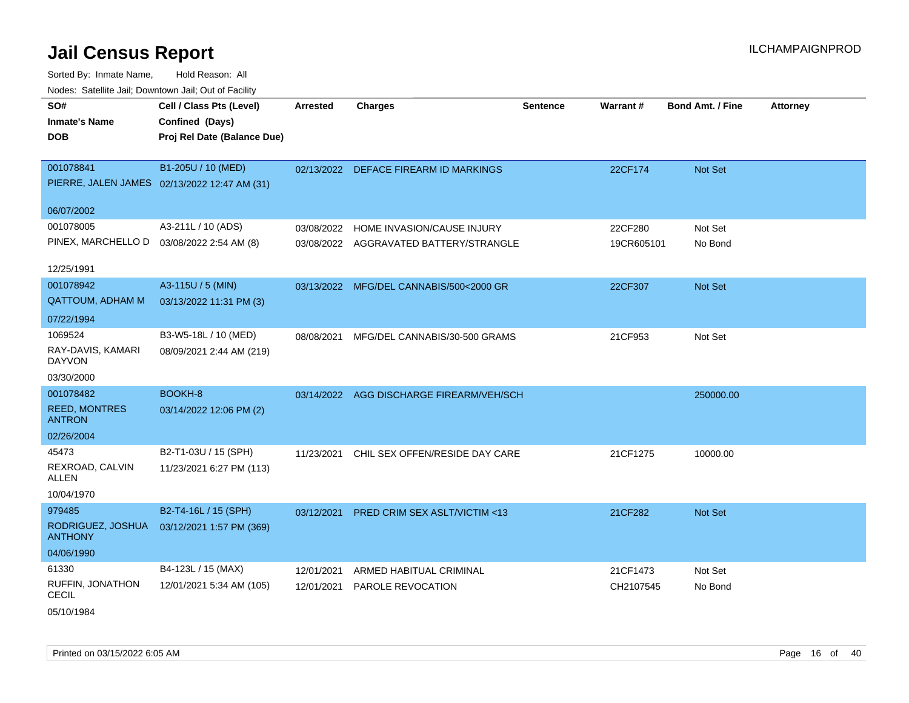# Jail Census Report

ILCHAMPAIGNPROD

Sorted By: Inmate Name, Hold Reason: All

Nodes: Satellite Jail; Downtown Jail; Out of Facility

| SO# / Inmate's Name / DOB | Cell / Class Pts (Level) / Confined (Days) / Proj Rel Date (Balance Due) | Arrested | Charges | Sentence | Warrant # | Bond Amt. / Fine | Attorney |
|---|---|---|---|---|---|---|---|
| 001078841<br>PIERRE, JALEN JAMES<br>06/07/2002 | B1-205U / 10 (MED)<br>02/13/2022 12:47 AM (31) | 02/13/2022 | DEFACE FIREARM ID MARKINGS | | 22CF174 | Not Set | |
| 001078005<br>PINEX, MARCHELLO D<br>12/25/1991 | A3-211L / 10 (ADS)<br>03/08/2022 2:54 AM (8) | 03/08/2022<br>03/08/2022 | HOME INVASION/CAUSE INJURY<br>AGGRAVATED BATTERY/STRANGLE | | 22CF280<br>19CR605101 | Not Set<br>No Bond | |
| 001078942<br>QATTOUM, ADHAM M<br>07/22/1994 | A3-115U / 5 (MIN)<br>03/13/2022 11:31 PM (3) | 03/13/2022 | MFG/DEL CANNABIS/500<2000 GR | | 22CF307 | Not Set | |
| 1069524<br>RAY-DAVIS, KAMARI DAYVON<br>03/30/2000 | B3-W5-18L / 10 (MED)<br>08/09/2021 2:44 AM (219) | 08/08/2021 | MFG/DEL CANNABIS/30-500 GRAMS | | 21CF953 | Not Set | |
| 001078482<br>REED, MONTRES ANTRON<br>02/26/2004 | BOOKH-8<br>03/14/2022 12:06 PM (2) | 03/14/2022 | AGG DISCHARGE FIREARM/VEH/SCH | | | 250000.00 | |
| 45473<br>REXROAD, CALVIN ALLEN<br>10/04/1970 | B2-T1-03U / 15 (SPH)<br>11/23/2021 6:27 PM (113) | 11/23/2021 | CHIL SEX OFFEN/RESIDE DAY CARE | | 21CF1275 | 10000.00 | |
| 979485<br>RODRIGUEZ, JOSHUA ANTHONY<br>04/06/1990 | B2-T4-16L / 15 (SPH)<br>03/12/2021 1:57 PM (369) | 03/12/2021 | PRED CRIM SEX ASLT/VICTIM <13 | | 21CF282 | Not Set | |
| 61330<br>RUFFIN, JONATHON CECIL<br>05/10/1984 | B4-123L / 15 (MAX)<br>12/01/2021 5:34 AM (105) | 12/01/2021<br>12/01/2021 | ARMED HABITUAL CRIMINAL<br>PAROLE REVOCATION | | 21CF1473<br>CH2107545 | Not Set<br>No Bond | |

Printed on 03/15/2022 6:05 AM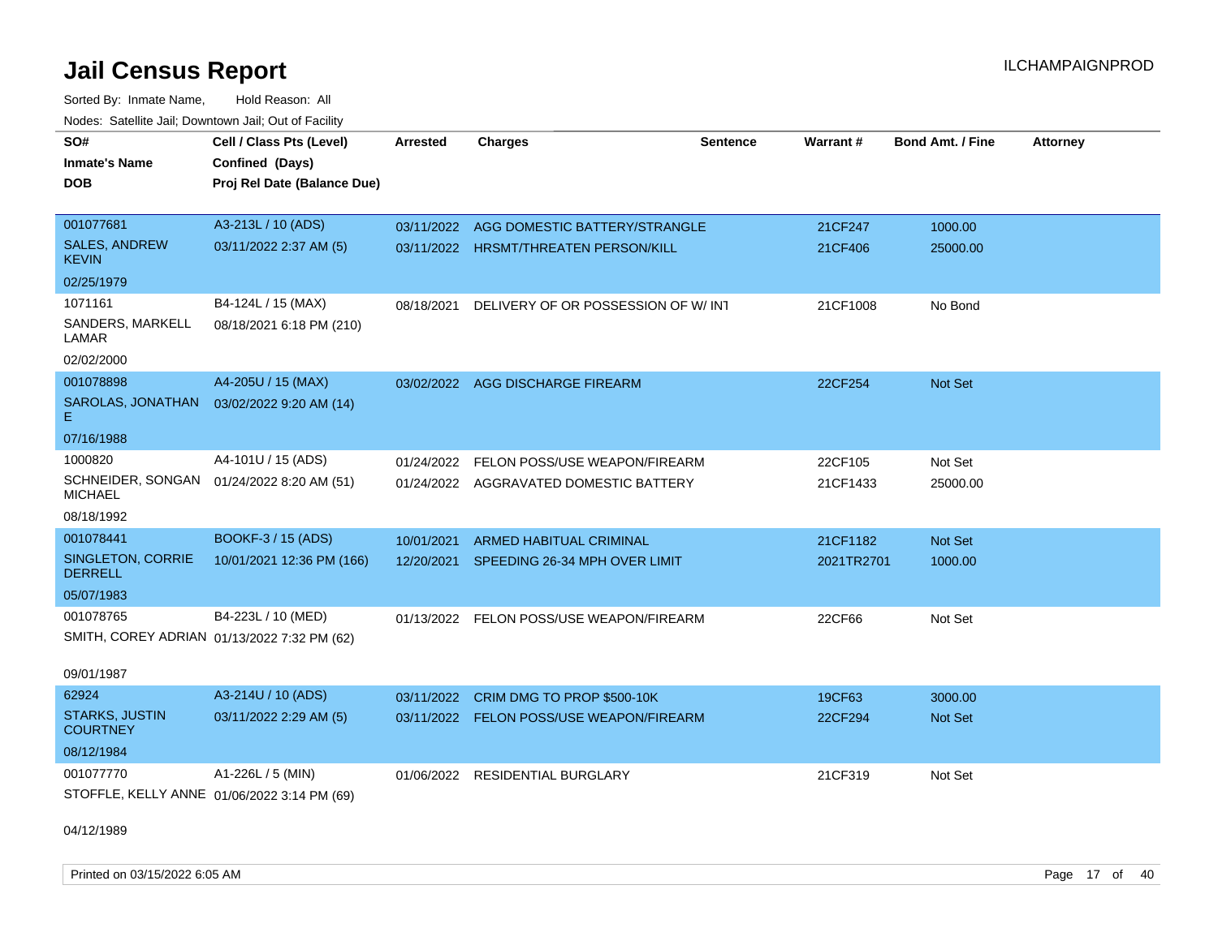# Jail Census Report

Sorted By: Inmate Name, Hold Reason: All

Nodes: Satellite Jail; Downtown Jail; Out of Facility

| SO# / Inmate's Name / DOB | Cell / Class Pts (Level) / Confined (Days) / Proj Rel Date (Balance Due) | Arrested | Charges | Sentence | Warrant # | Bond Amt. / Fine | Attorney |
|---|---|---|---|---|---|---|---|
| 001077681<br>SALES, ANDREW KEVIN<br>02/25/1979 | A3-213L / 10 (ADS)<br>03/11/2022 2:37 AM (5) | 03/11/2022<br>03/11/2022 | AGG DOMESTIC BATTERY/STRANGLE<br>HRSMT/THREATEN PERSON/KILL | | 21CF247<br>21CF406 | 1000.00<br>25000.00 | |
| 1071161<br>SANDERS, MARKELL LAMAR<br>02/02/2000 | B4-124L / 15 (MAX)<br>08/18/2021 6:18 PM (210) | 08/18/2021 | DELIVERY OF OR POSSESSION OF W/ INT | | 21CF1008 | No Bond | |
| 001078898<br>SAROLAS, JONATHAN E<br>07/16/1988 | A4-205U / 15 (MAX)<br>03/02/2022 9:20 AM (14) | 03/02/2022 | AGG DISCHARGE FIREARM | | 22CF254 | Not Set | |
| 1000820<br>SCHNEIDER, SONGAN MICHAEL<br>08/18/1992 | A4-101U / 15 (ADS)<br>01/24/2022 8:20 AM (51) | 01/24/2022<br>01/24/2022 | FELON POSS/USE WEAPON/FIREARM<br>AGGRAVATED DOMESTIC BATTERY | | 22CF105<br>21CF1433 | Not Set<br>25000.00 | |
| 001078441<br>SINGLETON, CORRIE DERRELL<br>05/07/1983 | BOOKF-3 / 15 (ADS)<br>10/01/2021 12:36 PM (166) | 10/01/2021<br>12/20/2021 | ARMED HABITUAL CRIMINAL<br>SPEEDING 26-34 MPH OVER LIMIT | | 21CF1182<br>2021TR2701 | Not Set<br>1000.00 | |
| 001078765<br>SMITH, COREY ADRIAN<br>09/01/1987 | B4-223L / 10 (MED)<br>01/13/2022 7:32 PM (62) | 01/13/2022 | FELON POSS/USE WEAPON/FIREARM | | 22CF66 | Not Set | |
| 62924<br>STARKS, JUSTIN COURTNEY<br>08/12/1984 | A3-214U / 10 (ADS)<br>03/11/2022 2:29 AM (5) | 03/11/2022<br>03/11/2022 | CRIM DMG TO PROP $500-10K<br>FELON POSS/USE WEAPON/FIREARM | | 19CF63<br>22CF294 | 3000.00<br>Not Set | |
| 001077770<br>STOFFLE, KELLY ANNE<br>04/12/1989 | A1-226L / 5 (MIN)<br>01/06/2022 3:14 PM (69) | 01/06/2022 | RESIDENTIAL BURGLARY | | 21CF319 | Not Set | |

Printed on 03/15/2022 6:05 AM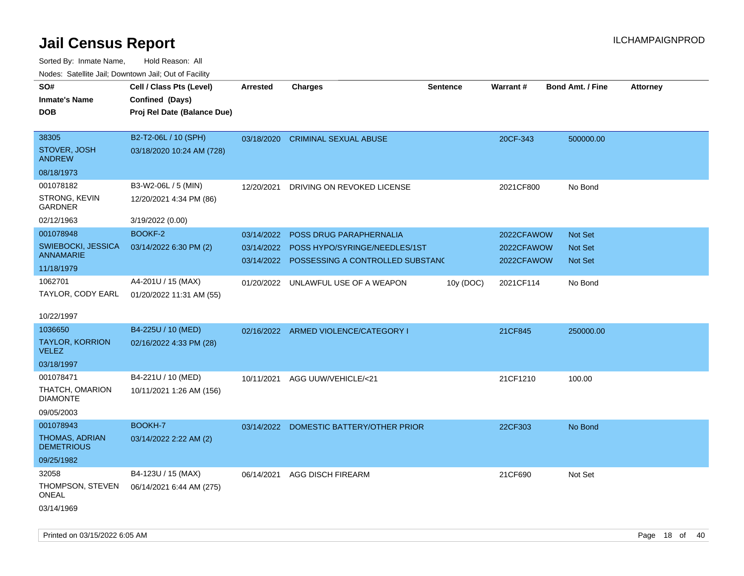# Jail Census Report

ILCHAMPAIGNPROD

Sorted By: Inmate Name, Hold Reason: All

Nodes: Satellite Jail; Downtown Jail; Out of Facility

| SO# / Inmate's Name / DOB | Cell / Class Pts (Level) / Confined (Days) / Proj Rel Date (Balance Due) | Arrested | Charges | Sentence | Warrant # | Bond Amt. / Fine | Attorney |
|---|---|---|---|---|---|---|---|
| 38305 STOVER, JOSH ANDREW 08/18/1973 | B2-T2-06L / 10 (SPH) 03/18/2020 10:24 AM (728) | 03/18/2020 | CRIMINAL SEXUAL ABUSE | | 20CF-343 | 500000.00 | |
| 001078182 STRONG, KEVIN GARDNER 02/12/1963 | B3-W2-06L / 5 (MIN) 12/20/2021 4:34 PM (86) 3/19/2022 (0.00) | 12/20/2021 | DRIVING ON REVOKED LICENSE | | 2021CF800 | No Bond | |
| 001078948 SWIEBOCKI, JESSICA ANNAMARIE 11/18/1979 | BOOKF-2 03/14/2022 6:30 PM (2) | 03/14/2022 | POSS DRUG PARAPHERNALIA | | 2022CFAWOW | Not Set | |
| | | 03/14/2022 | POSS HYPO/SYRINGE/NEEDLES/1ST | | 2022CFAWOW | Not Set | |
| | | 03/14/2022 | POSSESSING A CONTROLLED SUBSTANC | | 2022CFAWOW | Not Set | |
| 1062701 TAYLOR, CODY EARL 10/22/1997 | A4-201U / 15 (MAX) 01/20/2022 11:31 AM (55) | 01/20/2022 | UNLAWFUL USE OF A WEAPON | 10y (DOC) | 2021CF114 | No Bond | |
| 1036650 TAYLOR, KORRION VELEZ 03/18/1997 | B4-225U / 10 (MED) 02/16/2022 4:33 PM (28) | 02/16/2022 | ARMED VIOLENCE/CATEGORY I | | 21CF845 | 250000.00 | |
| 001078471 THATCH, OMARION DIAMONTE 09/05/2003 | B4-221U / 10 (MED) 10/11/2021 1:26 AM (156) | 10/11/2021 | AGG UUW/VEHICLE/<21 | | 21CF1210 | 100.00 | |
| 001078943 THOMAS, ADRIAN DEMETRIOUS 09/25/1982 | BOOKH-7 03/14/2022 2:22 AM (2) | 03/14/2022 | DOMESTIC BATTERY/OTHER PRIOR | | 22CF303 | No Bond | |
| 32058 THOMPSON, STEVEN ONEAL 03/14/1969 | B4-123U / 15 (MAX) 06/14/2021 6:44 AM (275) | 06/14/2021 | AGG DISCH FIREARM | | 21CF690 | Not Set | |

Printed on 03/15/2022 6:05 AM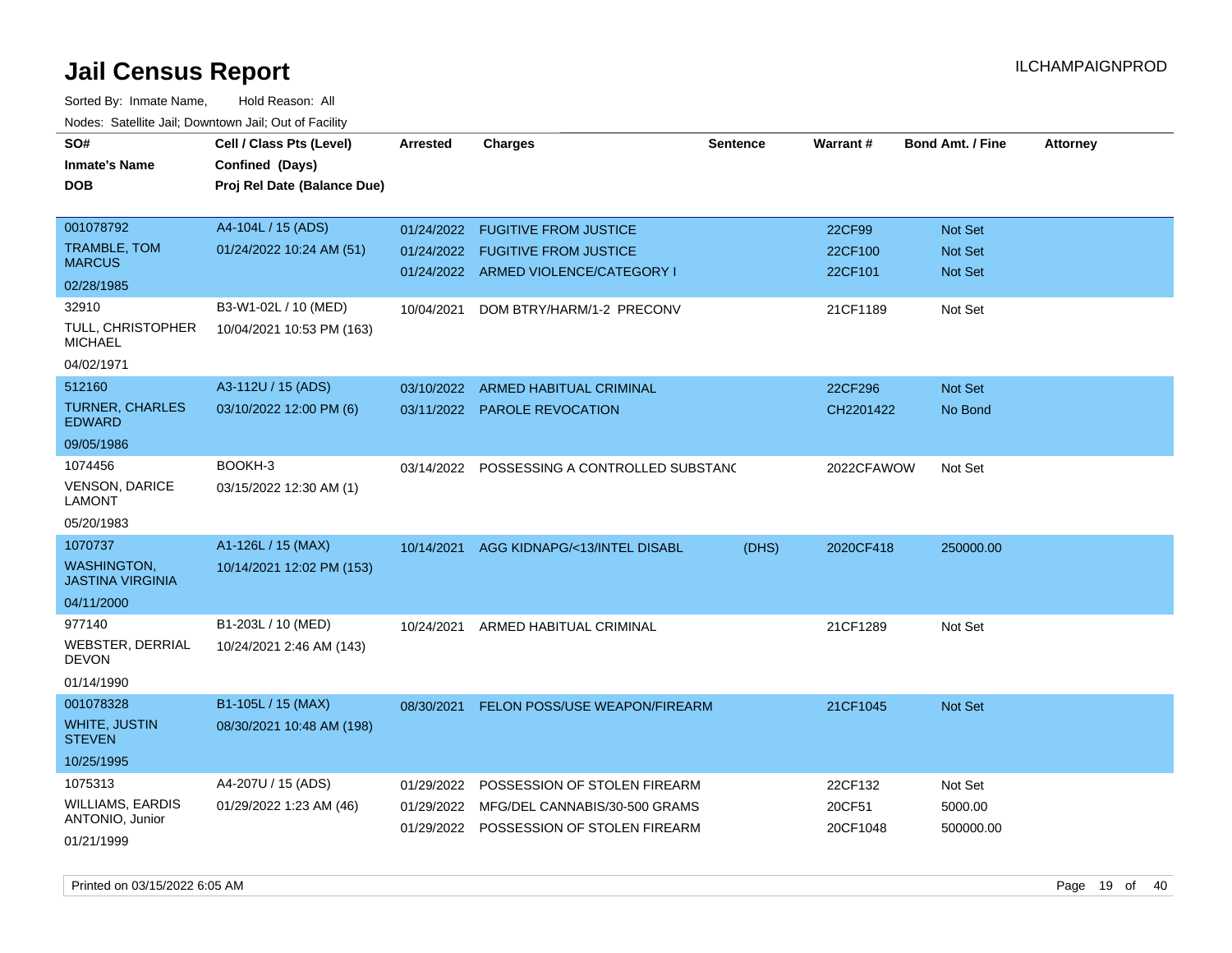# Jail Census Report

Sorted By: Inmate Name, Hold Reason: All

Nodes: Satellite Jail; Downtown Jail; Out of Facility

| SO# / Inmate's Name / DOB | Cell / Class Pts (Level) / Confined (Days) / Proj Rel Date (Balance Due) | Arrested | Charges | Sentence | Warrant # | Bond Amt. / Fine | Attorney |
|---|---|---|---|---|---|---|---|
| 001078792<br>TRAMBLE, TOM MARCUS<br>02/28/1985 | A4-104L / 15 (ADS)<br>01/24/2022 10:24 AM (51) | 01/24/2022 | FUGITIVE FROM JUSTICE | | 22CF99 | Not Set | |
| | | 01/24/2022 | FUGITIVE FROM JUSTICE | | 22CF100 | Not Set | |
| | | 01/24/2022 | ARMED VIOLENCE/CATEGORY I | | 22CF101 | Not Set | |
| 32910<br>TULL, CHRISTOPHER MICHAEL<br>04/02/1971 | B3-W1-02L / 10 (MED)<br>10/04/2021 10:53 PM (163) | 10/04/2021 | DOM BTRY/HARM/1-2 PRECONV | | 21CF1189 | Not Set | |
| 512160<br>TURNER, CHARLES EDWARD<br>09/05/1986 | A3-112U / 15 (ADS)<br>03/10/2022 12:00 PM (6) | 03/10/2022 | ARMED HABITUAL CRIMINAL | | 22CF296 | Not Set | |
| | | 03/11/2022 | PAROLE REVOCATION | | CH2201422 | No Bond | |
| 1074456<br>VENSON, DARICE LAMONT<br>05/20/1983 | BOOKH-3<br>03/15/2022 12:30 AM (1) | 03/14/2022 | POSSESSING A CONTROLLED SUBSTANC | | 2022CFAWOW | Not Set | |
| 1070737<br>WASHINGTON, JASTINA VIRGINIA<br>04/11/2000 | A1-126L / 15 (MAX)<br>10/14/2021 12:02 PM (153) | 10/14/2021 | AGG KIDNAPG/<13/INTEL DISABL | (DHS) | 2020CF418 | 250000.00 | |
| 977140<br>WEBSTER, DERRIAL DEVON<br>01/14/1990 | B1-203L / 10 (MED)<br>10/24/2021 2:46 AM (143) | 10/24/2021 | ARMED HABITUAL CRIMINAL | | 21CF1289 | Not Set | |
| 001078328<br>WHITE, JUSTIN STEVEN<br>10/25/1995 | B1-105L / 15 (MAX)<br>08/30/2021 10:48 AM (198) | 08/30/2021 | FELON POSS/USE WEAPON/FIREARM | | 21CF1045 | Not Set | |
| 1075313<br>WILLIAMS, EARDIS ANTONIO, Junior<br>01/21/1999 | A4-207U / 15 (ADS)<br>01/29/2022 1:23 AM (46) | 01/29/2022 | POSSESSION OF STOLEN FIREARM | | 22CF132 | Not Set | |
| | | 01/29/2022 | MFG/DEL CANNABIS/30-500 GRAMS | | 20CF51 | 5000.00 | |
| | | 01/29/2022 | POSSESSION OF STOLEN FIREARM | | 20CF1048 | 500000.00 | |

Printed on 03/15/2022 6:05 AM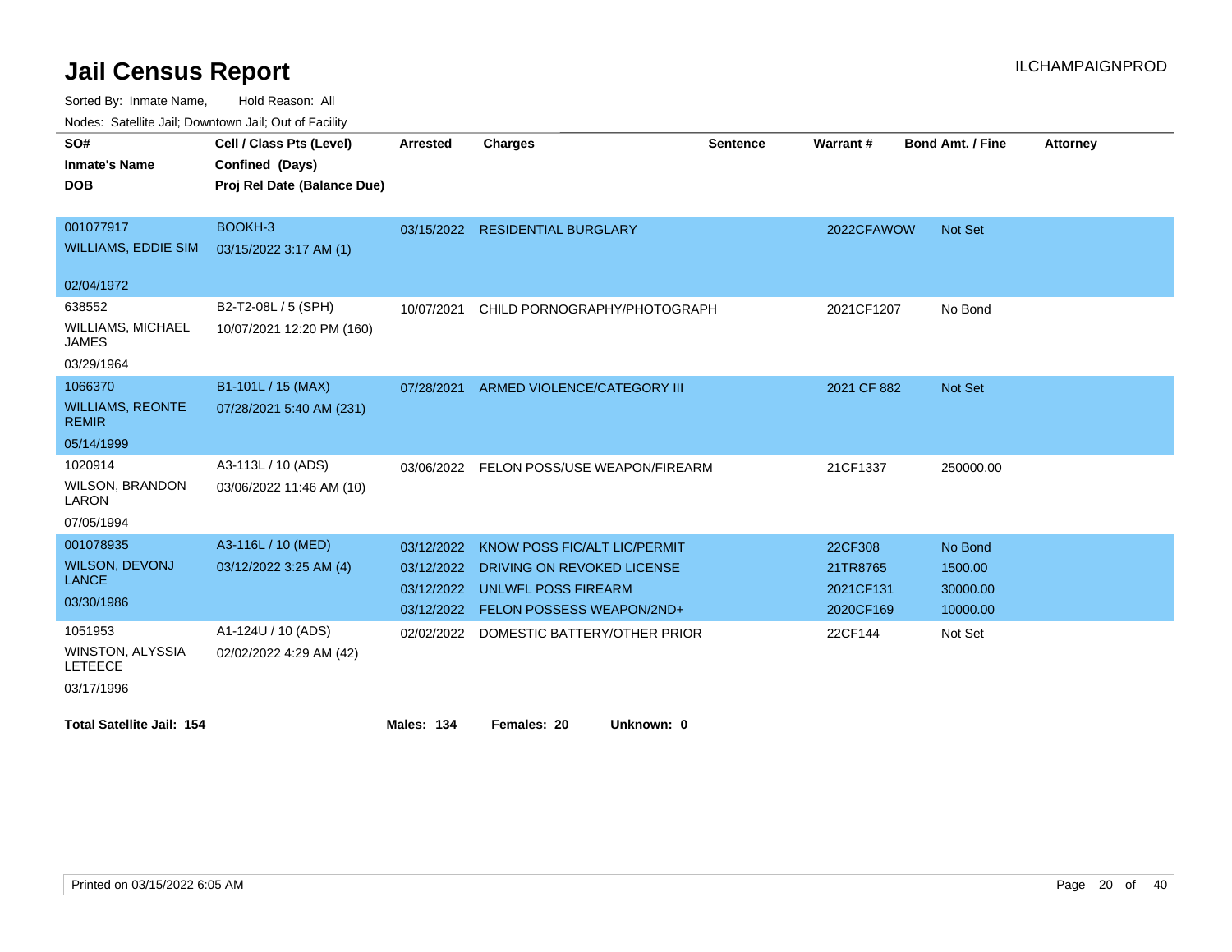# Jail Census Report

ILCHAMPAIGNPROD

Sorted By: Inmate Name, Hold Reason: All

Nodes: Satellite Jail; Downtown Jail; Out of Facility

| SO# / Inmate's Name / DOB | Cell / Class Pts (Level) / Confined (Days) / Proj Rel Date (Balance Due) | Arrested | Charges | Sentence | Warrant # | Bond Amt. / Fine | Attorney |
|---|---|---|---|---|---|---|---|
| 001077917<br>WILLIAMS, EDDIE SIM<br>02/04/1972 | BOOKH-3<br>03/15/2022 3:17 AM (1) | 03/15/2022 | RESIDENTIAL BURGLARY | | 2022CFAWOW | Not Set | |
| 638552<br>WILLIAMS, MICHAEL JAMES<br>03/29/1964 | B2-T2-08L / 5 (SPH)<br>10/07/2021 12:20 PM (160) | 10/07/2021 | CHILD PORNOGRAPHY/PHOTOGRAPH | | 2021CF1207 | No Bond | |
| 1066370<br>WILLIAMS, REONTE REMIR<br>05/14/1999 | B1-101L / 15 (MAX)<br>07/28/2021 5:40 AM (231) | 07/28/2021 | ARMED VIOLENCE/CATEGORY III | | 2021 CF 882 | Not Set | |
| 1020914<br>WILSON, BRANDON LARON<br>07/05/1994 | A3-113L / 10 (ADS)<br>03/06/2022 11:46 AM (10) | 03/06/2022 | FELON POSS/USE WEAPON/FIREARM | | 21CF1337 | 250000.00 | |
| 001078935<br>WILSON, DEVONJ LANCE<br>03/30/1986 | A3-116L / 10 (MED)<br>03/12/2022 3:25 AM (4) | 03/12/2022 | KNOW POSS FIC/ALT LIC/PERMIT | | 22CF308 | No Bond | |
| | | 03/12/2022 | DRIVING ON REVOKED LICENSE | | 21TR8765 | 1500.00 | |
| | | 03/12/2022 | UNLWFL POSS FIREARM | | 2021CF131 | 30000.00 | |
| | | 03/12/2022 | FELON POSSESS WEAPON/2ND+ | | 2020CF169 | 10000.00 | |
| 1051953<br>WINSTON, ALYSSIA LETEECE<br>03/17/1996 | A1-124U / 10 (ADS)<br>02/02/2022 4:29 AM (42) | 02/02/2022 | DOMESTIC BATTERY/OTHER PRIOR | | 22CF144 | Not Set | |

**Total Satellite Jail: 154** **Males: 134** **Females: 20** **Unknown: 0**

Printed on 03/15/2022 6:05 AM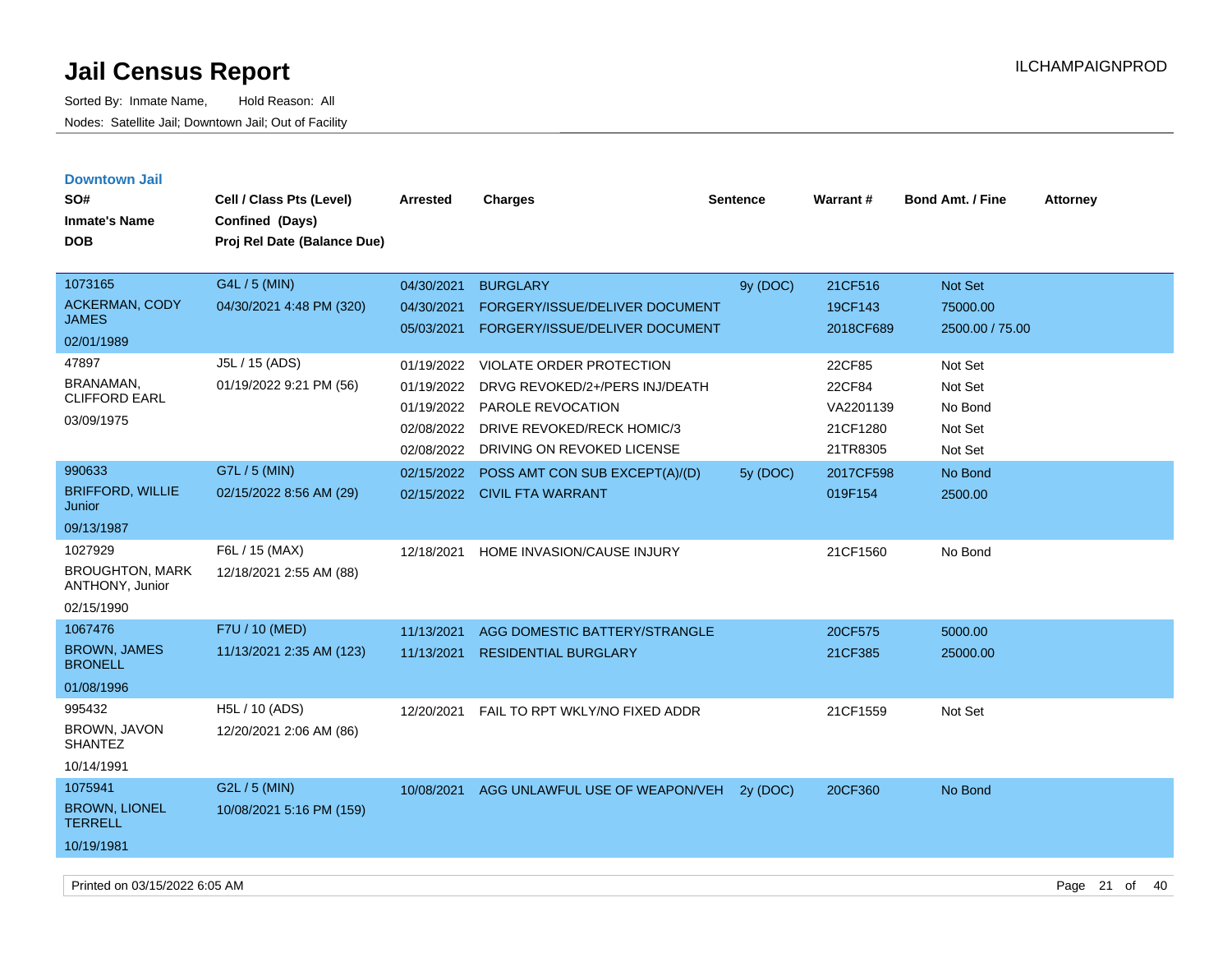# Jail Census Report

ILCHAMPAIGNPROD

Sorted By: Inmate Name, Hold Reason: All

Nodes: Satellite Jail; Downtown Jail; Out of Facility

## Downtown Jail

| SO# / Inmate's Name / DOB | Cell / Class Pts (Level) / Confined (Days) / Proj Rel Date (Balance Due) | Arrested | Charges | Sentence | Warrant # | Bond Amt. / Fine | Attorney |
|---|---|---|---|---|---|---|---|
| 1073165 ACKERMAN, CODY JAMES 02/01/1989 | G4L / 5 (MIN) 04/30/2021 4:48 PM (320) | 04/30/2021 | BURGLARY | 9y (DOC) | 21CF516 | Not Set | |
| | | 04/30/2021 | FORGERY/ISSUE/DELIVER DOCUMENT | | 19CF143 | 75000.00 | |
| | | 05/03/2021 | FORGERY/ISSUE/DELIVER DOCUMENT | | 2018CF689 | 2500.00 / 75.00 | |
| 47897 BRANAMAN, CLIFFORD EARL 03/09/1975 | J5L / 15 (ADS) 01/19/2022 9:21 PM (56) | 01/19/2022 | VIOLATE ORDER PROTECTION | | 22CF85 | Not Set | |
| | | 01/19/2022 | DRVG REVOKED/2+/PERS INJ/DEATH | | 22CF84 | Not Set | |
| | | 01/19/2022 | PAROLE REVOCATION | | VA2201139 | No Bond | |
| | | 02/08/2022 | DRIVE REVOKED/RECK HOMIC/3 | | 21CF1280 | Not Set | |
| | | 02/08/2022 | DRIVING ON REVOKED LICENSE | | 21TR8305 | Not Set | |
| 990633 BRIFFORD, WILLIE Junior 09/13/1987 | G7L / 5 (MIN) 02/15/2022 8:56 AM (29) | 02/15/2022 | POSS AMT CON SUB EXCEPT(A)/(D) | 5y (DOC) | 2017CF598 | No Bond | |
| | | 02/15/2022 | CIVIL FTA WARRANT | | 019F154 | 2500.00 | |
| 1027929 BROUGHTON, MARK ANTHONY, Junior 02/15/1990 | F6L / 15 (MAX) 12/18/2021 2:55 AM (88) | 12/18/2021 | HOME INVASION/CAUSE INJURY | | 21CF1560 | No Bond | |
| 1067476 BROWN, JAMES BRONELL 01/08/1996 | F7U / 10 (MED) 11/13/2021 2:35 AM (123) | 11/13/2021 | AGG DOMESTIC BATTERY/STRANGLE | | 20CF575 | 5000.00 | |
| | | 11/13/2021 | RESIDENTIAL BURGLARY | | 21CF385 | 25000.00 | |
| 995432 BROWN, JAVON SHANTEZ 10/14/1991 | H5L / 10 (ADS) 12/20/2021 2:06 AM (86) | 12/20/2021 | FAIL TO RPT WKLY/NO FIXED ADDR | | 21CF1559 | Not Set | |
| 1075941 BROWN, LIONEL TERRELL 10/19/1981 | G2L / 5 (MIN) 10/08/2021 5:16 PM (159) | 10/08/2021 | AGG UNLAWFUL USE OF WEAPON/VEH | 2y (DOC) | 20CF360 | No Bond | |

Printed on 03/15/2022 6:05 AM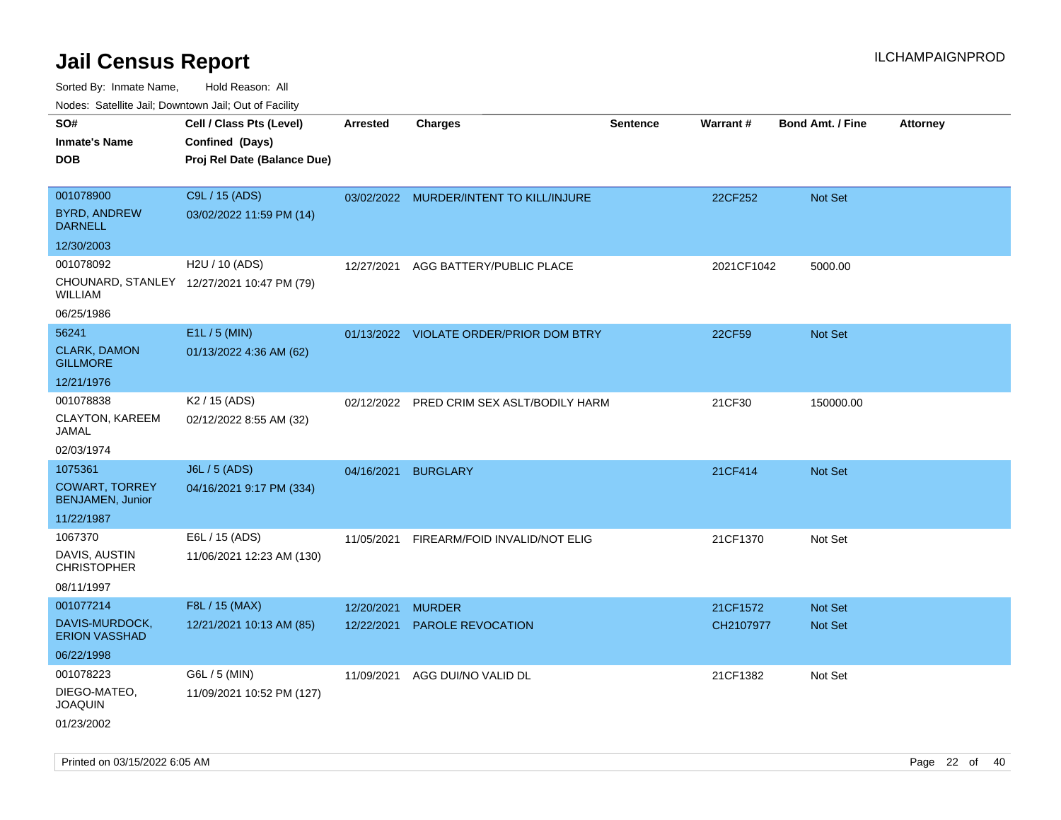# Jail Census Report

Sorted By: Inmate Name, Hold Reason: All

Nodes: Satellite Jail; Downtown Jail; Out of Facility

| SO# / Inmate's Name / DOB | Cell / Class Pts (Level) / Confined (Days) / Proj Rel Date (Balance Due) | Arrested | Charges | Sentence | Warrant # | Bond Amt. / Fine | Attorney |
|---|---|---|---|---|---|---|---|
| 001078900<br>BYRD, ANDREW DARNELL<br>12/30/2003 | C9L / 15 (ADS)<br>03/02/2022 11:59 PM (14) | 03/02/2022 | MURDER/INTENT TO KILL/INJURE | | 22CF252 | Not Set | |
| 001078092<br>CHOUNARD, STANLEY WILLIAM<br>06/25/1986 | H2U / 10 (ADS)<br>12/27/2021 10:47 PM (79) | 12/27/2021 | AGG BATTERY/PUBLIC PLACE | | 2021CF1042 | 5000.00 | |
| 56241<br>CLARK, DAMON GILLMORE<br>12/21/1976 | E1L / 5 (MIN)<br>01/13/2022 4:36 AM (62) | 01/13/2022 | VIOLATE ORDER/PRIOR DOM BTRY | | 22CF59 | Not Set | |
| 001078838<br>CLAYTON, KAREEM JAMAL<br>02/03/1974 | K2 / 15 (ADS)<br>02/12/2022 8:55 AM (32) | 02/12/2022 | PRED CRIM SEX ASLT/BODILY HARM | | 21CF30 | 150000.00 | |
| 1075361<br>COWART, TORREY BENJAMEN, Junior<br>11/22/1987 | J6L / 5 (ADS)<br>04/16/2021 9:17 PM (334) | 04/16/2021 | BURGLARY | | 21CF414 | Not Set | |
| 1067370<br>DAVIS, AUSTIN CHRISTOPHER<br>08/11/1997 | E6L / 15 (ADS)<br>11/06/2021 12:23 AM (130) | 11/05/2021 | FIREARM/FOID INVALID/NOT ELIG | | 21CF1370 | Not Set | |
| 001077214<br>DAVIS-MURDOCK, ERION VASSHAD<br>06/22/1998 | F8L / 15 (MAX)<br>12/21/2021 10:13 AM (85) | 12/20/2021<br>12/22/2021 | MURDER<br>PAROLE REVOCATION | | 21CF1572<br>CH2107977 | Not Set<br>Not Set | |
| 001078223<br>DIEGO-MATEO, JOAQUIN<br>01/23/2002 | G6L / 5 (MIN)<br>11/09/2021 10:52 PM (127) | 11/09/2021 | AGG DUI/NO VALID DL | | 21CF1382 | Not Set | |

Printed on 03/15/2022 6:05 AM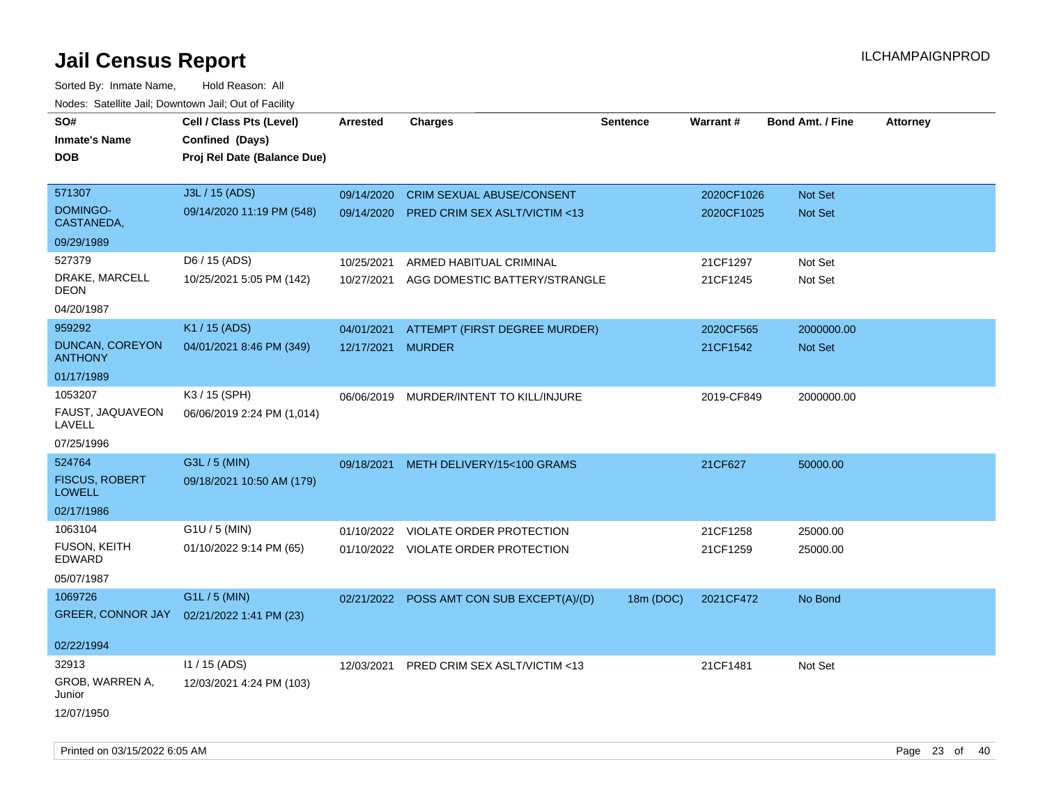# Jail Census Report

Sorted By: Inmate Name, Hold Reason: All

Nodes: Satellite Jail; Downtown Jail; Out of Facility

| SO# / Inmate's Name / DOB | Cell / Class Pts (Level) / Confined (Days) / Proj Rel Date (Balance Due) | Arrested | Charges | Sentence | Warrant # | Bond Amt. / Fine | Attorney |
|---|---|---|---|---|---|---|---|
| 571307 DOMINGO-CASTANEDA, 09/29/1989 | J3L / 15 (ADS) 09/14/2020 11:19 PM (548) | 09/14/2020 | CRIM SEXUAL ABUSE/CONSENT | | 2020CF1026 | Not Set | |
| | | 09/14/2020 | PRED CRIM SEX ASLT/VICTIM <13 | | 2020CF1025 | Not Set | |
| 527379 DRAKE, MARCELL DEON 04/20/1987 | D6 / 15 (ADS) 10/25/2021 5:05 PM (142) | 10/25/2021 | ARMED HABITUAL CRIMINAL | | 21CF1297 | Not Set | |
| | | 10/27/2021 | AGG DOMESTIC BATTERY/STRANGLE | | 21CF1245 | Not Set | |
| 959292 DUNCAN, COREYON ANTHONY 01/17/1989 | K1 / 15 (ADS) 04/01/2021 8:46 PM (349) | 04/01/2021 | ATTEMPT (FIRST DEGREE MURDER) | | 2020CF565 | 2000000.00 | |
| | | 12/17/2021 | MURDER | | 21CF1542 | Not Set | |
| 1053207 FAUST, JAQUAVEON LAVELL 07/25/1996 | K3 / 15 (SPH) 06/06/2019 2:24 PM (1,014) | 06/06/2019 | MURDER/INTENT TO KILL/INJURE | | 2019-CF849 | 2000000.00 | |
| 524764 FISCUS, ROBERT LOWELL 02/17/1986 | G3L / 5 (MIN) 09/18/2021 10:50 AM (179) | 09/18/2021 | METH DELIVERY/15<100 GRAMS | | 21CF627 | 50000.00 | |
| 1063104 FUSON, KEITH EDWARD 05/07/1987 | G1U / 5 (MIN) 01/10/2022 9:14 PM (65) | 01/10/2022 | VIOLATE ORDER PROTECTION | | 21CF1258 | 25000.00 | |
| | | 01/10/2022 | VIOLATE ORDER PROTECTION | | 21CF1259 | 25000.00 | |
| 1069726 GREER, CONNOR JAY 02/22/1994 | G1L / 5 (MIN) 02/21/2022 1:41 PM (23) | 02/21/2022 | POSS AMT CON SUB EXCEPT(A)/(D) | 18m (DOC) | 2021CF472 | No Bond | |
| 32913 GROB, WARREN A, Junior 12/07/1950 | I1 / 15 (ADS) 12/03/2021 4:24 PM (103) | 12/03/2021 | PRED CRIM SEX ASLT/VICTIM <13 | | 21CF1481 | Not Set | |

Printed on 03/15/2022 6:05 AM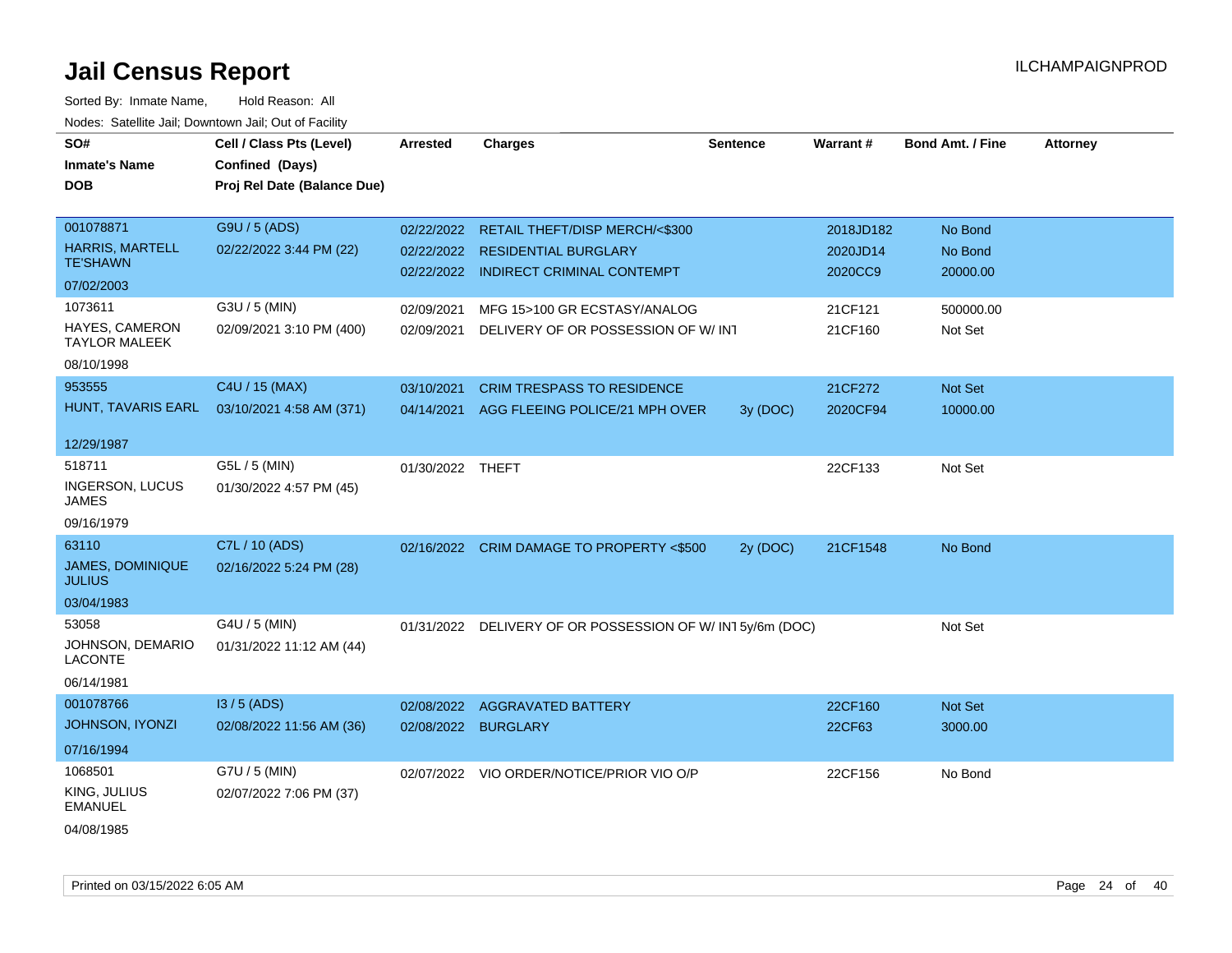# Jail Census Report

ILCHAMPAIGNPROD

Sorted By: Inmate Name, Hold Reason: All

Nodes: Satellite Jail; Downtown Jail; Out of Facility

| SO# / Inmate's Name / DOB | Cell / Class Pts (Level) / Confined (Days) / Proj Rel Date (Balance Due) | Arrested | Charges | Sentence | Warrant # | Bond Amt. / Fine | Attorney |
|---|---|---|---|---|---|---|---|
| 001078871 HARRIS, MARTELL TE'SHAWN 07/02/2003 | G9U / 5 (ADS) 02/22/2022 3:44 PM (22) | 02/22/2022 | RETAIL THEFT/DISP MERCH/<$300 | | 2018JD182 | No Bond | |
| | | 02/22/2022 | RESIDENTIAL BURGLARY | | 2020JD14 | No Bond | |
| | | 02/22/2022 | INDIRECT CRIMINAL CONTEMPT | | 2020CC9 | 20000.00 | |
| 1073611 HAYES, CAMERON TAYLOR MALEEK 08/10/1998 | G3U / 5 (MIN) 02/09/2021 3:10 PM (400) | 02/09/2021 | MFG 15>100 GR ECSTASY/ANALOG | | 21CF121 | 500000.00 | |
| | | 02/09/2021 | DELIVERY OF OR POSSESSION OF W/ INT | | 21CF160 | Not Set | |
| 953555 HUNT, TAVARIS EARL 12/29/1987 | C4U / 15 (MAX) 03/10/2021 4:58 AM (371) | 03/10/2021 | CRIM TRESPASS TO RESIDENCE | | 21CF272 | Not Set | |
| | | 04/14/2021 | AGG FLEEING POLICE/21 MPH OVER | 3y (DOC) | 2020CF94 | 10000.00 | |
| 518711 INGERSON, LUCUS JAMES 09/16/1979 | G5L / 5 (MIN) 01/30/2022 4:57 PM (45) | 01/30/2022 | THEFT | | 22CF133 | Not Set | |
| 63110 JAMES, DOMINIQUE JULIUS 03/04/1983 | C7L / 10 (ADS) 02/16/2022 5:24 PM (28) | 02/16/2022 | CRIM DAMAGE TO PROPERTY <$500 | 2y (DOC) | 21CF1548 | No Bond | |
| 53058 JOHNSON, DEMARIO LACONTE 06/14/1981 | G4U / 5 (MIN) 01/31/2022 11:12 AM (44) | 01/31/2022 | DELIVERY OF OR POSSESSION OF W/ INT | 5y/6m (DOC) | | Not Set | |
| 001078766 JOHNSON, IYONZI 07/16/1994 | I3 / 5 (ADS) 02/08/2022 11:56 AM (36) | 02/08/2022 | AGGRAVATED BATTERY | | 22CF160 | Not Set | |
| | | 02/08/2022 | BURGLARY | | 22CF63 | 3000.00 | |
| 1068501 KING, JULIUS EMANUEL 04/08/1985 | G7U / 5 (MIN) 02/07/2022 7:06 PM (37) | 02/07/2022 | VIO ORDER/NOTICE/PRIOR VIO O/P | | 22CF156 | No Bond | |

Printed on 03/15/2022 6:05 AM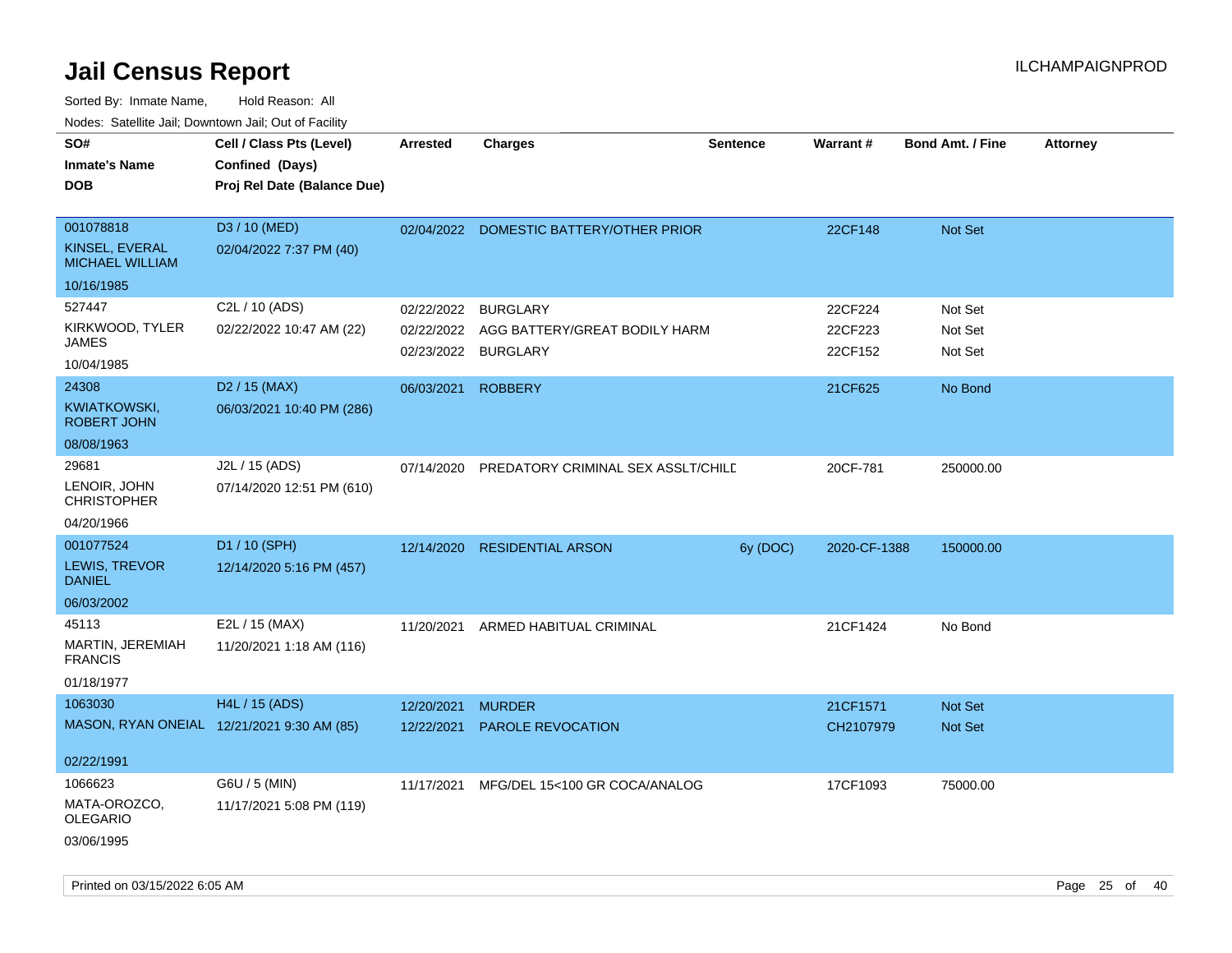# Jail Census Report

Sorted By: Inmate Name, Hold Reason: All

Nodes: Satellite Jail; Downtown Jail; Out of Facility

| SO# / Inmate's Name / DOB | Cell / Class Pts (Level) / Confined (Days) / Proj Rel Date (Balance Due) | Arrested | Charges | Sentence | Warrant # | Bond Amt. / Fine | Attorney |
|---|---|---|---|---|---|---|---|
| 001078818<br>KINSEL, EVERAL MICHAEL WILLIAM<br>10/16/1985 | D3 / 10 (MED)<br>02/04/2022 7:37 PM (40) | 02/04/2022 | DOMESTIC BATTERY/OTHER PRIOR | | 22CF148 | Not Set | |
| 527447<br>KIRKWOOD, TYLER JAMES<br>10/04/1985 | C2L / 10 (ADS)<br>02/22/2022 10:47 AM (22) | 02/22/2022<br>02/22/2022<br>02/23/2022 | BURGLARY<br>AGG BATTERY/GREAT BODILY HARM<br>BURGLARY | | 22CF224<br>22CF223<br>22CF152 | Not Set<br>Not Set<br>Not Set | |
| 24308<br>KWIATKOWSKI, ROBERT JOHN<br>08/08/1963 | D2 / 15 (MAX)<br>06/03/2021 10:40 PM (286) | 06/03/2021 | ROBBERY | | 21CF625 | No Bond | |
| 29681<br>LENOIR, JOHN CHRISTOPHER<br>04/20/1966 | J2L / 15 (ADS)<br>07/14/2020 12:51 PM (610) | 07/14/2020 | PREDATORY CRIMINAL SEX ASSLT/CHILD | | 20CF-781 | 250000.00 | |
| 001077524<br>LEWIS, TREVOR DANIEL<br>06/03/2002 | D1 / 10 (SPH)<br>12/14/2020 5:16 PM (457) | 12/14/2020 | RESIDENTIAL ARSON | 6y (DOC) | 2020-CF-1388 | 150000.00 | |
| 45113<br>MARTIN, JEREMIAH FRANCIS<br>01/18/1977 | E2L / 15 (MAX)<br>11/20/2021 1:18 AM (116) | 11/20/2021 | ARMED HABITUAL CRIMINAL | | 21CF1424 | No Bond | |
| 1063030<br>MASON, RYAN ONEIAL<br>02/22/1991 | H4L / 15 (ADS)<br>12/21/2021 9:30 AM (85) | 12/20/2021<br>12/22/2021 | MURDER<br>PAROLE REVOCATION | | 21CF1571<br>CH2107979 | Not Set<br>Not Set | |
| 1066623<br>MATA-OROZCO, OLEGARIO<br>03/06/1995 | G6U / 5 (MIN)<br>11/17/2021 5:08 PM (119) | 11/17/2021 | MFG/DEL 15<100 GR COCA/ANALOG | | 17CF1093 | 75000.00 | |

Printed on 03/15/2022 6:05 AM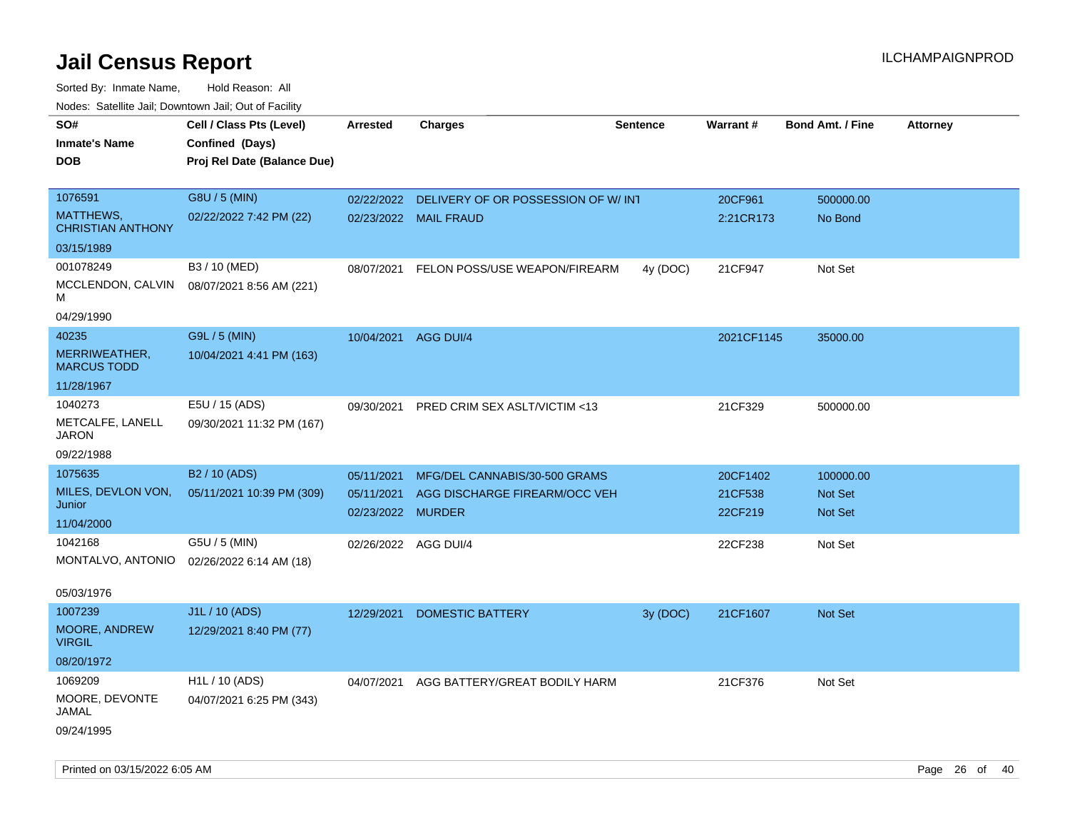# Jail Census Report

ILCHAMPAIGNPROD

Sorted By: Inmate Name, Hold Reason: All

Nodes: Satellite Jail; Downtown Jail; Out of Facility

| SO# / Inmate's Name / DOB | Cell / Class Pts (Level) / Confined (Days) / Proj Rel Date (Balance Due) | Arrested | Charges | Sentence | Warrant # | Bond Amt. / Fine | Attorney |
|---|---|---|---|---|---|---|---|
| 1076591 MATTHEWS, CHRISTIAN ANTHONY 03/15/1989 | G8U / 5 (MIN) 02/22/2022 7:42 PM (22) | 02/22/2022 | DELIVERY OF OR POSSESSION OF W/ INT | | 20CF961 | 500000.00 | |
| | | 02/23/2022 | MAIL FRAUD | | 2:21CR173 | No Bond | |
| 001078249 MCCLENDON, CALVIN M 04/29/1990 | B3 / 10 (MED) 08/07/2021 8:56 AM (221) | 08/07/2021 | FELON POSS/USE WEAPON/FIREARM | 4y (DOC) | 21CF947 | Not Set | |
| 40235 MERRIWEATHER, MARCUS TODD 11/28/1967 | G9L / 5 (MIN) 10/04/2021 4:41 PM (163) | 10/04/2021 | AGG DUI/4 | | 2021CF1145 | 35000.00 | |
| 1040273 METCALFE, LANELL JARON 09/22/1988 | E5U / 15 (ADS) 09/30/2021 11:32 PM (167) | 09/30/2021 | PRED CRIM SEX ASLT/VICTIM <13 | | 21CF329 | 500000.00 | |
| 1075635 MILES, DEVLON VON, Junior 11/04/2000 | B2 / 10 (ADS) 05/11/2021 10:39 PM (309) | 05/11/2021 | MFG/DEL CANNABIS/30-500 GRAMS | | 20CF1402 | 100000.00 | |
| | | 05/11/2021 | AGG DISCHARGE FIREARM/OCC VEH | | 21CF538 | Not Set | |
| | | 02/23/2022 | MURDER | | 22CF219 | Not Set | |
| 1042168 MONTALVO, ANTONIO 05/03/1976 | G5U / 5 (MIN) 02/26/2022 6:14 AM (18) | 02/26/2022 | AGG DUI/4 | | 22CF238 | Not Set | |
| 1007239 MOORE, ANDREW VIRGIL 08/20/1972 | J1L / 10 (ADS) 12/29/2021 8:40 PM (77) | 12/29/2021 | DOMESTIC BATTERY | 3y (DOC) | 21CF1607 | Not Set | |
| 1069209 MOORE, DEVONTE JAMAL 09/24/1995 | H1L / 10 (ADS) 04/07/2021 6:25 PM (343) | 04/07/2021 | AGG BATTERY/GREAT BODILY HARM | | 21CF376 | Not Set | |

Printed on 03/15/2022 6:05 AM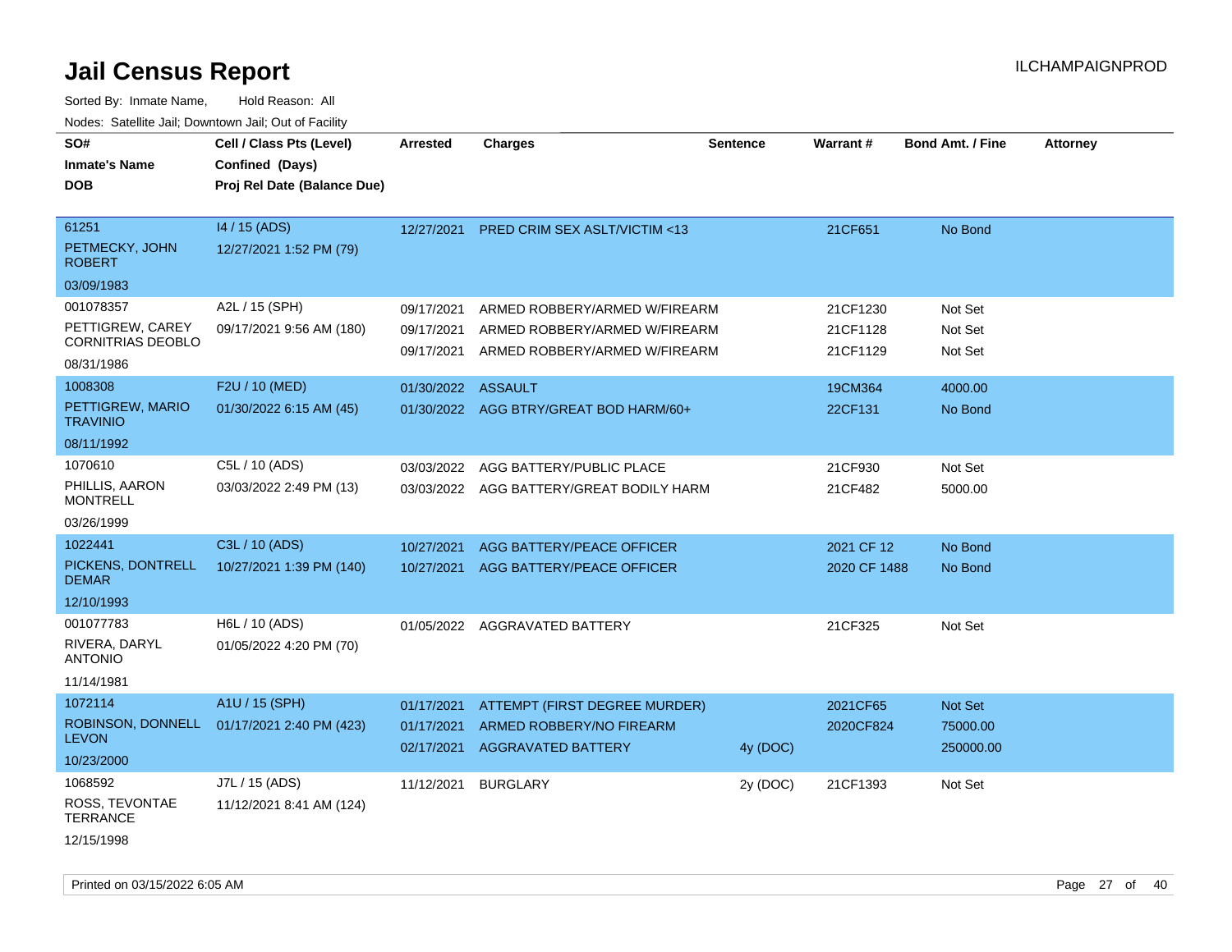# Jail Census Report

ILCHAMPAIGNPROD

Sorted By: Inmate Name, Hold Reason: All

Nodes: Satellite Jail; Downtown Jail; Out of Facility

| SO# / Inmate's Name / DOB | Cell / Class Pts (Level) / Confined (Days) / Proj Rel Date (Balance Due) | Arrested | Charges | Sentence | Warrant # | Bond Amt. / Fine | Attorney |
|---|---|---|---|---|---|---|---|
| 61251<br>PETMECKY, JOHN ROBERT<br>03/09/1983 | I4 / 15 (ADS)<br>12/27/2021 1:52 PM (79) | 12/27/2021 | PRED CRIM SEX ASLT/VICTIM <13 | | 21CF651 | No Bond | |
| 001078357<br>PETTIGREW, CAREY CORNITRIAS DEOBLO<br>08/31/1986 | A2L / 15 (SPH)<br>09/17/2021 9:56 AM (180) | 09/17/2021<br>09/17/2021<br>09/17/2021 | ARMED ROBBERY/ARMED W/FIREARM<br>ARMED ROBBERY/ARMED W/FIREARM<br>ARMED ROBBERY/ARMED W/FIREARM | | 21CF1230<br>21CF1128<br>21CF1129 | Not Set<br>Not Set<br>Not Set | |
| 1008308<br>PETTIGREW, MARIO TRAVINIO<br>08/11/1992 | F2U / 10 (MED)<br>01/30/2022 6:15 AM (45) | 01/30/2022<br>01/30/2022 | ASSAULT<br>AGG BTRY/GREAT BOD HARM/60+ | | 19CM364<br>22CF131 | 4000.00<br>No Bond | |
| 1070610<br>PHILLIS, AARON MONTRELL<br>03/26/1999 | C5L / 10 (ADS)<br>03/03/2022 2:49 PM (13) | 03/03/2022<br>03/03/2022 | AGG BATTERY/PUBLIC PLACE<br>AGG BATTERY/GREAT BODILY HARM | | 21CF930<br>21CF482 | Not Set<br>5000.00 | |
| 1022441<br>PICKENS, DONTRELL DEMAR<br>12/10/1993 | C3L / 10 (ADS)<br>10/27/2021 1:39 PM (140) | 10/27/2021<br>10/27/2021 | AGG BATTERY/PEACE OFFICER<br>AGG BATTERY/PEACE OFFICER | | 2021 CF 12<br>2020 CF 1488 | No Bond<br>No Bond | |
| 001077783<br>RIVERA, DARYL ANTONIO<br>11/14/1981 | H6L / 10 (ADS)<br>01/05/2022 4:20 PM (70) | 01/05/2022 | AGGRAVATED BATTERY | | 21CF325 | Not Set | |
| 1072114<br>ROBINSON, DONNELL LEVON<br>10/23/2000 | A1U / 15 (SPH)<br>01/17/2021 2:40 PM (423) | 01/17/2021<br>01/17/2021<br>02/17/2021 | ATTEMPT (FIRST DEGREE MURDER)<br>ARMED ROBBERY/NO FIREARM<br>AGGRAVATED BATTERY | <br><br>4y (DOC) | 2021CF65<br>2020CF824 | Not Set<br>75000.00<br>250000.00 | |
| 1068592<br>ROSS, TEVONTAE TERRANCE<br>12/15/1998 | J7L / 15 (ADS)<br>11/12/2021 8:41 AM (124) | 11/12/2021 | BURGLARY | 2y (DOC) | 21CF1393 | Not Set | |

Printed on 03/15/2022 6:05 AM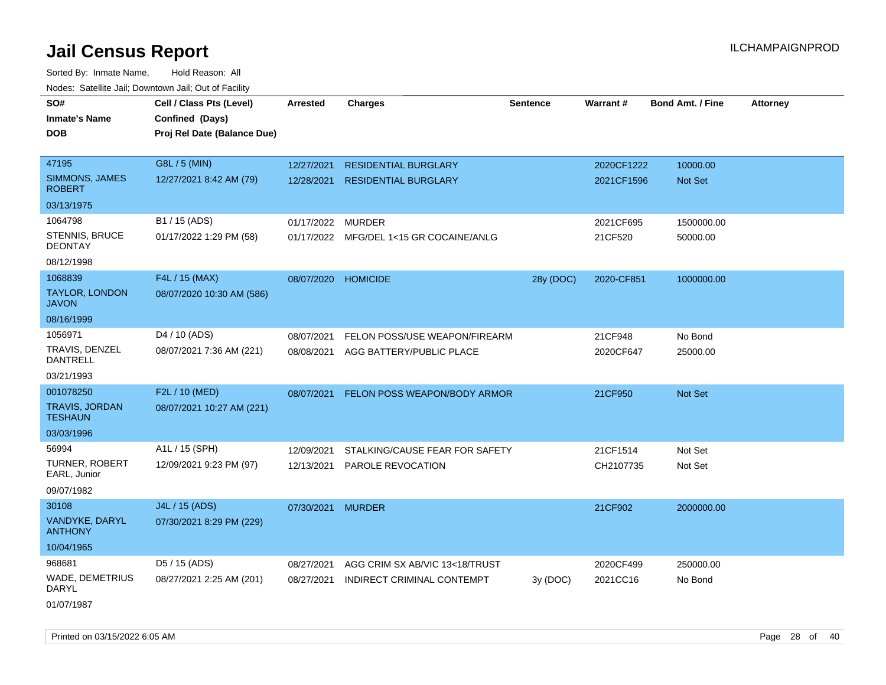# Jail Census Report

ILCHAMPAIGNPROD

Sorted By: Inmate Name, Hold Reason: All

Nodes: Satellite Jail; Downtown Jail; Out of Facility

| SO# / Inmate's Name / DOB | Cell / Class Pts (Level) / Confined (Days) / Proj Rel Date (Balance Due) | Arrested | Charges | Sentence | Warrant # | Bond Amt. / Fine | Attorney |
|---|---|---|---|---|---|---|---|
| 47195<br>SIMMONS, JAMES ROBERT<br>03/13/1975 | G8L / 5 (MIN)<br>12/27/2021 8:42 AM (79) | 12/27/2021<br>12/28/2021 | RESIDENTIAL BURGLARY<br>RESIDENTIAL BURGLARY | | 2020CF1222<br>2021CF1596 | 10000.00<br>Not Set | |
| 1064798<br>STENNIS, BRUCE DEONTAY<br>08/12/1998 | B1 / 15 (ADS)<br>01/17/2022 1:29 PM (58) | 01/17/2022<br>01/17/2022 | MURDER<br>MFG/DEL 1<15 GR COCAINE/ANLG | | 2021CF695<br>21CF520 | 1500000.00<br>50000.00 | |
| 1068839<br>TAYLOR, LONDON JAVON<br>08/16/1999 | F4L / 15 (MAX)<br>08/07/2020 10:30 AM (586) | 08/07/2020 | HOMICIDE | 28y (DOC) | 2020-CF851 | 1000000.00 | |
| 1056971<br>TRAVIS, DENZEL DANTRELL<br>03/21/1993 | D4 / 10 (ADS)<br>08/07/2021 7:36 AM (221) | 08/07/2021<br>08/08/2021 | FELON POSS/USE WEAPON/FIREARM<br>AGG BATTERY/PUBLIC PLACE | | 21CF948<br>2020CF647 | No Bond<br>25000.00 | |
| 001078250<br>TRAVIS, JORDAN TESHAUN<br>03/03/1996 | F2L / 10 (MED)<br>08/07/2021 10:27 AM (221) | 08/07/2021 | FELON POSS WEAPON/BODY ARMOR | | 21CF950 | Not Set | |
| 56994<br>TURNER, ROBERT EARL, Junior<br>09/07/1982 | A1L / 15 (SPH)<br>12/09/2021 9:23 PM (97) | 12/09/2021<br>12/13/2021 | STALKING/CAUSE FEAR FOR SAFETY<br>PAROLE REVOCATION | | 21CF1514<br>CH2107735 | Not Set<br>Not Set | |
| 30108<br>VANDYKE, DARYL ANTHONY<br>10/04/1965 | J4L / 15 (ADS)<br>07/30/2021 8:29 PM (229) | 07/30/2021 | MURDER | | 21CF902 | 2000000.00 | |
| 968681<br>WADE, DEMETRIUS DARYL<br>01/07/1987 | D5 / 15 (ADS)<br>08/27/2021 2:25 AM (201) | 08/27/2021<br>08/27/2021 | AGG CRIM SX AB/VIC 13<18/TRUST<br>INDIRECT CRIMINAL CONTEMPT | <br>3y (DOC) | 2020CF499<br>2021CC16 | 250000.00<br>No Bond | |

Printed on 03/15/2022 6:05 AM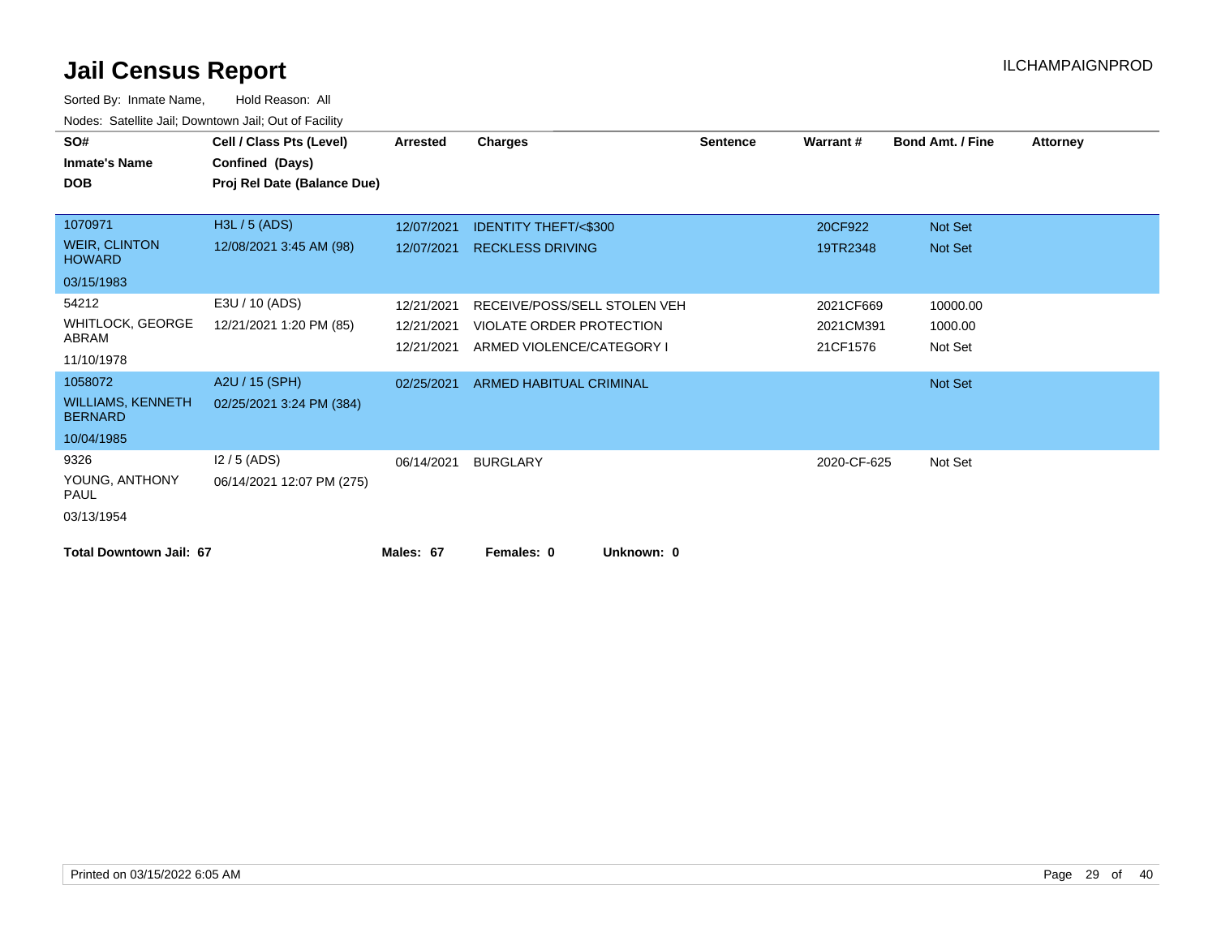# Jail Census Report

ILCHAMPAIGNPROD

Sorted By: Inmate Name, Hold Reason: All

Nodes: Satellite Jail; Downtown Jail; Out of Facility

| SO# / Inmate's Name / DOB | Cell / Class Pts (Level) / Confined (Days) / Proj Rel Date (Balance Due) | Arrested | Charges | Sentence | Warrant # | Bond Amt. / Fine | Attorney |
|---|---|---|---|---|---|---|---|
| 1070971<br>WEIR, CLINTON HOWARD<br>03/15/1983 | H3L / 5 (ADS)<br>12/08/2021 3:45 AM (98) | 12/07/2021 | IDENTITY THEFT/<$300 | | 20CF922 | Not Set | |
| | | 12/07/2021 | RECKLESS DRIVING | | 19TR2348 | Not Set | |
| 54212<br>WHITLOCK, GEORGE ABRAM<br>11/10/1978 | E3U / 10 (ADS)<br>12/21/2021 1:20 PM (85) | 12/21/2021 | RECEIVE/POSS/SELL STOLEN VEH | | 2021CF669 | 10000.00 | |
| | | 12/21/2021 | VIOLATE ORDER PROTECTION | | 2021CM391 | 1000.00 | |
| | | 12/21/2021 | ARMED VIOLENCE/CATEGORY I | | 21CF1576 | Not Set | |
| 1058072<br>WILLIAMS, KENNETH BERNARD<br>10/04/1985 | A2U / 15 (SPH)<br>02/25/2021 3:24 PM (384) | 02/25/2021 | ARMED HABITUAL CRIMINAL | | | Not Set | |
| 9326<br>YOUNG, ANTHONY PAUL<br>03/13/1954 | I2 / 5 (ADS)<br>06/14/2021 12:07 PM (275) | 06/14/2021 | BURGLARY | | 2020-CF-625 | Not Set | |

**Total Downtown Jail: 67** **Males: 67** **Females: 0** **Unknown: 0**

Printed on 03/15/2022 6:05 AM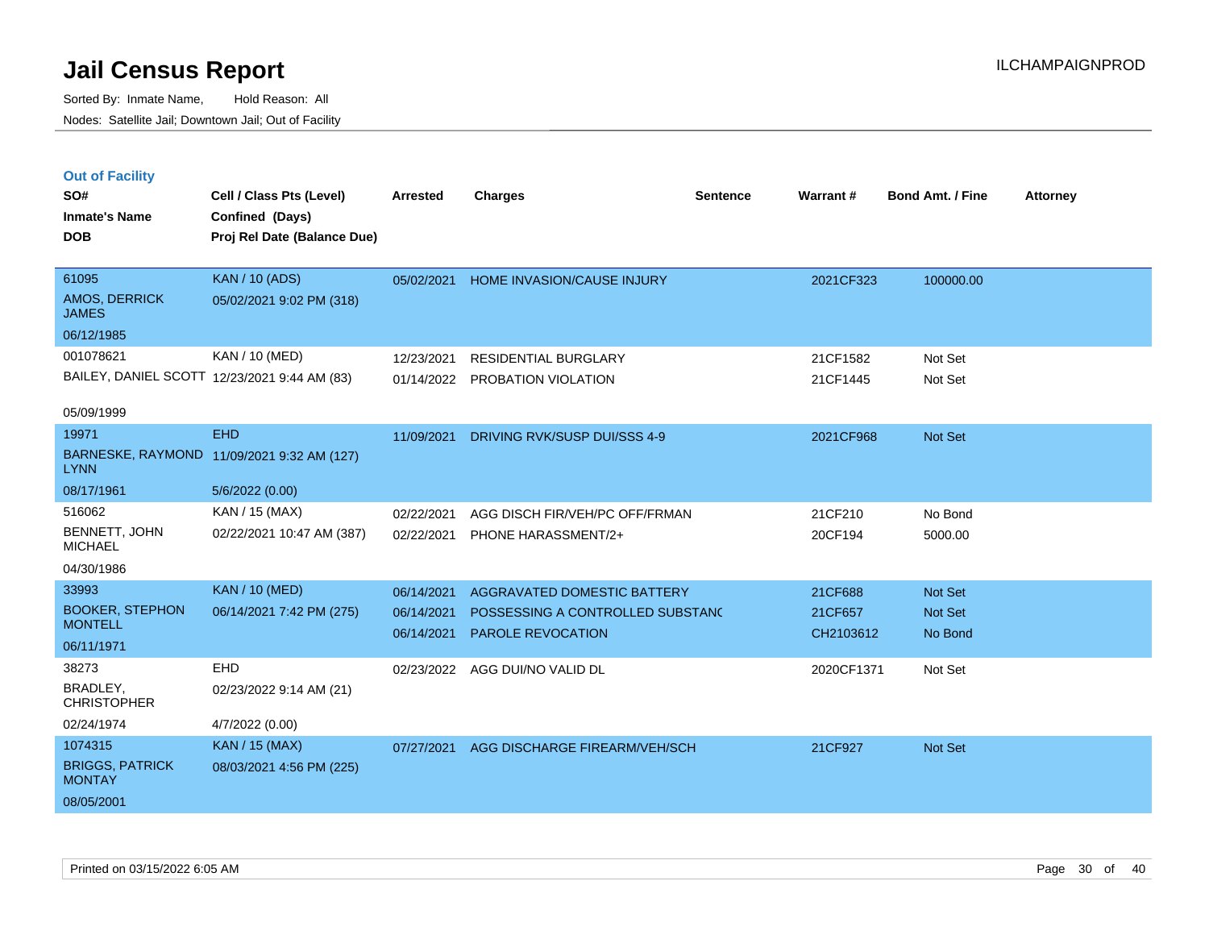# Jail Census Report

ILCHAMPAIGNPROD

Sorted By: Inmate Name, Hold Reason: All

Nodes: Satellite Jail; Downtown Jail; Out of Facility

## Out of Facility

| SO# / Inmate's Name / DOB | Cell / Class Pts (Level) / Confined (Days) / Proj Rel Date (Balance Due) | Arrested | Charges | Sentence | Warrant # | Bond Amt. / Fine | Attorney |
|---|---|---|---|---|---|---|---|
| 61095<br>AMOS, DERRICK JAMES<br>06/12/1985 | KAN / 10 (ADS)<br>05/02/2021 9:02 PM (318) | 05/02/2021 | HOME INVASION/CAUSE INJURY | | 2021CF323 | 100000.00 | |
| 001078621<br>BAILEY, DANIEL SCOTT<br>05/09/1999 | KAN / 10 (MED)<br>12/23/2021 9:44 AM (83) | 12/23/2021<br>01/14/2022 | RESIDENTIAL BURGLARY<br>PROBATION VIOLATION | | 21CF1582<br>21CF1445 | Not Set<br>Not Set | |
| 19971<br>BARNESKE, RAYMOND LYNN<br>08/17/1961 | EHD<br>11/09/2021 9:32 AM (127)<br>5/6/2022 (0.00) | 11/09/2021 | DRIVING RVK/SUSP DUI/SSS 4-9 | | 2021CF968 | Not Set | |
| 516062<br>BENNETT, JOHN MICHAEL<br>04/30/1986 | KAN / 15 (MAX)<br>02/22/2021 10:47 AM (387) | 02/22/2021<br>02/22/2021 | AGG DISCH FIR/VEH/PC OFF/FRMAN<br>PHONE HARASSMENT/2+ | | 21CF210<br>20CF194 | No Bond<br>5000.00 | |
| 33993<br>BOOKER, STEPHON MONTELL<br>06/11/1971 | KAN / 10 (MED)<br>06/14/2021 7:42 PM (275) | 06/14/2021<br>06/14/2021<br>06/14/2021 | AGGRAVATED DOMESTIC BATTERY<br>POSSESSING A CONTROLLED SUBSTANC<br>PAROLE REVOCATION | | 21CF688<br>21CF657<br>CH2103612 | Not Set<br>Not Set<br>No Bond | |
| 38273<br>BRADLEY, CHRISTOPHER<br>02/24/1974 | EHD<br>02/23/2022 9:14 AM (21)<br>4/7/2022 (0.00) | 02/23/2022 | AGG DUI/NO VALID DL | | 2020CF1371 | Not Set | |
| 1074315<br>BRIGGS, PATRICK MONTAY<br>08/05/2001 | KAN / 15 (MAX)<br>08/03/2021 4:56 PM (225) | 07/27/2021 | AGG DISCHARGE FIREARM/VEH/SCH | | 21CF927 | Not Set | |

Printed on 03/15/2022 6:05 AM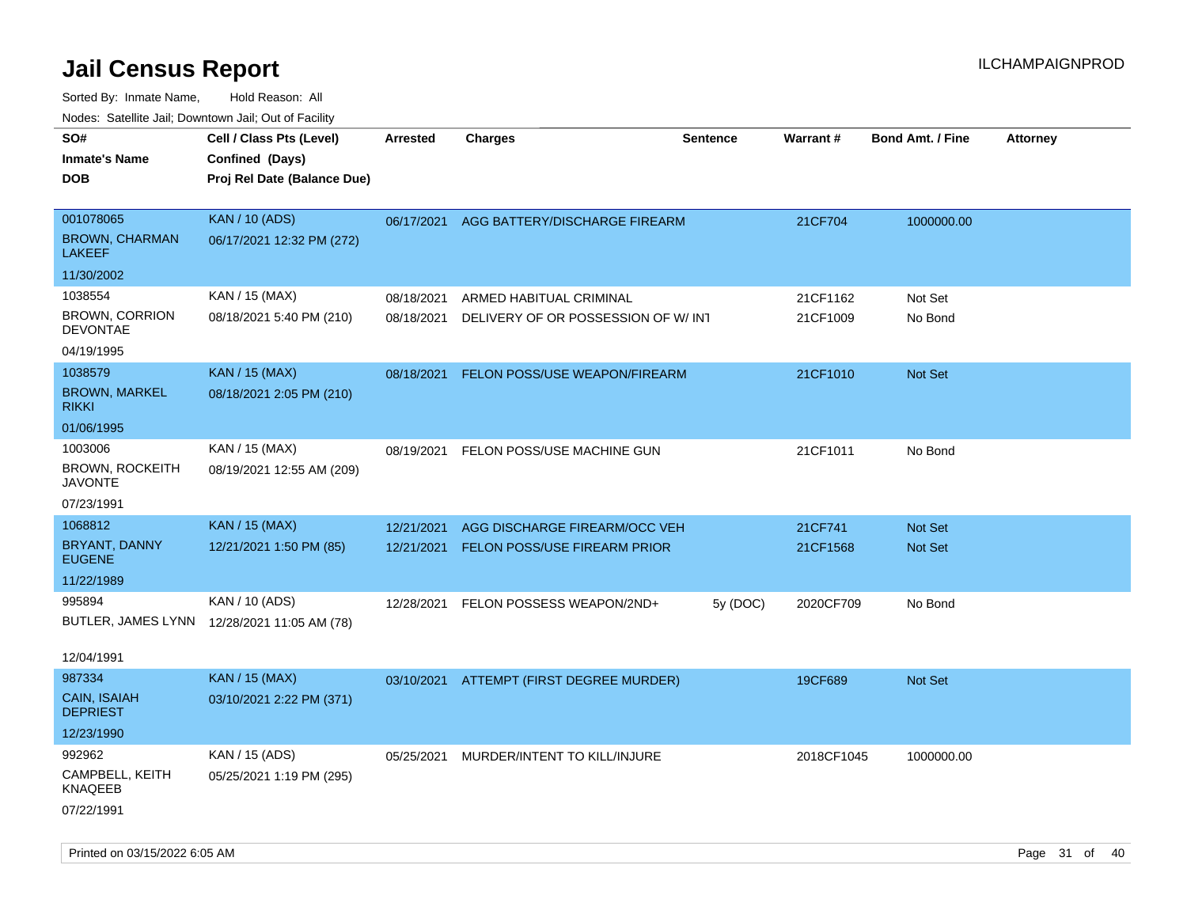# Jail Census Report

ILCHAMPAIGNPROD

Sorted By: Inmate Name, Hold Reason: All

Nodes: Satellite Jail; Downtown Jail; Out of Facility

| SO# / Inmate's Name / DOB | Cell / Class Pts (Level) / Confined (Days) / Proj Rel Date (Balance Due) | Arrested | Charges | Sentence | Warrant # | Bond Amt. / Fine | Attorney |
|---|---|---|---|---|---|---|---|
| 001078065<br>BROWN, CHARMAN LAKEEF<br>11/30/2002 | KAN / 10 (ADS)<br>06/17/2021 12:32 PM (272) | 06/17/2021 | AGG BATTERY/DISCHARGE FIREARM | | 21CF704 | 1000000.00 | |
| 1038554<br>BROWN, CORRION DEVONTAE<br>04/19/1995 | KAN / 15 (MAX)<br>08/18/2021 5:40 PM (210) | 08/18/2021<br>08/18/2021 | ARMED HABITUAL CRIMINAL<br>DELIVERY OF OR POSSESSION OF W/ INT | | 21CF1162<br>21CF1009 | Not Set<br>No Bond | |
| 1038579<br>BROWN, MARKEL RIKKI<br>01/06/1995 | KAN / 15 (MAX)<br>08/18/2021 2:05 PM (210) | 08/18/2021 | FELON POSS/USE WEAPON/FIREARM | | 21CF1010 | Not Set | |
| 1003006<br>BROWN, ROCKEITH JAVONTE<br>07/23/1991 | KAN / 15 (MAX)<br>08/19/2021 12:55 AM (209) | 08/19/2021 | FELON POSS/USE MACHINE GUN | | 21CF1011 | No Bond | |
| 1068812<br>BRYANT, DANNY EUGENE<br>11/22/1989 | KAN / 15 (MAX)<br>12/21/2021 1:50 PM (85) | 12/21/2021<br>12/21/2021 | AGG DISCHARGE FIREARM/OCC VEH<br>FELON POSS/USE FIREARM PRIOR | | 21CF741<br>21CF1568 | Not Set<br>Not Set | |
| 995894<br>BUTLER, JAMES LYNN<br>12/04/1991 | KAN / 10 (ADS)<br>12/28/2021 11:05 AM (78) | 12/28/2021 | FELON POSSESS WEAPON/2ND+ | 5y (DOC) | 2020CF709 | No Bond | |
| 987334<br>CAIN, ISAIAH DEPRIEST<br>12/23/1990 | KAN / 15 (MAX)<br>03/10/2021 2:22 PM (371) | 03/10/2021 | ATTEMPT (FIRST DEGREE MURDER) | | 19CF689 | Not Set | |
| 992962<br>CAMPBELL, KEITH KNAQEEB<br>07/22/1991 | KAN / 15 (ADS)<br>05/25/2021 1:19 PM (295) | 05/25/2021 | MURDER/INTENT TO KILL/INJURE | | 2018CF1045 | 1000000.00 | |

Printed on 03/15/2022 6:05 AM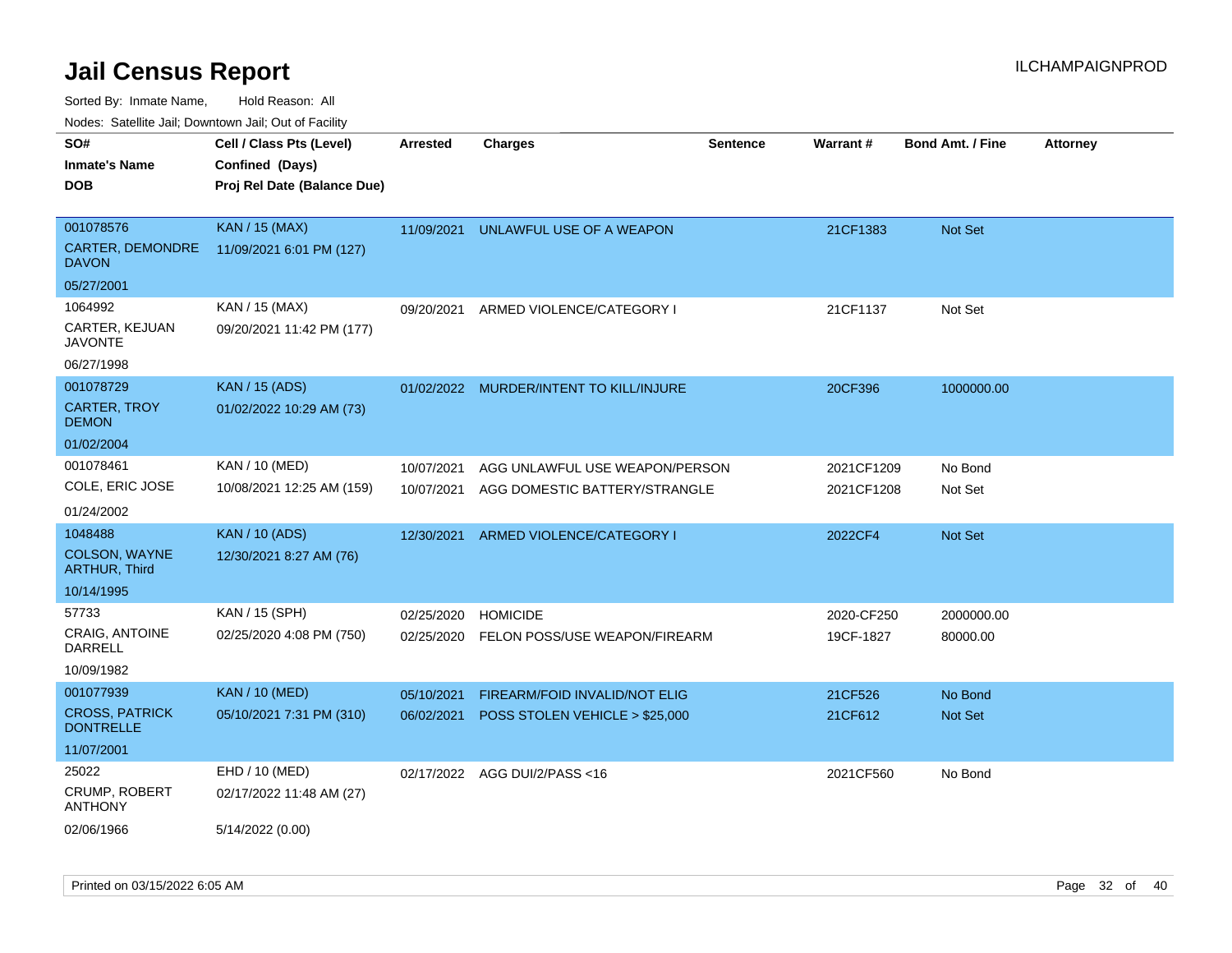# Jail Census Report

Sorted By: Inmate Name, Hold Reason: All

Nodes: Satellite Jail; Downtown Jail; Out of Facility

| SO# / Inmate's Name / DOB | Cell / Class Pts (Level) / Confined (Days) / Proj Rel Date (Balance Due) | Arrested | Charges | Sentence | Warrant # | Bond Amt. / Fine | Attorney |
|---|---|---|---|---|---|---|---|
| 001078576<br>CARTER, DEMONDRE DAVON<br>05/27/2001 | KAN / 15 (MAX)<br>11/09/2021 6:01 PM (127) | 11/09/2021 | UNLAWFUL USE OF A WEAPON | | 21CF1383 | Not Set | |
| 1064992<br>CARTER, KEJUAN JAVONTE<br>06/27/1998 | KAN / 15 (MAX)<br>09/20/2021 11:42 PM (177) | 09/20/2021 | ARMED VIOLENCE/CATEGORY I | | 21CF1137 | Not Set | |
| 001078729<br>CARTER, TROY DEMON<br>01/02/2004 | KAN / 15 (ADS)<br>01/02/2022 10:29 AM (73) | 01/02/2022 | MURDER/INTENT TO KILL/INJURE | | 20CF396 | 1000000.00 | |
| 001078461<br>COLE, ERIC JOSE<br>01/24/2002 | KAN / 10 (MED)<br>10/08/2021 12:25 AM (159) | 10/07/2021<br>10/07/2021 | AGG UNLAWFUL USE WEAPON/PERSON<br>AGG DOMESTIC BATTERY/STRANGLE | | 2021CF1209<br>2021CF1208 | No Bond<br>Not Set | |
| 1048488<br>COLSON, WAYNE ARTHUR, Third<br>10/14/1995 | KAN / 10 (ADS)<br>12/30/2021 8:27 AM (76) | 12/30/2021 | ARMED VIOLENCE/CATEGORY I | | 2022CF4 | Not Set | |
| 57733<br>CRAIG, ANTOINE DARRELL<br>10/09/1982 | KAN / 15 (SPH)<br>02/25/2020 4:08 PM (750) | 02/25/2020<br>02/25/2020 | HOMICIDE<br>FELON POSS/USE WEAPON/FIREARM | | 2020-CF250<br>19CF-1827 | 2000000.00<br>80000.00 | |
| 001077939<br>CROSS, PATRICK DONTRELLE<br>11/07/2001 | KAN / 10 (MED)<br>05/10/2021 7:31 PM (310) | 05/10/2021<br>06/02/2021 | FIREARM/FOID INVALID/NOT ELIG<br>POSS STOLEN VEHICLE > $25,000 | | 21CF526<br>21CF612 | No Bond<br>Not Set | |
| 25022<br>CRUMP, ROBERT ANTHONY<br>02/06/1966 | EHD / 10 (MED)<br>02/17/2022 11:48 AM (27)<br>5/14/2022 (0.00) | 02/17/2022 | AGG DUI/2/PASS <16 | | 2021CF560 | No Bond | |

Printed on 03/15/2022 6:05 AM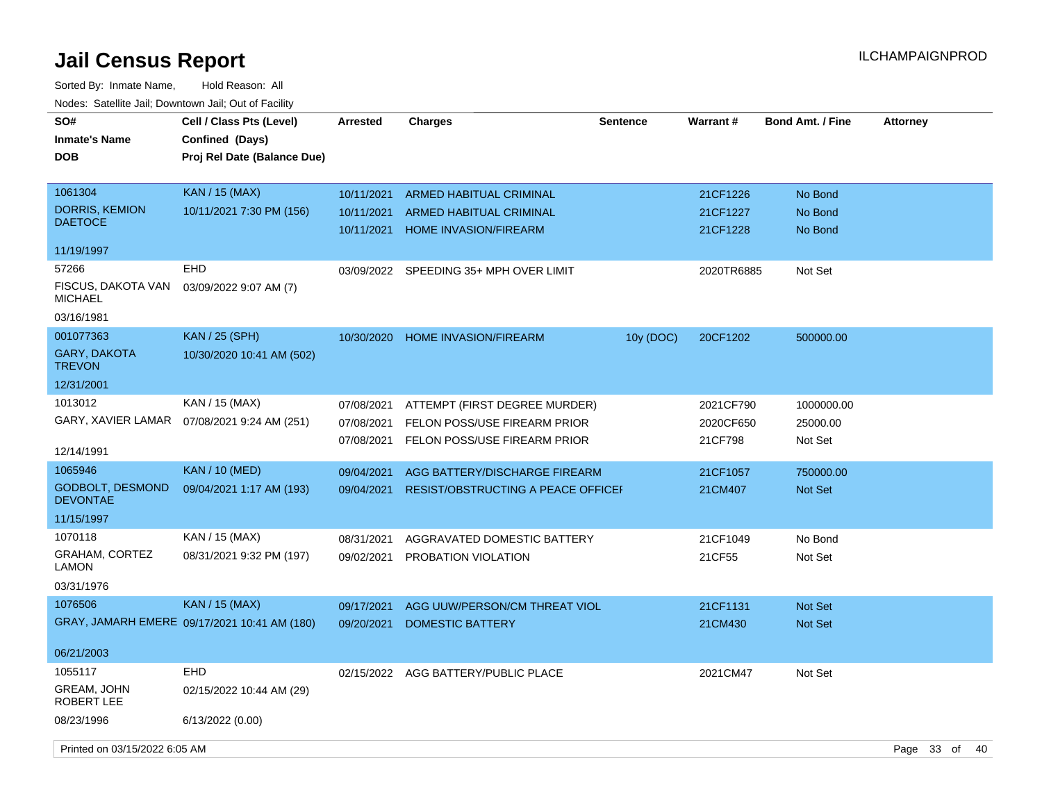# Jail Census Report

ILCHAMPAIGNPROD

Sorted By: Inmate Name, Hold Reason: All

Nodes: Satellite Jail; Downtown Jail; Out of Facility

| SO# / Inmate's Name / DOB | Cell / Class Pts (Level) / Confined (Days) / Proj Rel Date (Balance Due) | Arrested | Charges | Sentence | Warrant # | Bond Amt. / Fine | Attorney |
|---|---|---|---|---|---|---|---|
| 1061304 DORRIS, KEMION DAETOCE 11/19/1997 | KAN / 15 (MAX) 10/11/2021 7:30 PM (156) | 10/11/2021 | ARMED HABITUAL CRIMINAL | | 21CF1226 | No Bond | |
| | | 10/11/2021 | ARMED HABITUAL CRIMINAL | | 21CF1227 | No Bond | |
| | | 10/11/2021 | HOME INVASION/FIREARM | | 21CF1228 | No Bond | |
| 57266 FISCUS, DAKOTA VAN MICHAEL 03/16/1981 | EHD 03/09/2022 9:07 AM (7) | 03/09/2022 | SPEEDING 35+ MPH OVER LIMIT | | 2020TR6885 | Not Set | |
| 001077363 GARY, DAKOTA TREVON 12/31/2001 | KAN / 25 (SPH) 10/30/2020 10:41 AM (502) | 10/30/2020 | HOME INVASION/FIREARM | 10y (DOC) | 20CF1202 | 500000.00 | |
| 1013012 GARY, XAVIER LAMAR 12/14/1991 | KAN / 15 (MAX) 07/08/2021 9:24 AM (251) | 07/08/2021 | ATTEMPT (FIRST DEGREE MURDER) | | 2021CF790 | 1000000.00 | |
| | | 07/08/2021 | FELON POSS/USE FIREARM PRIOR | | 2020CF650 | 25000.00 | |
| | | 07/08/2021 | FELON POSS/USE FIREARM PRIOR | | 21CF798 | Not Set | |
| 1065946 GODBOLT, DESMOND DEVONTAE 11/15/1997 | KAN / 10 (MED) 09/04/2021 1:17 AM (193) | 09/04/2021 | AGG BATTERY/DISCHARGE FIREARM | | 21CF1057 | 750000.00 | |
| | | 09/04/2021 | RESIST/OBSTRUCTING A PEACE OFFICEI | | 21CM407 | Not Set | |
| 1070118 GRAHAM, CORTEZ LAMON 03/31/1976 | KAN / 15 (MAX) 08/31/2021 9:32 PM (197) | 08/31/2021 | AGGRAVATED DOMESTIC BATTERY | | 21CF1049 | No Bond | |
| | | 09/02/2021 | PROBATION VIOLATION | | 21CF55 | Not Set | |
| 1076506 GRAY, JAMARH EMERE 06/21/2003 | KAN / 15 (MAX) 09/17/2021 10:41 AM (180) | 09/17/2021 | AGG UUW/PERSON/CM THREAT VIOL | | 21CF1131 | Not Set | |
| | | 09/20/2021 | DOMESTIC BATTERY | | 21CM430 | Not Set | |
| 1055117 GREAM, JOHN ROBERT LEE 08/23/1996 | EHD 02/15/2022 10:44 AM (29) 6/13/2022 (0.00) | 02/15/2022 | AGG BATTERY/PUBLIC PLACE | | 2021CM47 | Not Set | |

Printed on 03/15/2022 6:05 AM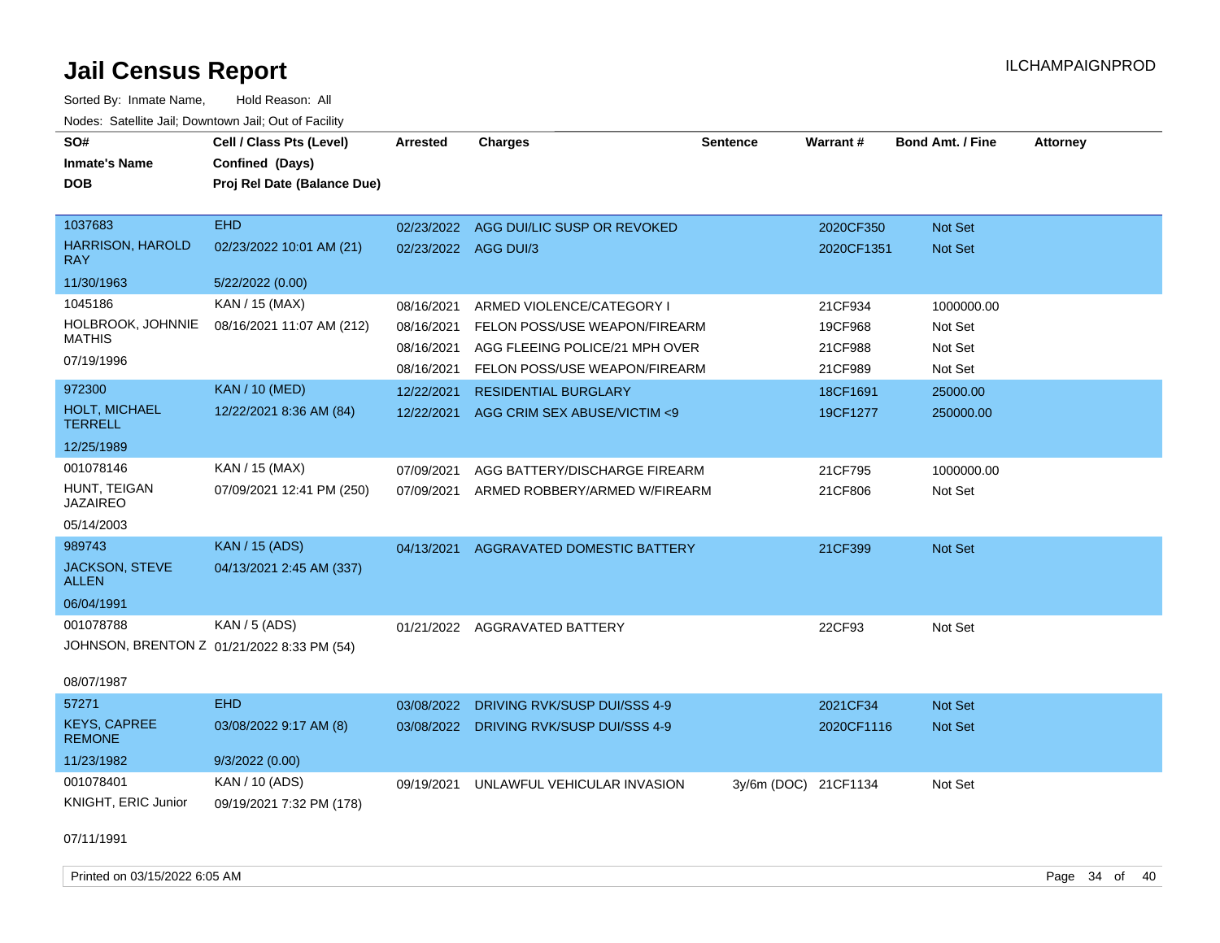# Jail Census Report

Sorted By: Inmate Name, Hold Reason: All

Nodes: Satellite Jail; Downtown Jail; Out of Facility

| SO# / Inmate's Name / DOB | Cell / Class Pts (Level) / Confined (Days) / Proj Rel Date (Balance Due) | Arrested | Charges | Sentence | Warrant # | Bond Amt. / Fine | Attorney |
|---|---|---|---|---|---|---|---|
| 1037683 | EHD | 02/23/2022 | AGG DUI/LIC SUSP OR REVOKED | | 2020CF350 | Not Set | |
| HARRISON, HAROLD RAY | 02/23/2022 10:01 AM (21) | 02/23/2022 | AGG DUI/3 | | 2020CF1351 | Not Set | |
| 11/30/1963 | 5/22/2022 (0.00) | | | | | | |
| 1045186 | KAN / 15 (MAX) | 08/16/2021 | ARMED VIOLENCE/CATEGORY I | | 21CF934 | 1000000.00 | |
| HOLBROOK, JOHNNIE MATHIS | 08/16/2021 11:07 AM (212) | 08/16/2021 | FELON POSS/USE WEAPON/FIREARM | | 19CF968 | Not Set | |
| 07/19/1996 | | 08/16/2021 | AGG FLEEING POLICE/21 MPH OVER | | 21CF988 | Not Set | |
| | | 08/16/2021 | FELON POSS/USE WEAPON/FIREARM | | 21CF989 | Not Set | |
| 972300 | KAN / 10 (MED) | 12/22/2021 | RESIDENTIAL BURGLARY | | 18CF1691 | 25000.00 | |
| HOLT, MICHAEL TERRELL | 12/22/2021 8:36 AM (84) | 12/22/2021 | AGG CRIM SEX ABUSE/VICTIM <9 | | 19CF1277 | 250000.00 | |
| 12/25/1989 | | | | | | | |
| 001078146 | KAN / 15 (MAX) | 07/09/2021 | AGG BATTERY/DISCHARGE FIREARM | | 21CF795 | 1000000.00 | |
| HUNT, TEIGAN JAZAIREO | 07/09/2021 12:41 PM (250) | 07/09/2021 | ARMED ROBBERY/ARMED W/FIREARM | | 21CF806 | Not Set | |
| 05/14/2003 | | | | | | | |
| 989743 | KAN / 15 (ADS) | 04/13/2021 | AGGRAVATED DOMESTIC BATTERY | | 21CF399 | Not Set | |
| JACKSON, STEVE ALLEN | 04/13/2021 2:45 AM (337) | | | | | | |
| 06/04/1991 | | | | | | | |
| 001078788 | KAN / 5 (ADS) | 01/21/2022 | AGGRAVATED BATTERY | | 22CF93 | Not Set | |
| JOHNSON, BRENTON Z | 01/21/2022 8:33 PM (54) | | | | | | |
| 08/07/1987 | | | | | | | |
| 57271 | EHD | 03/08/2022 | DRIVING RVK/SUSP DUI/SSS 4-9 | | 2021CF34 | Not Set | |
| KEYS, CAPREE REMONE | 03/08/2022 9:17 AM (8) | 03/08/2022 | DRIVING RVK/SUSP DUI/SSS 4-9 | | 2020CF1116 | Not Set | |
| 11/23/1982 | 9/3/2022 (0.00) | | | | | | |
| 001078401 | KAN / 10 (ADS) | 09/19/2021 | UNLAWFUL VEHICULAR INVASION | 3y/6m (DOC) | 21CF1134 | Not Set | |
| KNIGHT, ERIC Junior | 09/19/2021 7:32 PM (178) | | | | | | |
| 07/11/1991 | | | | | | | |

Printed on 03/15/2022 6:05 AM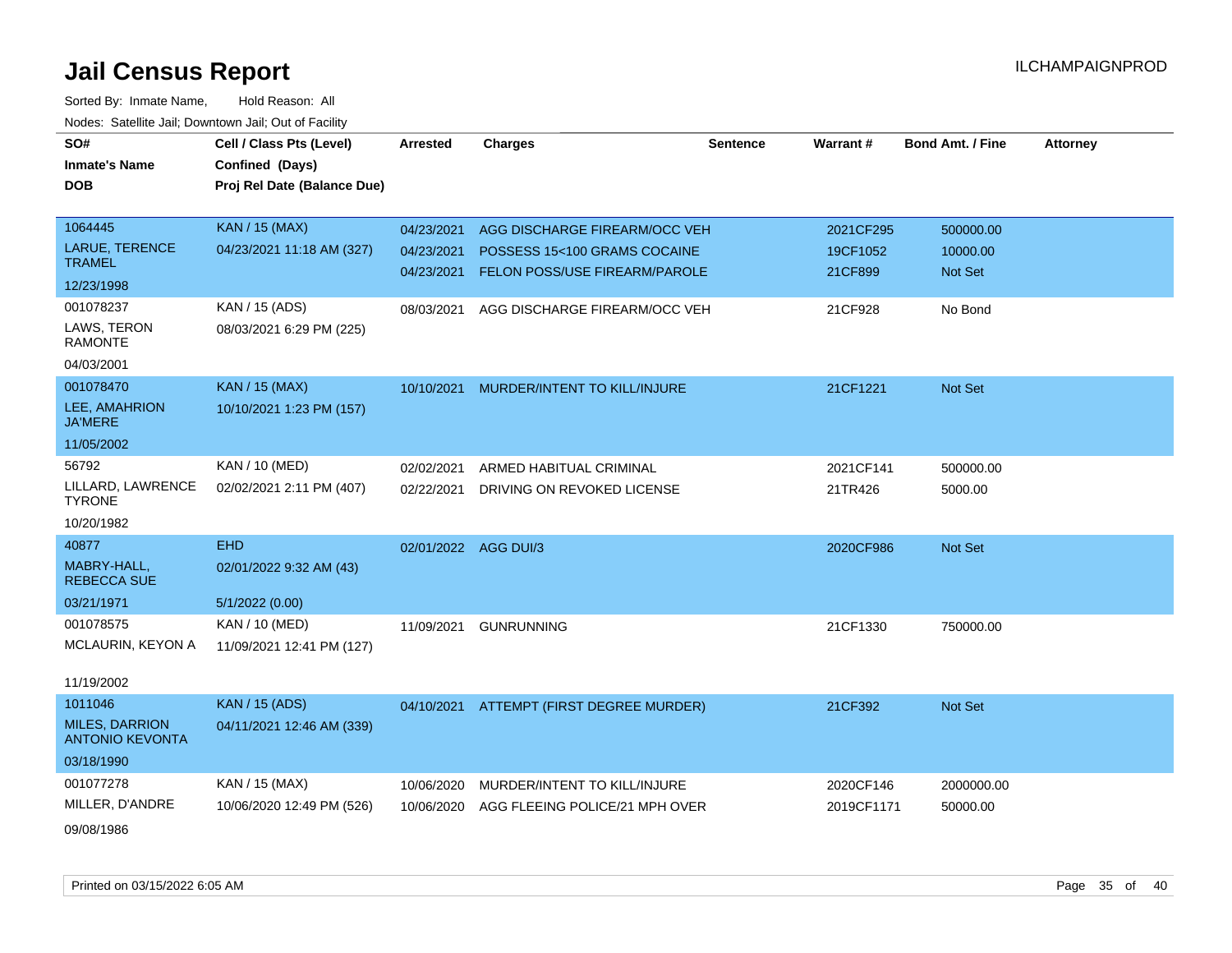# Jail Census Report

ILCHAMPAIGNPROD

Sorted By: Inmate Name, Hold Reason: All

Nodes: Satellite Jail; Downtown Jail; Out of Facility

| SO# / Inmate's Name / DOB | Cell / Class Pts (Level) / Confined (Days) / Proj Rel Date (Balance Due) | Arrested | Charges | Sentence | Warrant # | Bond Amt. / Fine | Attorney |
|---|---|---|---|---|---|---|---|
| 1064445<br>LARUE, TERENCE TRAMEL<br>12/23/1998 | KAN / 15 (MAX)<br>04/23/2021 11:18 AM (327) | 04/23/2021<br>04/23/2021<br>04/23/2021 | AGG DISCHARGE FIREARM/OCC VEH<br>POSSESS 15<100 GRAMS COCAINE<br>FELON POSS/USE FIREARM/PAROLE | | 2021CF295<br>19CF1052<br>21CF899 | 500000.00<br>10000.00<br>Not Set | |
| 001078237<br>LAWS, TERON RAMONTE<br>04/03/2001 | KAN / 15 (ADS)<br>08/03/2021 6:29 PM (225) | 08/03/2021 | AGG DISCHARGE FIREARM/OCC VEH | | 21CF928 | No Bond | |
| 001078470<br>LEE, AMAHRION JA'MERE<br>11/05/2002 | KAN / 15 (MAX)<br>10/10/2021 1:23 PM (157) | 10/10/2021 | MURDER/INTENT TO KILL/INJURE | | 21CF1221 | Not Set | |
| 56792<br>LILLARD, LAWRENCE TYRONE<br>10/20/1982 | KAN / 10 (MED)<br>02/02/2021 2:11 PM (407) | 02/02/2021<br>02/22/2021 | ARMED HABITUAL CRIMINAL<br>DRIVING ON REVOKED LICENSE | | 2021CF141<br>21TR426 | 500000.00<br>5000.00 | |
| 40877<br>MABRY-HALL, REBECCA SUE<br>03/21/1971 | EHD<br>02/01/2022 9:32 AM (43)<br>5/1/2022 (0.00) | 02/01/2022 | AGG DUI/3 | | 2020CF986 | Not Set | |
| 001078575<br>MCLAURIN, KEYON A<br>11/19/2002 | KAN / 10 (MED)<br>11/09/2021 12:41 PM (127) | 11/09/2021 | GUNRUNNING | | 21CF1330 | 750000.00 | |
| 1011046<br>MILES, DARRION ANTONIO KEVONTA<br>03/18/1990 | KAN / 15 (ADS)<br>04/11/2021 12:46 AM (339) | 04/10/2021 | ATTEMPT (FIRST DEGREE MURDER) | | 21CF392 | Not Set | |
| 001077278<br>MILLER, D'ANDRE<br>09/08/1986 | KAN / 15 (MAX)<br>10/06/2020 12:49 PM (526) | 10/06/2020<br>10/06/2020 | MURDER/INTENT TO KILL/INJURE<br>AGG FLEEING POLICE/21 MPH OVER | | 2020CF146<br>2019CF1171 | 2000000.00<br>50000.00 | |

Printed on 03/15/2022 6:05 AM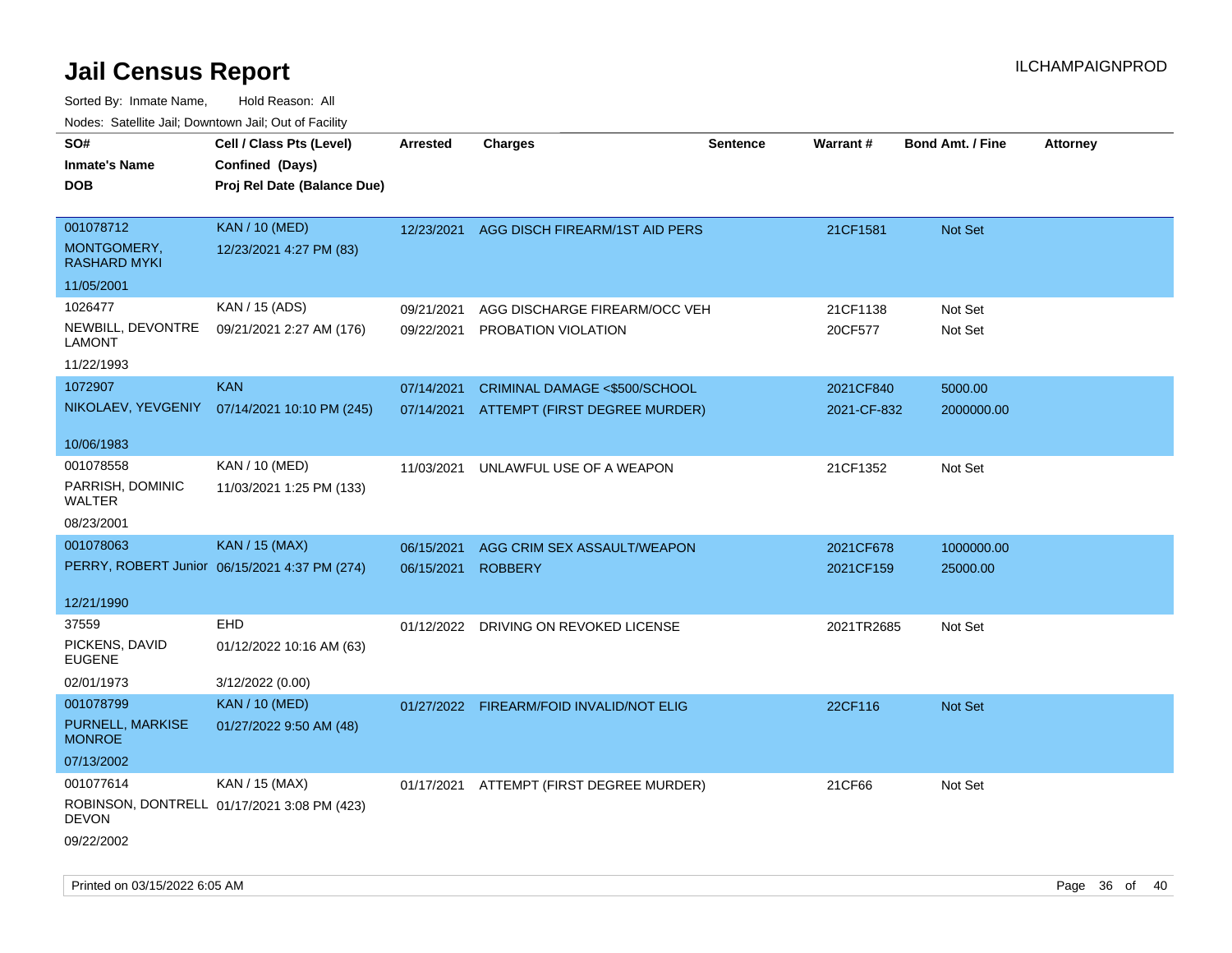# Jail Census Report

Sorted By: Inmate Name, Hold Reason: All

Nodes: Satellite Jail; Downtown Jail; Out of Facility

| SO# / Inmate's Name / DOB | Cell / Class Pts (Level) / Confined (Days) / Proj Rel Date (Balance Due) | Arrested | Charges | Sentence | Warrant # | Bond Amt. / Fine | Attorney |
|---|---|---|---|---|---|---|---|
| 001078712<br>MONTGOMERY, RASHARD MYKI<br>11/05/2001 | KAN / 10 (MED)<br>12/23/2021 4:27 PM (83) | 12/23/2021 | AGG DISCH FIREARM/1ST AID PERS | | 21CF1581 | Not Set | |
| 1026477<br>NEWBILL, DEVONTRE LAMONT<br>11/22/1993 | KAN / 15 (ADS)<br>09/21/2021 2:27 AM (176) | 09/21/2021 | AGG DISCHARGE FIREARM/OCC VEH | | 21CF1138 | Not Set | |
| | | 09/22/2021 | PROBATION VIOLATION | | 20CF577 | Not Set | |
| 1072907<br>NIKOLAEV, YEVGENIY<br>10/06/1983 | KAN<br>07/14/2021 10:10 PM (245) | 07/14/2021 | CRIMINAL DAMAGE <$500/SCHOOL | | 2021CF840 | 5000.00 | |
| | | 07/14/2021 | ATTEMPT (FIRST DEGREE MURDER) | | 2021-CF-832 | 2000000.00 | |
| 001078558<br>PARRISH, DOMINIC WALTER<br>08/23/2001 | KAN / 10 (MED)<br>11/03/2021 1:25 PM (133) | 11/03/2021 | UNLAWFUL USE OF A WEAPON | | 21CF1352 | Not Set | |
| 001078063<br>PERRY, ROBERT Junior<br>12/21/1990 | KAN / 15 (MAX)<br>06/15/2021 4:37 PM (274) | 06/15/2021 | AGG CRIM SEX ASSAULT/WEAPON | | 2021CF678 | 1000000.00 | |
| | | 06/15/2021 | ROBBERY | | 2021CF159 | 25000.00 | |
| 37559<br>PICKENS, DAVID EUGENE<br>02/01/1973 | EHD<br>01/12/2022 10:16 AM (63)<br>3/12/2022 (0.00) | 01/12/2022 | DRIVING ON REVOKED LICENSE | | 2021TR2685 | Not Set | |
| 001078799<br>PURNELL, MARKISE MONROE<br>07/13/2002 | KAN / 10 (MED)<br>01/27/2022 9:50 AM (48) | 01/27/2022 | FIREARM/FOID INVALID/NOT ELIG | | 22CF116 | Not Set | |
| 001077614<br>ROBINSON, DONTRELL DEVON<br>09/22/2002 | KAN / 15 (MAX)<br>01/17/2021 3:08 PM (423) | 01/17/2021 | ATTEMPT (FIRST DEGREE MURDER) | | 21CF66 | Not Set | |

Printed on 03/15/2022 6:05 AM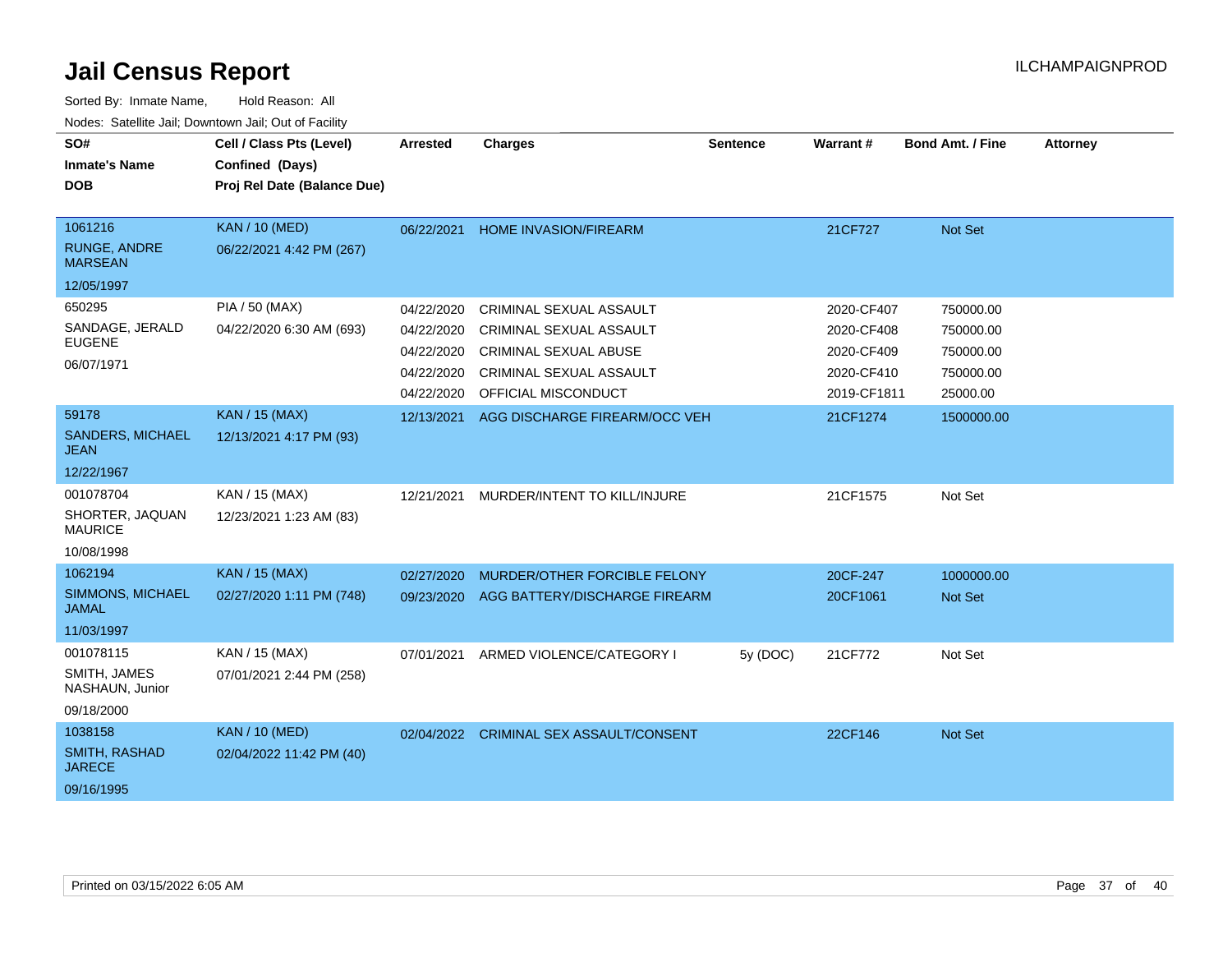# Jail Census Report

ILCHAMPAIGNPROD

Sorted By: Inmate Name, Hold Reason: All

Nodes: Satellite Jail; Downtown Jail; Out of Facility

| SO# / Inmate's Name / DOB | Cell / Class Pts (Level) / Confined (Days) / Proj Rel Date (Balance Due) | Arrested | Charges | Sentence | Warrant # | Bond Amt. / Fine | Attorney |
|---|---|---|---|---|---|---|---|
| 1061216<br>RUNGE, ANDRE MARSEAN<br>12/05/1997 | KAN / 10 (MED)<br>06/22/2021 4:42 PM (267) | 06/22/2021 | HOME INVASION/FIREARM | | 21CF727 | Not Set | |
| 650295<br>SANDAGE, JERALD EUGENE<br>06/07/1971 | PIA / 50 (MAX)<br>04/22/2020 6:30 AM (693) | 04/22/2020 | CRIMINAL SEXUAL ASSAULT | | 2020-CF407 | 750000.00 | |
| | | 04/22/2020 | CRIMINAL SEXUAL ASSAULT | | 2020-CF408 | 750000.00 | |
| | | 04/22/2020 | CRIMINAL SEXUAL ABUSE | | 2020-CF409 | 750000.00 | |
| | | 04/22/2020 | CRIMINAL SEXUAL ASSAULT | | 2020-CF410 | 750000.00 | |
| | | 04/22/2020 | OFFICIAL MISCONDUCT | | 2019-CF1811 | 25000.00 | |
| 59178<br>SANDERS, MICHAEL JEAN<br>12/22/1967 | KAN / 15 (MAX)<br>12/13/2021 4:17 PM (93) | 12/13/2021 | AGG DISCHARGE FIREARM/OCC VEH | | 21CF1274 | 1500000.00 | |
| 001078704<br>SHORTER, JAQUAN MAURICE<br>10/08/1998 | KAN / 15 (MAX)<br>12/23/2021 1:23 AM (83) | 12/21/2021 | MURDER/INTENT TO KILL/INJURE | | 21CF1575 | Not Set | |
| 1062194<br>SIMMONS, MICHAEL JAMAL<br>11/03/1997 | KAN / 15 (MAX)<br>02/27/2020 1:11 PM (748) | 02/27/2020 | MURDER/OTHER FORCIBLE FELONY | | 20CF-247 | 1000000.00 | |
| | | 09/23/2020 | AGG BATTERY/DISCHARGE FIREARM | | 20CF1061 | Not Set | |
| 001078115<br>SMITH, JAMES NASHAUN, Junior<br>09/18/2000 | KAN / 15 (MAX)<br>07/01/2021 2:44 PM (258) | 07/01/2021 | ARMED VIOLENCE/CATEGORY I | 5y (DOC) | 21CF772 | Not Set | |
| 1038158<br>SMITH, RASHAD JARECE<br>09/16/1995 | KAN / 10 (MED)<br>02/04/2022 11:42 PM (40) | 02/04/2022 | CRIMINAL SEX ASSAULT/CONSENT | | 22CF146 | Not Set | |

Printed on 03/15/2022 6:05 AM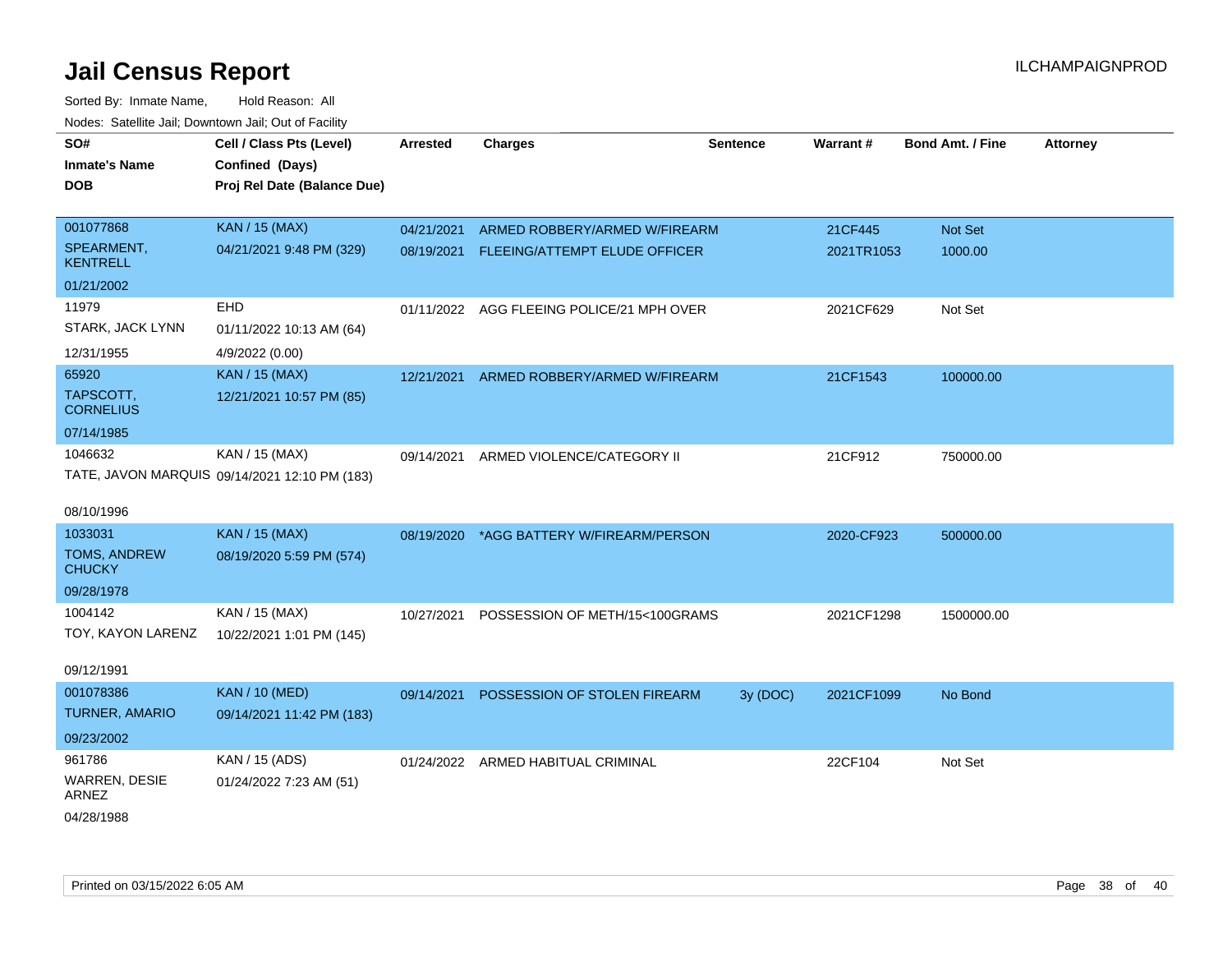# Jail Census Report

Sorted By: Inmate Name, Hold Reason: All

Nodes: Satellite Jail; Downtown Jail; Out of Facility

| SO# / Inmate's Name / DOB | Cell / Class Pts (Level) / Confined (Days) / Proj Rel Date (Balance Due) | Arrested | Charges | Sentence | Warrant # | Bond Amt. / Fine | Attorney |
|---|---|---|---|---|---|---|---|
| 001077868<br>SPEARMENT, KENTRELL<br>01/21/2002 | KAN / 15 (MAX)<br>04/21/2021 9:48 PM (329) | 04/21/2021 | ARMED ROBBERY/ARMED W/FIREARM | | 21CF445 | Not Set | |
| | | 08/19/2021 | FLEEING/ATTEMPT ELUDE OFFICER | | 2021TR1053 | 1000.00 | |
| 11979<br>STARK, JACK LYNN<br>12/31/1955 | EHD<br>01/11/2022 10:13 AM (64)<br>4/9/2022 (0.00) | 01/11/2022 | AGG FLEEING POLICE/21 MPH OVER | | 2021CF629 | Not Set | |
| 65920<br>TAPSCOTT, CORNELIUS<br>07/14/1985 | KAN / 15 (MAX)<br>12/21/2021 10:57 PM (85) | 12/21/2021 | ARMED ROBBERY/ARMED W/FIREARM | | 21CF1543 | 100000.00 | |
| 1046632<br>TATE, JAVON MARQUIS<br>08/10/1996 | KAN / 15 (MAX)<br>09/14/2021 12:10 PM (183) | 09/14/2021 | ARMED VIOLENCE/CATEGORY II | | 21CF912 | 750000.00 | |
| 1033031<br>TOMS, ANDREW CHUCKY<br>09/28/1978 | KAN / 15 (MAX)<br>08/19/2020 5:59 PM (574) | 08/19/2020 | *AGG BATTERY W/FIREARM/PERSON | | 2020-CF923 | 500000.00 | |
| 1004142<br>TOY, KAYON LARENZ<br>09/12/1991 | KAN / 15 (MAX)<br>10/22/2021 1:01 PM (145) | 10/27/2021 | POSSESSION OF METH/15<100GRAMS | | 2021CF1298 | 1500000.00 | |
| 001078386<br>TURNER, AMARIO<br>09/23/2002 | KAN / 10 (MED)<br>09/14/2021 11:42 PM (183) | 09/14/2021 | POSSESSION OF STOLEN FIREARM | 3y (DOC) | 2021CF1099 | No Bond | |
| 961786<br>WARREN, DESIE ARNEZ<br>04/28/1988 | KAN / 15 (ADS)<br>01/24/2022 7:23 AM (51) | 01/24/2022 | ARMED HABITUAL CRIMINAL | | 22CF104 | Not Set | |

Printed on 03/15/2022 6:05 AM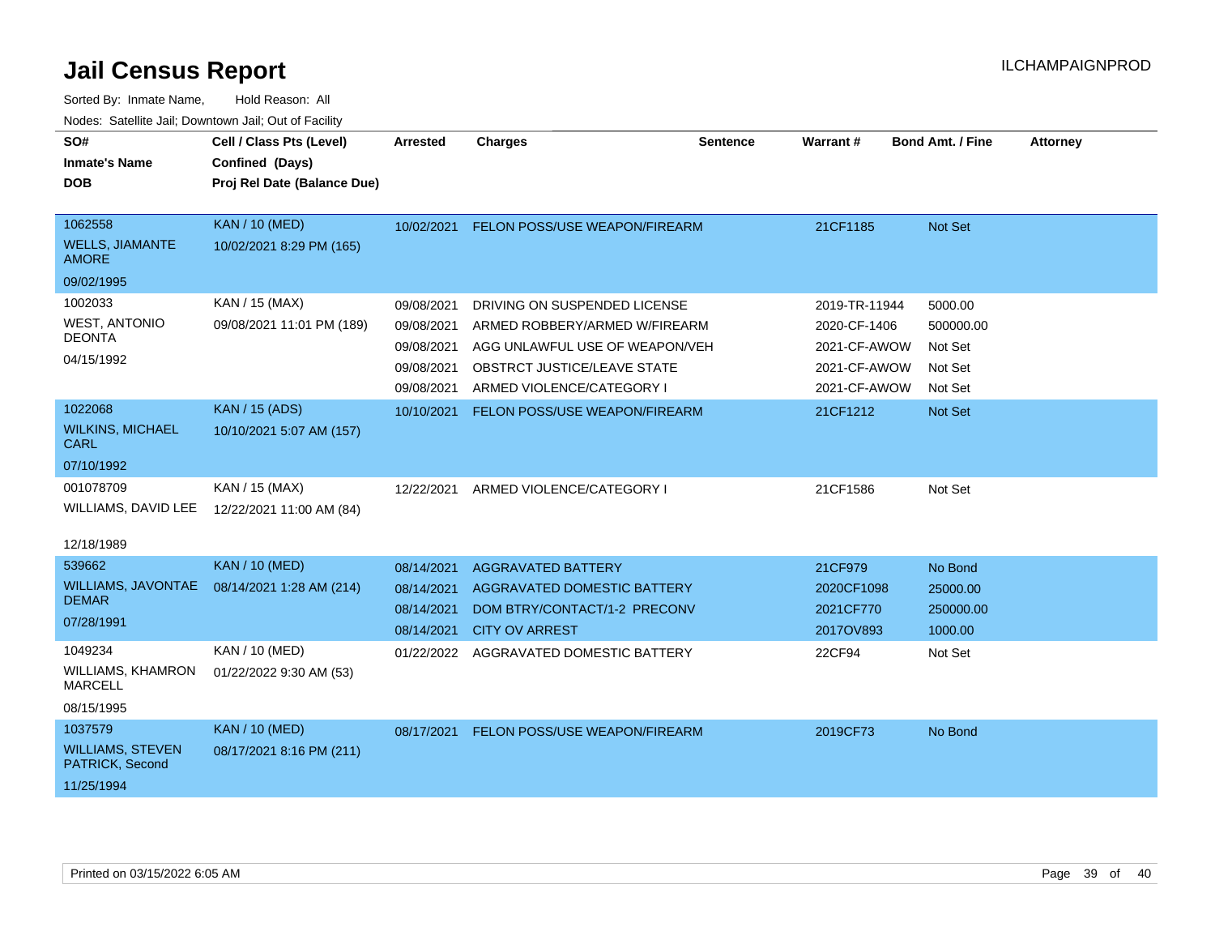# Jail Census Report

ILCHAMPAIGNPROD

Sorted By: Inmate Name, Hold Reason: All

Nodes: Satellite Jail; Downtown Jail; Out of Facility

| SO# / Inmate's Name / DOB | Cell / Class Pts (Level) / Confined (Days) / Proj Rel Date (Balance Due) | Arrested | Charges | Sentence | Warrant # | Bond Amt. / Fine | Attorney |
|---|---|---|---|---|---|---|---|
| 1062558<br>WELLS, JIAMANTE AMORE<br>09/02/1995 | KAN / 10 (MED)<br>10/02/2021 8:29 PM (165) | 10/02/2021 | FELON POSS/USE WEAPON/FIREARM | | 21CF1185 | Not Set | |
| 1002033<br>WEST, ANTONIO DEONTA<br>04/15/1992 | KAN / 15 (MAX)<br>09/08/2021 11:01 PM (189) | 09/08/2021 | DRIVING ON SUSPENDED LICENSE | | 2019-TR-11944 | 5000.00 | |
| | | 09/08/2021 | ARMED ROBBERY/ARMED W/FIREARM | | 2020-CF-1406 | 500000.00 | |
| | | 09/08/2021 | AGG UNLAWFUL USE OF WEAPON/VEH | | 2021-CF-AWOW | Not Set | |
| | | 09/08/2021 | OBSTRCT JUSTICE/LEAVE STATE | | 2021-CF-AWOW | Not Set | |
| | | 09/08/2021 | ARMED VIOLENCE/CATEGORY I | | 2021-CF-AWOW | Not Set | |
| 1022068<br>WILKINS, MICHAEL CARL<br>07/10/1992 | KAN / 15 (ADS)<br>10/10/2021 5:07 AM (157) | 10/10/2021 | FELON POSS/USE WEAPON/FIREARM | | 21CF1212 | Not Set | |
| 001078709<br>WILLIAMS, DAVID LEE<br>12/18/1989 | KAN / 15 (MAX)<br>12/22/2021 11:00 AM (84) | 12/22/2021 | ARMED VIOLENCE/CATEGORY I | | 21CF1586 | Not Set | |
| 539662<br>WILLIAMS, JAVONTAE DEMAR<br>07/28/1991 | KAN / 10 (MED)<br>08/14/2021 1:28 AM (214) | 08/14/2021 | AGGRAVATED BATTERY | | 21CF979 | No Bond | |
| | | 08/14/2021 | AGGRAVATED DOMESTIC BATTERY | | 2020CF1098 | 25000.00 | |
| | | 08/14/2021 | DOM BTRY/CONTACT/1-2 PRECONV | | 2021CF770 | 250000.00 | |
| | | 08/14/2021 | CITY OV ARREST | | 2017OV893 | 1000.00 | |
| 1049234<br>WILLIAMS, KHAMRON MARCELL<br>08/15/1995 | KAN / 10 (MED)<br>01/22/2022 9:30 AM (53) | 01/22/2022 | AGGRAVATED DOMESTIC BATTERY | | 22CF94 | Not Set | |
| 1037579<br>WILLIAMS, STEVEN PATRICK, Second<br>11/25/1994 | KAN / 10 (MED)<br>08/17/2021 8:16 PM (211) | 08/17/2021 | FELON POSS/USE WEAPON/FIREARM | | 2019CF73 | No Bond | |

Printed on 03/15/2022 6:05 AM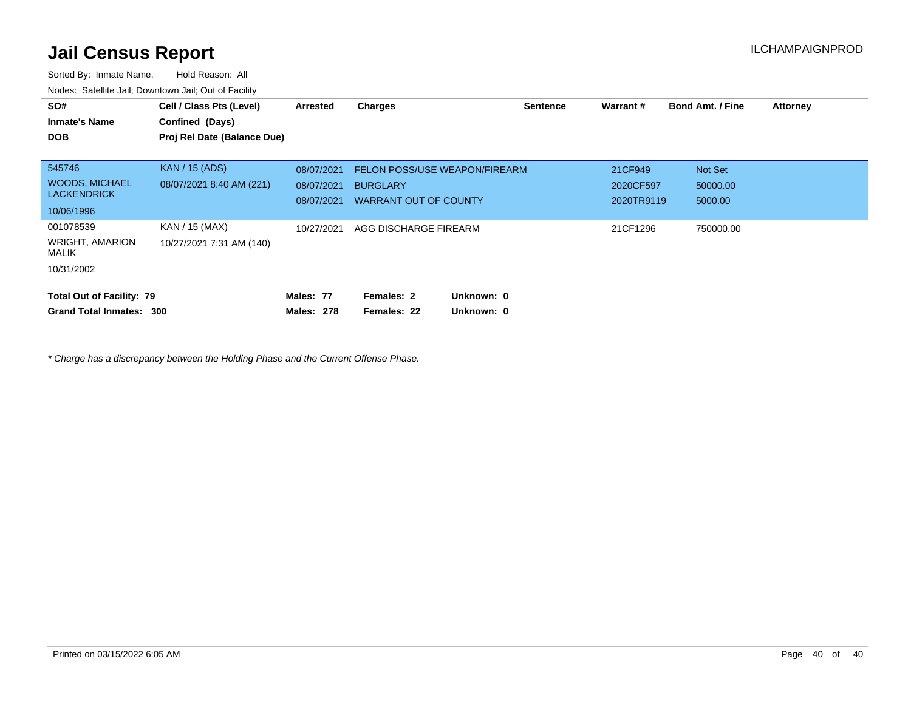# Jail Census Report

ILCHAMPAIGNPROD

Sorted By: Inmate Name, Hold Reason: All

Nodes: Satellite Jail; Downtown Jail; Out of Facility

| SO# / Inmate's Name / DOB | Cell / Class Pts (Level) / Confined (Days) / Proj Rel Date (Balance Due) | Arrested | Charges | Sentence | Warrant # | Bond Amt. / Fine | Attorney |
|---|---|---|---|---|---|---|---|
| 545746 | KAN / 15 (ADS) | 08/07/2021 | FELON POSS/USE WEAPON/FIREARM | | 21CF949 | Not Set | |
| WOODS, MICHAEL LACKENDRICK | 08/07/2021 8:40 AM (221) | 08/07/2021 | BURGLARY | | 2020CF597 | 50000.00 | |
| 10/06/1996 | | 08/07/2021 | WARRANT OUT OF COUNTY | | 2020TR9119 | 5000.00 | |
| 001078539 | KAN / 15 (MAX) | 10/27/2021 | AGG DISCHARGE FIREARM | | 21CF1296 | 750000.00 | |
| WRIGHT, AMARION MALIK | 10/27/2021 7:31 AM (140) | | | | | | |
| 10/31/2002 | | | | | | | |

**Total Out of Facility: 79** **Males: 77** **Females: 2** **Unknown: 0**

**Grand Total Inmates: 300** **Males: 278** **Females: 22** **Unknown: 0**

*\* Charge has a discrepancy between the Holding Phase and the Current Offense Phase.*

Printed on 03/15/2022 6:05 AM